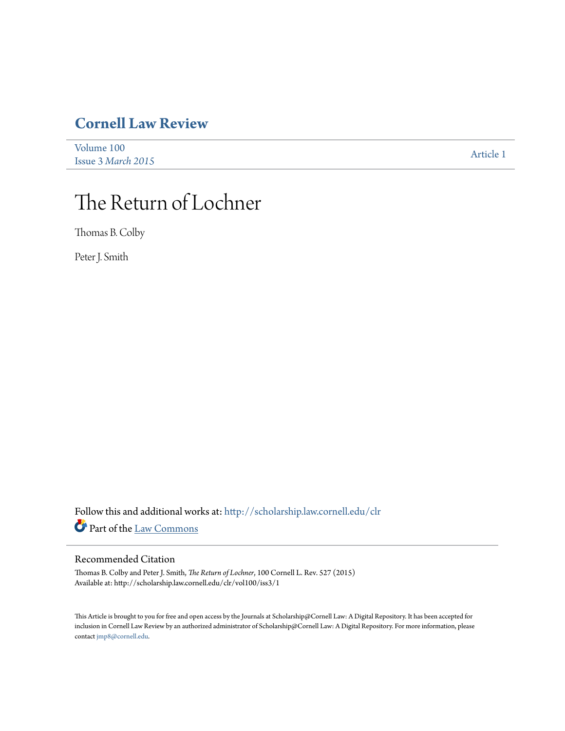# Cornell Law Review

Volume 100
Issue 3 *March 2015*

Article 1

# The Return of Lochner

Thomas B. Colby

Peter J. Smith

Follow this and additional works at: http://scholarship.law.cornell.edu/clr

Part of the Law Commons

## Recommended Citation

Thomas B. Colby and Peter J. Smith, *The Return of Lochner*, 100 Cornell L. Rev. 527 (2015)
Available at: http://scholarship.law.cornell.edu/clr/vol100/iss3/1

This Article is brought to you for free and open access by the Journals at Scholarship@Cornell Law: A Digital Repository. It has been accepted for inclusion in Cornell Law Review by an authorized administrator of Scholarship@Cornell Law: A Digital Repository. For more information, please contact jmp8@cornell.edu.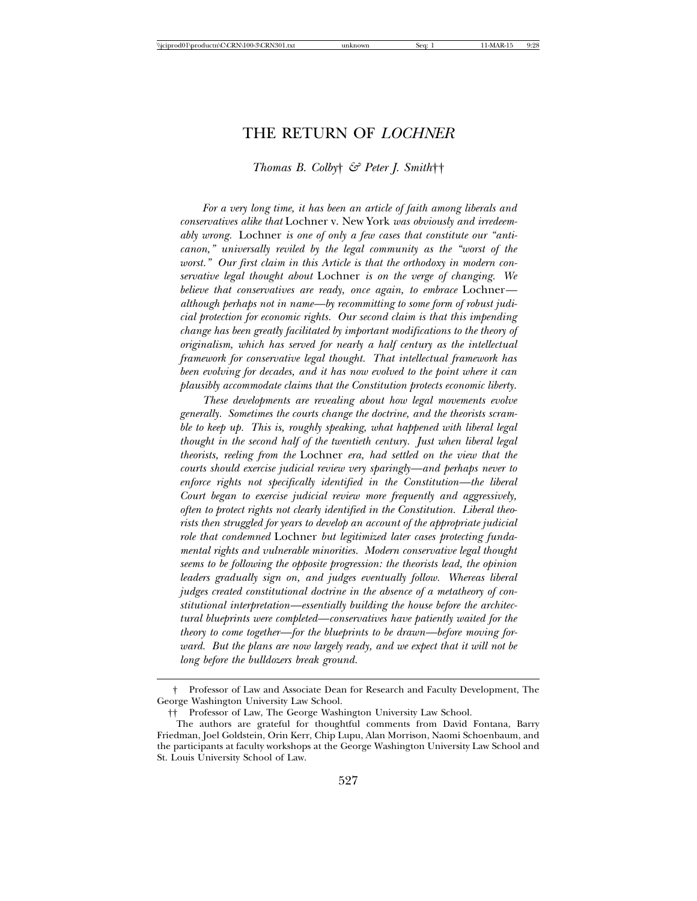# THE RETURN OF *LOCHNER*

*Thomas B. Colby*† *& Peter J. Smith*††

*For a very long time, it has been an article of faith among liberals and conservatives alike that* Lochner v. New York *was obviously and irredeemably wrong.* Lochner *is one of only a few cases that constitute our "anti-canon," universally reviled by the legal community as the "worst of the worst." Our first claim in this Article is that the orthodoxy in modern conservative legal thought about* Lochner *is on the verge of changing. We believe that conservatives are ready, once again, to embrace* Lochner*—although perhaps not in name—by recommitting to some form of robust judicial protection for economic rights. Our second claim is that this impending change has been greatly facilitated by important modifications to the theory of originalism, which has served for nearly a half century as the intellectual framework for conservative legal thought. That intellectual framework has been evolving for decades, and it has now evolved to the point where it can plausibly accommodate claims that the Constitution protects economic liberty.*

*These developments are revealing about how legal movements evolve generally. Sometimes the courts change the doctrine, and the theorists scramble to keep up. This is, roughly speaking, what happened with liberal legal thought in the second half of the twentieth century. Just when liberal legal theorists, reeling from the* Lochner *era, had settled on the view that the courts should exercise judicial review very sparingly—and perhaps never to enforce rights not specifically identified in the Constitution—the liberal Court began to exercise judicial review more frequently and aggressively, often to protect rights not clearly identified in the Constitution. Liberal theorists then struggled for years to develop an account of the appropriate judicial role that condemned* Lochner *but legitimized later cases protecting fundamental rights and vulnerable minorities. Modern conservative legal thought seems to be following the opposite progression: the theorists lead, the opinion leaders gradually sign on, and judges eventually follow. Whereas liberal judges created constitutional doctrine in the absence of a metatheory of constitutional interpretation—essentially building the house before the architectural blueprints were completed—conservatives have patiently waited for the theory to come together—for the blueprints to be drawn—before moving forward. But the plans are now largely ready, and we expect that it will not be long before the bulldozers break ground.*

---

† Professor of Law and Associate Dean for Research and Faculty Development, The George Washington University Law School.

†† Professor of Law, The George Washington University Law School.

The authors are grateful for thoughtful comments from David Fontana, Barry Friedman, Joel Goldstein, Orin Kerr, Chip Lupu, Alan Morrison, Naomi Schoenbaum, and the participants at faculty workshops at the George Washington University Law School and St. Louis University School of Law.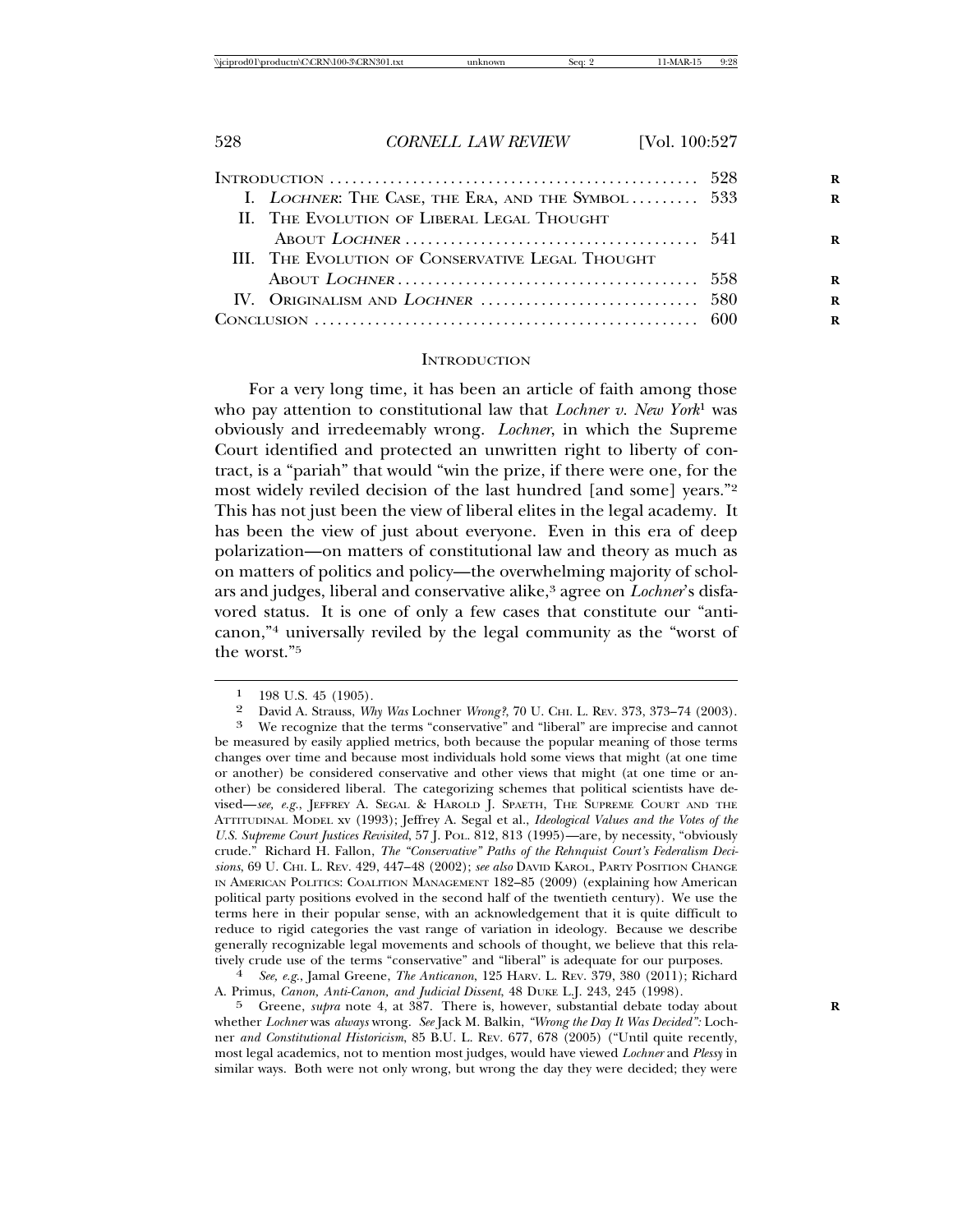| | |
|---|---|
| INTRODUCTION | 528 |
| I. *LOCHNER*: THE CASE, THE ERA, AND THE SYMBOL | 533 |
| II. THE EVOLUTION OF LIBERAL LEGAL THOUGHT ABOUT *LOCHNER* | 541 |
| III. THE EVOLUTION OF CONSERVATIVE LEGAL THOUGHT ABOUT *LOCHNER* | 558 |
| IV. ORIGINALISM AND *LOCHNER* | 580 |
| CONCLUSION | 600 |

## INTRODUCTION

For a very long time, it has been an article of faith among those who pay attention to constitutional law that *Lochner v. New York*[1] was obviously and irredeemably wrong. *Lochner*, in which the Supreme Court identified and protected an unwritten right to liberty of contract, is a "pariah" that would "win the prize, if there were one, for the most widely reviled decision of the last hundred [and some] years."[2] This has not just been the view of liberal elites in the legal academy. It has been the view of just about everyone. Even in this era of deep polarization—on matters of constitutional law and theory as much as on matters of politics and policy—the overwhelming majority of scholars and judges, liberal and conservative alike,[3] agree on *Lochner*'s disfavored status. It is one of only a few cases that constitute our "anti-canon,"[4] universally reviled by the legal community as the "worst of the worst."[5]

---

1 198 U.S. 45 (1905).

2 David A. Strauss, *Why Was* Lochner *Wrong?*, 70 U. CHI. L. REV. 373, 373–74 (2003).

3 We recognize that the terms "conservative" and "liberal" are imprecise and cannot be measured by easily applied metrics, both because the popular meaning of those terms changes over time and because most individuals hold some views that might (at one time or another) be considered conservative and other views that might (at one time or another) be considered liberal. The categorizing schemes that political scientists have devised—*see, e.g.*, JEFFREY A. SEGAL & HAROLD J. SPAETH, THE SUPREME COURT AND THE ATTITUDINAL MODEL xv (1993); Jeffrey A. Segal et al., *Ideological Values and the Votes of the U.S. Supreme Court Justices Revisited*, 57 J. POL. 812, 813 (1995)—are, by necessity, "obviously crude." Richard H. Fallon, *The "Conservative" Paths of the Rehnquist Court's Federalism Decisions*, 69 U. CHI. L. REV. 429, 447–48 (2002); *see also* DAVID KAROL, PARTY POSITION CHANGE IN AMERICAN POLITICS: COALITION MANAGEMENT 182–85 (2009) (explaining how American political party positions evolved in the second half of the twentieth century). We use the terms here in their popular sense, with an acknowledgement that it is quite difficult to reduce to rigid categories the vast range of variation in ideology. Because we describe generally recognizable legal movements and schools of thought, we believe that this relatively crude use of the terms "conservative" and "liberal" is adequate for our purposes.

4 *See, e.g.*, Jamal Greene, *The Anticanon*, 125 HARV. L. REV. 379, 380 (2011); Richard A. Primus, *Canon, Anti-Canon, and Judicial Dissent*, 48 DUKE L.J. 243, 245 (1998).

5 Greene, *supra* note 4, at 387. There is, however, substantial debate today about whether *Lochner* was *always* wrong. *See* Jack M. Balkin, *"Wrong the Day It Was Decided":* Lochner *and Constitutional Historicism*, 85 B.U. L. REV. 677, 678 (2005) ("Until quite recently, most legal academics, not to mention most judges, would have viewed *Lochner* and *Plessy* in similar ways. Both were not only wrong, but wrong the day they were decided; they were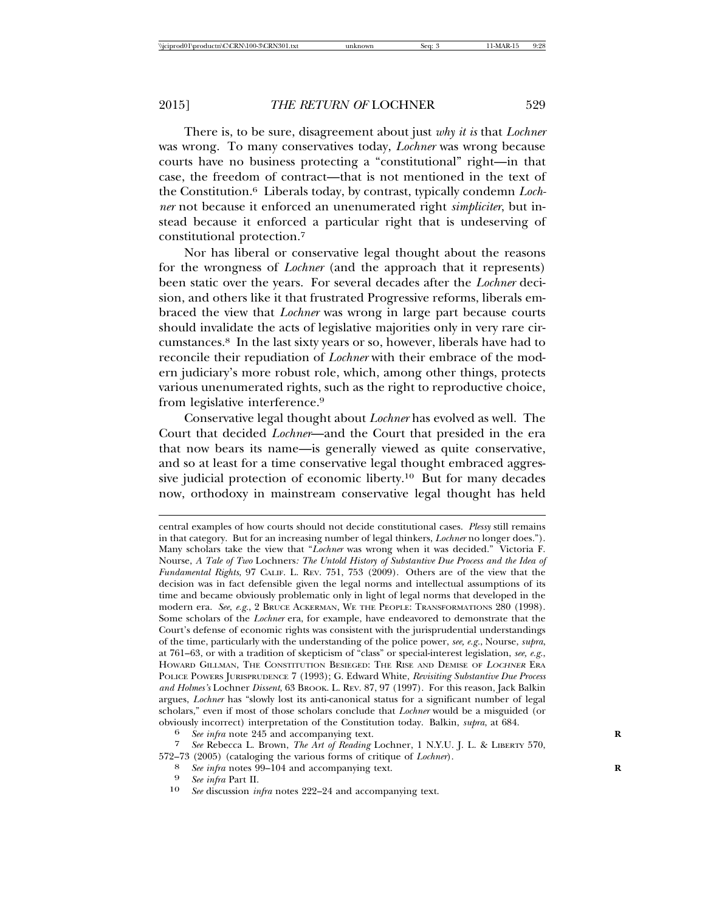There is, to be sure, disagreement about just *why it is* that *Lochner* was wrong. To many conservatives today, *Lochner* was wrong because courts have no business protecting a "constitutional" right—in that case, the freedom of contract—that is not mentioned in the text of the Constitution.[6] Liberals today, by contrast, typically condemn *Lochner* not because it enforced an unenumerated right *simpliciter*, but instead because it enforced a particular right that is undeserving of constitutional protection.[7]

Nor has liberal or conservative legal thought about the reasons for the wrongness of *Lochner* (and the approach that it represents) been static over the years. For several decades after the *Lochner* decision, and others like it that frustrated Progressive reforms, liberals embraced the view that *Lochner* was wrong in large part because courts should invalidate the acts of legislative majorities only in very rare circumstances.[8] In the last sixty years or so, however, liberals have had to reconcile their repudiation of *Lochner* with their embrace of the modern judiciary's more robust role, which, among other things, protects various unenumerated rights, such as the right to reproductive choice, from legislative interference.[9]

Conservative legal thought about *Lochner* has evolved as well. The Court that decided *Lochner*—and the Court that presided in the era that now bears its name—is generally viewed as quite conservative, and so at least for a time conservative legal thought embraced aggressive judicial protection of economic liberty.[10] But for many decades now, orthodoxy in mainstream conservative legal thought has held

---

central examples of how courts should not decide constitutional cases. *Plessy* still remains in that category. But for an increasing number of legal thinkers, *Lochner* no longer does."). Many scholars take the view that "*Lochner* was wrong when it was decided." Victoria F. Nourse, *A Tale of Two* Lochners*: The Untold History of Substantive Due Process and the Idea of Fundamental Rights*, 97 CALIF. L. REV. 751, 753 (2009). Others are of the view that the decision was in fact defensible given the legal norms and intellectual assumptions of its time and became obviously problematic only in light of legal norms that developed in the modern era. *See, e.g.*, 2 BRUCE ACKERMAN, WE THE PEOPLE: TRANSFORMATIONS 280 (1998). Some scholars of the *Lochner* era, for example, have endeavored to demonstrate that the Court's defense of economic rights was consistent with the jurisprudential understandings of the time, particularly with the understanding of the police power, *see, e.g.*, Nourse, *supra*, at 761–63, or with a tradition of skepticism of "class" or special-interest legislation, *see, e.g.*, HOWARD GILLMAN, THE CONSTITUTION BESIEGED: THE RISE AND DEMISE OF *LOCHNER* ERA POLICE POWERS JURISPRUDENCE 7 (1993); G. Edward White, *Revisiting Substantive Due Process and Holmes's* Lochner *Dissent*, 63 BROOK. L. REV. 87, 97 (1997). For this reason, Jack Balkin argues, *Lochner* has "slowly lost its anti-canonical status for a significant number of legal scholars," even if most of those scholars conclude that *Lochner* would be a misguided (or obviously incorrect) interpretation of the Constitution today. Balkin, *supra*, at 684.

[6] *See infra* note 245 and accompanying text.

[7] *See* Rebecca L. Brown, *The Art of Reading* Lochner, 1 N.Y.U. J. L. & LIBERTY 570, 572–73 (2005) (cataloging the various forms of critique of *Lochner*).

[8] *See infra* notes 99–104 and accompanying text.

[9] *See infra* Part II.

[10] *See* discussion *infra* notes 222–24 and accompanying text.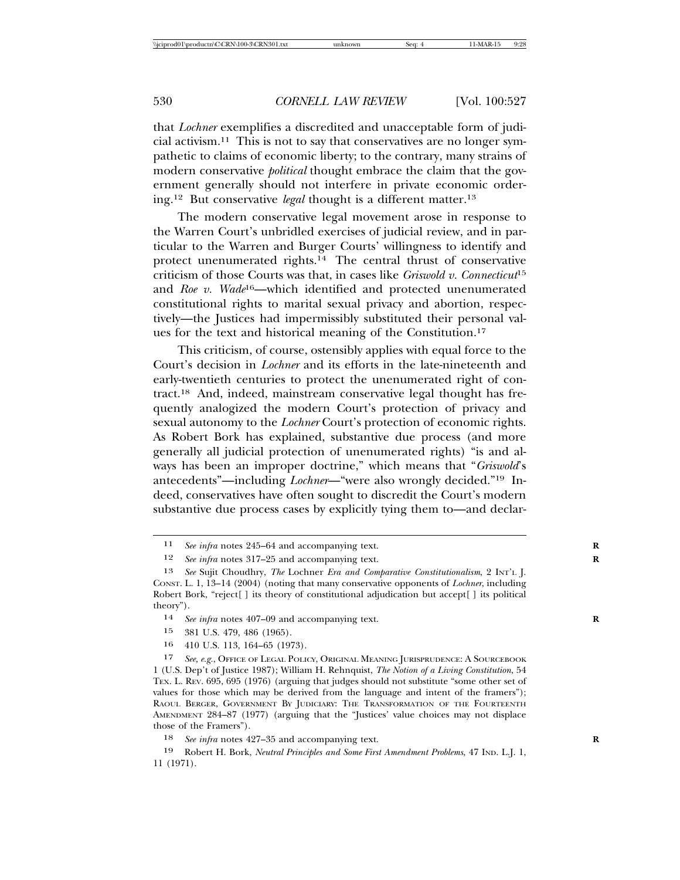that *Lochner* exemplifies a discredited and unacceptable form of judicial activism.[11] This is not to say that conservatives are no longer sympathetic to claims of economic liberty; to the contrary, many strains of modern conservative *political* thought embrace the claim that the government generally should not interfere in private economic ordering.[12] But conservative *legal* thought is a different matter.[13]

The modern conservative legal movement arose in response to the Warren Court's unbridled exercises of judicial review, and in particular to the Warren and Burger Courts' willingness to identify and protect unenumerated rights.[14] The central thrust of conservative criticism of those Courts was that, in cases like *Griswold v. Connecticut*[15] and *Roe v. Wade*[16]—which identified and protected unenumerated constitutional rights to marital sexual privacy and abortion, respectively—the Justices had impermissibly substituted their personal values for the text and historical meaning of the Constitution.[17]

This criticism, of course, ostensibly applies with equal force to the Court's decision in *Lochner* and its efforts in the late-nineteenth and early-twentieth centuries to protect the unenumerated right of contract.[18] And, indeed, mainstream conservative legal thought has frequently analogized the modern Court's protection of privacy and sexual autonomy to the *Lochner* Court's protection of economic rights. As Robert Bork has explained, substantive due process (and more generally all judicial protection of unenumerated rights) "is and always has been an improper doctrine," which means that "*Griswold*'s antecedents"—including *Lochner*—"were also wrongly decided."[19] Indeed, conservatives have often sought to discredit the Court's modern substantive due process cases by explicitly tying them to—and declar-

---

11 *See infra* notes 245–64 and accompanying text.

12 *See infra* notes 317–25 and accompanying text.

13 *See* Sujit Choudhry, *The* Lochner *Era and Comparative Constitutionalism*, 2 INT'L J. CONST. L. 1, 13–14 (2004) (noting that many conservative opponents of *Lochner*, including Robert Bork, "reject[ ] its theory of constitutional adjudication but accept[ ] its political theory").

14 *See infra* notes 407–09 and accompanying text.

15 381 U.S. 479, 486 (1965).

16 410 U.S. 113, 164–65 (1973).

17 *See, e.g.*, OFFICE OF LEGAL POLICY, ORIGINAL MEANING JURISPRUDENCE: A SOURCEBOOK 1 (U.S. Dep't of Justice 1987); William H. Rehnquist, *The Notion of a Living Constitution*, 54 TEX. L. REV. 695, 695 (1976) (arguing that judges should not substitute "some other set of values for those which may be derived from the language and intent of the framers"); RAOUL BERGER, GOVERNMENT BY JUDICIARY: THE TRANSFORMATION OF THE FOURTEENTH AMENDMENT 284–87 (1977) (arguing that the "Justices' value choices may not displace those of the Framers").

18 *See infra* notes 427–35 and accompanying text.

19 Robert H. Bork, *Neutral Principles and Some First Amendment Problems*, 47 IND. L.J. 1, 11 (1971).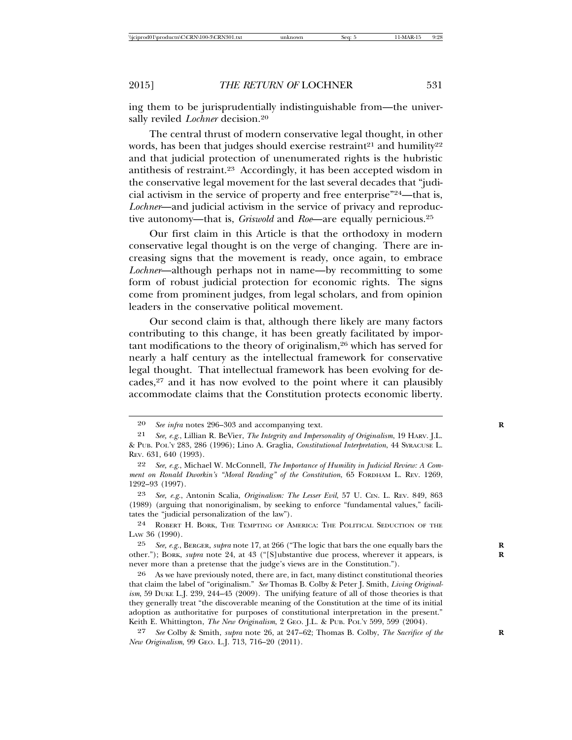ing them to be jurisprudentially indistinguishable from—the universally reviled *Lochner* decision.[20]

The central thrust of modern conservative legal thought, in other words, has been that judges should exercise restraint[21] and humility[22] and that judicial protection of unenumerated rights is the hubristic antithesis of restraint.[23] Accordingly, it has been accepted wisdom in the conservative legal movement for the last several decades that "judicial activism in the service of property and free enterprise"[24]—that is, *Lochner*—and judicial activism in the service of privacy and reproductive autonomy—that is, *Griswold* and *Roe*—are equally pernicious.[25]

Our first claim in this Article is that the orthodoxy in modern conservative legal thought is on the verge of changing. There are increasing signs that the movement is ready, once again, to embrace *Lochner*—although perhaps not in name—by recommitting to some form of robust judicial protection for economic rights. The signs come from prominent judges, from legal scholars, and from opinion leaders in the conservative political movement.

Our second claim is that, although there likely are many factors contributing to this change, it has been greatly facilitated by important modifications to the theory of originalism,[26] which has served for nearly a half century as the intellectual framework for conservative legal thought. That intellectual framework has been evolving for decades,[27] and it has now evolved to the point where it can plausibly accommodate claims that the Constitution protects economic liberty.

---

20 *See infra* notes 296–303 and accompanying text.

21 *See, e.g.*, Lillian R. BeVier, *The Integrity and Impersonality of Originalism*, 19 HARV. J.L. & PUB. POL'Y 283, 286 (1996); Lino A. Graglia, *Constitutional Interpretation*, 44 SYRACUSE L. REV. 631, 640 (1993).

22 *See, e.g.*, Michael W. McConnell, *The Importance of Humility in Judicial Review: A Comment on Ronald Dworkin's "Moral Reading" of the Constitution*, 65 FORDHAM L. REV. 1269, 1292–93 (1997).

23 *See, e.g.*, Antonin Scalia, *Originalism: The Lesser Evil*, 57 U. CIN. L. REV. 849, 863 (1989) (arguing that nonoriginalism, by seeking to enforce "fundamental values," facilitates the "judicial personalization of the law").

24 ROBERT H. BORK, THE TEMPTING OF AMERICA: THE POLITICAL SEDUCTION OF THE LAW 36 (1990).

25 *See, e.g.*, BERGER, *supra* note 17, at 266 ("The logic that bars the one equally bars the other."); BORK, *supra* note 24, at 43 ("[S]ubstantive due process, wherever it appears, is never more than a pretense that the judge's views are in the Constitution.").

26 As we have previously noted, there are, in fact, many distinct constitutional theories that claim the label of "originalism." *See* Thomas B. Colby & Peter J. Smith, *Living Originalism*, 59 DUKE L.J. 239, 244–45 (2009). The unifying feature of all of those theories is that they generally treat "the discoverable meaning of the Constitution at the time of its initial adoption as authoritative for purposes of constitutional interpretation in the present." Keith E. Whittington, *The New Originalism*, 2 GEO. J.L. & PUB. POL'Y 599, 599 (2004).

27 *See* Colby & Smith, *supra* note 26, at 247–62; Thomas B. Colby, *The Sacrifice of the New Originalism*, 99 GEO. L.J. 713, 716–20 (2011).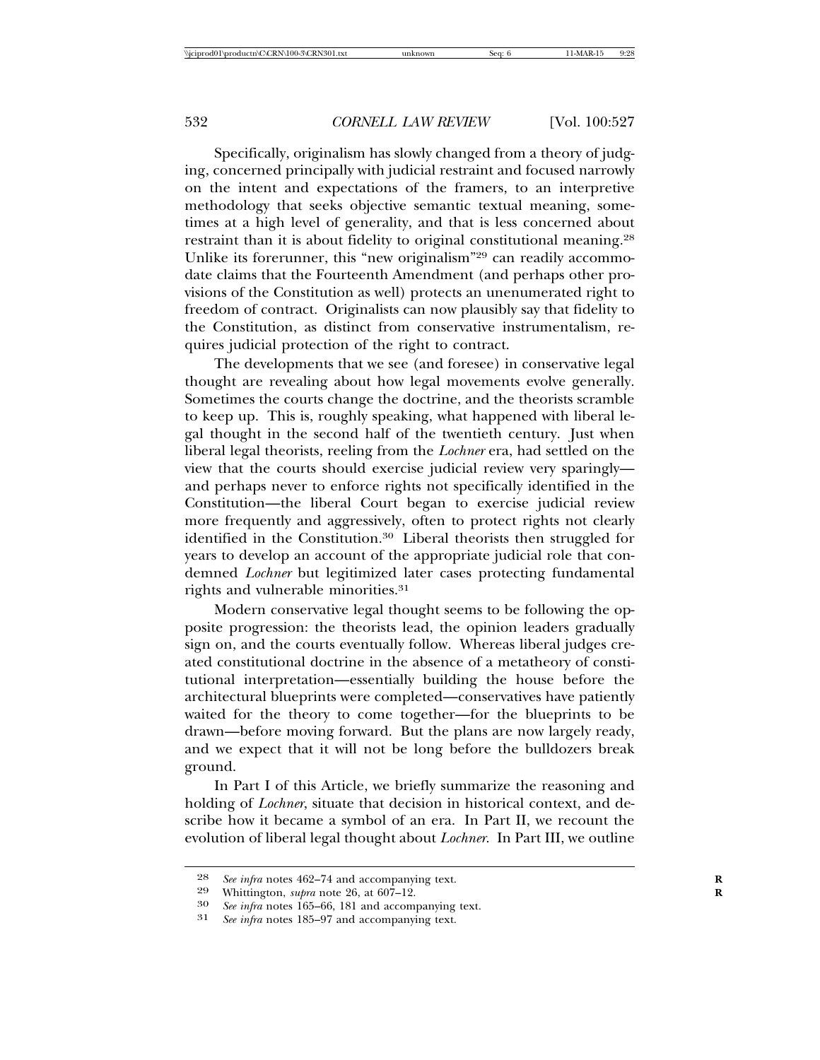Specifically, originalism has slowly changed from a theory of judging, concerned principally with judicial restraint and focused narrowly on the intent and expectations of the framers, to an interpretive methodology that seeks objective semantic textual meaning, sometimes at a high level of generality, and that is less concerned about restraint than it is about fidelity to original constitutional meaning.[28] Unlike its forerunner, this "new originalism"[29] can readily accommodate claims that the Fourteenth Amendment (and perhaps other provisions of the Constitution as well) protects an unenumerated right to freedom of contract. Originalists can now plausibly say that fidelity to the Constitution, as distinct from conservative instrumentalism, requires judicial protection of the right to contract.

The developments that we see (and foresee) in conservative legal thought are revealing about how legal movements evolve generally. Sometimes the courts change the doctrine, and the theorists scramble to keep up. This is, roughly speaking, what happened with liberal legal thought in the second half of the twentieth century. Just when liberal legal theorists, reeling from the *Lochner* era, had settled on the view that the courts should exercise judicial review very sparingly—and perhaps never to enforce rights not specifically identified in the Constitution—the liberal Court began to exercise judicial review more frequently and aggressively, often to protect rights not clearly identified in the Constitution.[30] Liberal theorists then struggled for years to develop an account of the appropriate judicial role that condemned *Lochner* but legitimized later cases protecting fundamental rights and vulnerable minorities.[31]

Modern conservative legal thought seems to be following the opposite progression: the theorists lead, the opinion leaders gradually sign on, and the courts eventually follow. Whereas liberal judges created constitutional doctrine in the absence of a metatheory of constitutional interpretation—essentially building the house before the architectural blueprints were completed—conservatives have patiently waited for the theory to come together—for the blueprints to be drawn—before moving forward. But the plans are now largely ready, and we expect that it will not be long before the bulldozers break ground.

In Part I of this Article, we briefly summarize the reasoning and holding of *Lochner*, situate that decision in historical context, and describe how it became a symbol of an era. In Part II, we recount the evolution of liberal legal thought about *Lochner*. In Part III, we outline

[28] *See infra* notes 462–74 and accompanying text.

[29] Whittington, *supra* note 26, at 607–12.

[30] *See infra* notes 165–66, 181 and accompanying text.

[31] *See infra* notes 185–97 and accompanying text.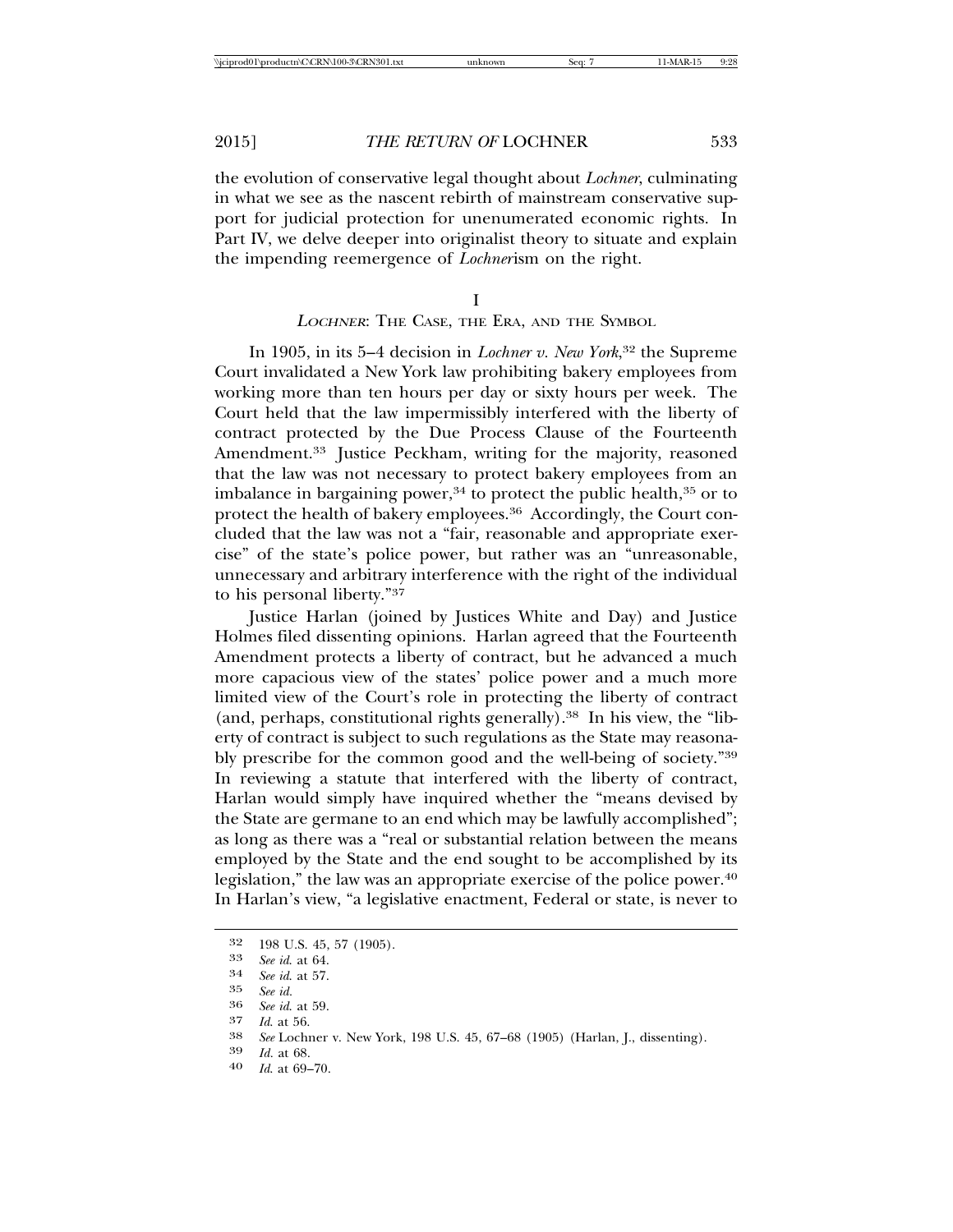the evolution of conservative legal thought about *Lochner*, culminating in what we see as the nascent rebirth of mainstream conservative support for judicial protection for unenumerated economic rights. In Part IV, we delve deeper into originalist theory to situate and explain the impending reemergence of *Lochner*ism on the right.

## I
## *LOCHNER*: THE CASE, THE ERA, AND THE SYMBOL

In 1905, in its 5–4 decision in *Lochner v. New York*,[32] the Supreme Court invalidated a New York law prohibiting bakery employees from working more than ten hours per day or sixty hours per week. The Court held that the law impermissibly interfered with the liberty of contract protected by the Due Process Clause of the Fourteenth Amendment.[33] Justice Peckham, writing for the majority, reasoned that the law was not necessary to protect bakery employees from an imbalance in bargaining power,[34] to protect the public health,[35] or to protect the health of bakery employees.[36] Accordingly, the Court concluded that the law was not a "fair, reasonable and appropriate exercise" of the state's police power, but rather was an "unreasonable, unnecessary and arbitrary interference with the right of the individual to his personal liberty."[37]

Justice Harlan (joined by Justices White and Day) and Justice Holmes filed dissenting opinions. Harlan agreed that the Fourteenth Amendment protects a liberty of contract, but he advanced a much more capacious view of the states' police power and a much more limited view of the Court's role in protecting the liberty of contract (and, perhaps, constitutional rights generally).[38] In his view, the "liberty of contract is subject to such regulations as the State may reasonably prescribe for the common good and the well-being of society."[39] In reviewing a statute that interfered with the liberty of contract, Harlan would simply have inquired whether the "means devised by the State are germane to an end which may be lawfully accomplished"; as long as there was a "real or substantial relation between the means employed by the State and the end sought to be accomplished by its legislation," the law was an appropriate exercise of the police power.[40] In Harlan's view, "a legislative enactment, Federal or state, is never to

---

32 198 U.S. 45, 57 (1905).

33 *See id.* at 64.

34 *See id.* at 57.

35 *See id.*

36 *See id.* at 59.

37 *Id.* at 56.

38 *See* Lochner v. New York, 198 U.S. 45, 67–68 (1905) (Harlan, J., dissenting).

39 *Id.* at 68.

40 *Id.* at 69–70.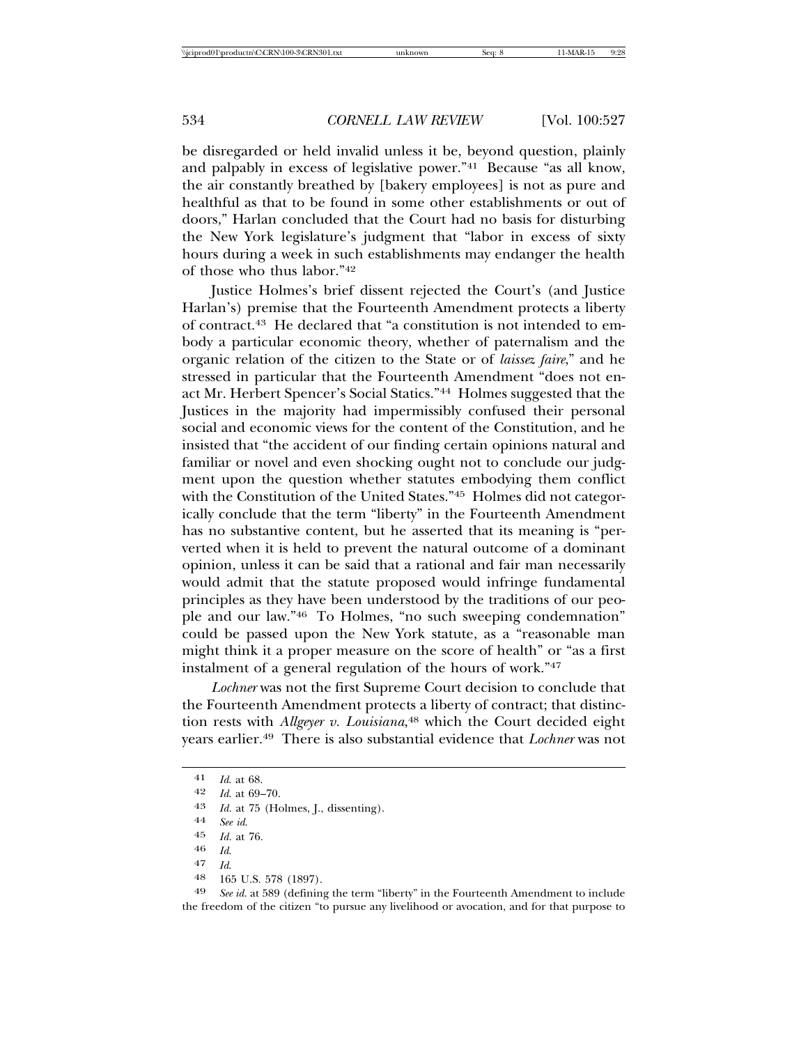be disregarded or held invalid unless it be, beyond question, plainly and palpably in excess of legislative power."[41] Because "as all know, the air constantly breathed by [bakery employees] is not as pure and healthful as that to be found in some other establishments or out of doors," Harlan concluded that the Court had no basis for disturbing the New York legislature's judgment that "labor in excess of sixty hours during a week in such establishments may endanger the health of those who thus labor."[42]

Justice Holmes's brief dissent rejected the Court's (and Justice Harlan's) premise that the Fourteenth Amendment protects a liberty of contract.[43] He declared that "a constitution is not intended to embody a particular economic theory, whether of paternalism and the organic relation of the citizen to the State or of *laissez faire*," and he stressed in particular that the Fourteenth Amendment "does not enact Mr. Herbert Spencer's Social Statics."[44] Holmes suggested that the Justices in the majority had impermissibly confused their personal social and economic views for the content of the Constitution, and he insisted that "the accident of our finding certain opinions natural and familiar or novel and even shocking ought not to conclude our judgment upon the question whether statutes embodying them conflict with the Constitution of the United States."[45] Holmes did not categorically conclude that the term "liberty" in the Fourteenth Amendment has no substantive content, but he asserted that its meaning is "perverted when it is held to prevent the natural outcome of a dominant opinion, unless it can be said that a rational and fair man necessarily would admit that the statute proposed would infringe fundamental principles as they have been understood by the traditions of our people and our law."[46] To Holmes, "no such sweeping condemnation" could be passed upon the New York statute, as a "reasonable man might think it a proper measure on the score of health" or "as a first instalment of a general regulation of the hours of work."[47]

*Lochner* was not the first Supreme Court decision to conclude that the Fourteenth Amendment protects a liberty of contract; that distinction rests with *Allgeyer v. Louisiana*,[48] which the Court decided eight years earlier.[49] There is also substantial evidence that *Lochner* was not

---

41 *Id.* at 68.

42 *Id.* at 69–70.

43 *Id.* at 75 (Holmes, J., dissenting).

44 *See id.*

45 *Id.* at 76.

46 *Id.*

47 *Id.*

48 165 U.S. 578 (1897).

49 *See id.* at 589 (defining the term "liberty" in the Fourteenth Amendment to include the freedom of the citizen "to pursue any livelihood or avocation, and for that purpose to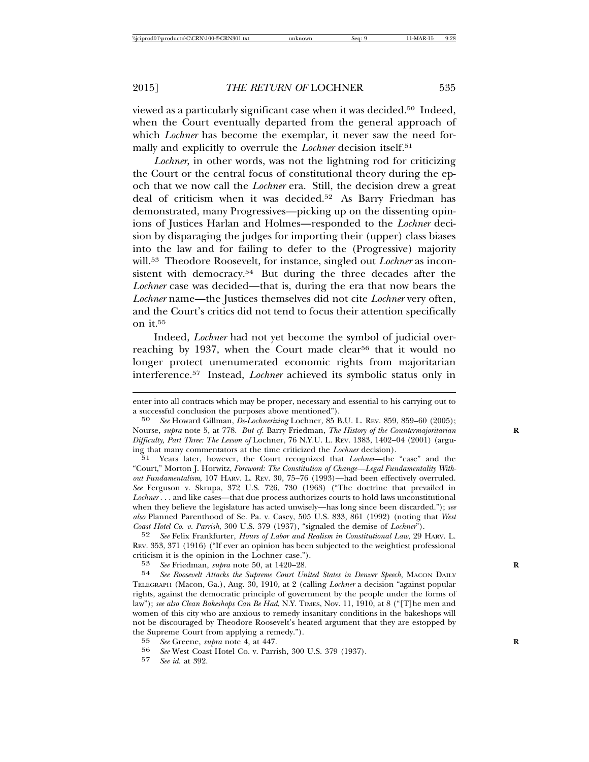viewed as a particularly significant case when it was decided.[50] Indeed, when the Court eventually departed from the general approach of which *Lochner* has become the exemplar, it never saw the need formally and explicitly to overrule the *Lochner* decision itself.[51]

*Lochner*, in other words, was not the lightning rod for criticizing the Court or the central focus of constitutional theory during the epoch that we now call the *Lochner* era. Still, the decision drew a great deal of criticism when it was decided.[52] As Barry Friedman has demonstrated, many Progressives—picking up on the dissenting opinions of Justices Harlan and Holmes—responded to the *Lochner* decision by disparaging the judges for importing their (upper) class biases into the law and for failing to defer to the (Progressive) majority will.[53] Theodore Roosevelt, for instance, singled out *Lochner* as inconsistent with democracy.[54] But during the three decades after the *Lochner* case was decided—that is, during the era that now bears the *Lochner* name—the Justices themselves did not cite *Lochner* very often, and the Court's critics did not tend to focus their attention specifically on it.[55]

Indeed, *Lochner* had not yet become the symbol of judicial overreaching by 1937, when the Court made clear[56] that it would no longer protect unenumerated economic rights from majoritarian interference.[57] Instead, *Lochner* achieved its symbolic status only in

---

enter into all contracts which may be proper, necessary and essential to his carrying out to a successful conclusion the purposes above mentioned").

50 *See* Howard Gillman, *De-Lochnerizing* Lochner, 85 B.U. L. Rev. 859, 859–60 (2005); Nourse, *supra* note 5, at 778. *But cf.* Barry Friedman, *The History of the Countermajoritarian Difficulty, Part Three: The Lesson of* Lochner, 76 N.Y.U. L. Rev. 1383, 1402–04 (2001) (arguing that many commentators at the time criticized the *Lochner* decision).

51 Years later, however, the Court recognized that *Lochner*—the "case" and the "Court," Morton J. Horwitz, *Foreword: The Constitution of Change—Legal Fundamentality Without Fundamentalism*, 107 Harv. L. Rev. 30, 75–76 (1993)—had been effectively overruled. *See* Ferguson v. Skrupa, 372 U.S. 726, 730 (1963) ("The doctrine that prevailed in *Lochner* . . . and like cases—that due process authorizes courts to hold laws unconstitutional when they believe the legislature has acted unwisely—has long since been discarded."); *see also* Planned Parenthood of Se. Pa. v. Casey, 505 U.S. 833, 861 (1992) (noting that *West Coast Hotel Co. v. Parrish*, 300 U.S. 379 (1937), "signaled the demise of *Lochner*").

52 *See* Felix Frankfurter, *Hours of Labor and Realism in Constitutional Law*, 29 Harv. L. Rev. 353, 371 (1916) ("If ever an opinion has been subjected to the weightiest professional criticism it is the opinion in the Lochner case.").

53 *See* Friedman, *supra* note 50, at 1420–28.

54 *See Roosevelt Attacks the Supreme Court United States in Denver Speech*, Macon Daily Telegraph (Macon, Ga.), Aug. 30, 1910, at 2 (calling *Lochner* a decision "against popular rights, against the democratic principle of government by the people under the forms of law"); *see also Clean Bakeshops Can Be Had*, N.Y. Times, Nov. 11, 1910, at 8 ("[T]he men and women of this city who are anxious to remedy insanitary conditions in the bakeshops will not be discouraged by Theodore Roosevelt's heated argument that they are estopped by the Supreme Court from applying a remedy.").

55 *See* Greene, *supra* note 4, at 447.

56 *See* West Coast Hotel Co. v. Parrish, 300 U.S. 379 (1937).

57 *See id.* at 392.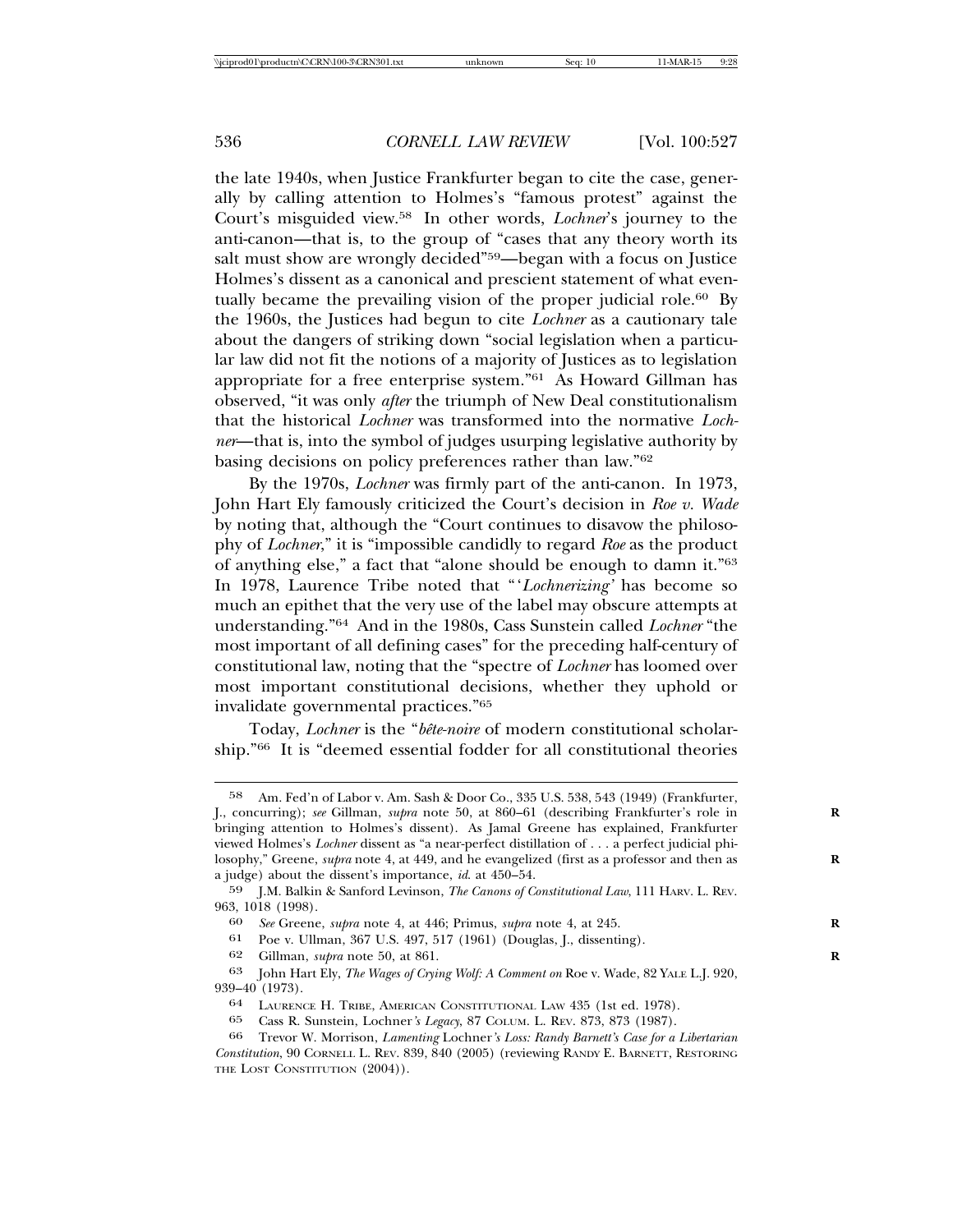the late 1940s, when Justice Frankfurter began to cite the case, generally by calling attention to Holmes's "famous protest" against the Court's misguided view.[58] In other words, *Lochner*'s journey to the anti-canon—that is, to the group of "cases that any theory worth its salt must show are wrongly decided"[59]—began with a focus on Justice Holmes's dissent as a canonical and prescient statement of what eventually became the prevailing vision of the proper judicial role.[60] By the 1960s, the Justices had begun to cite *Lochner* as a cautionary tale about the dangers of striking down "social legislation when a particular law did not fit the notions of a majority of Justices as to legislation appropriate for a free enterprise system."[61] As Howard Gillman has observed, "it was only *after* the triumph of New Deal constitutionalism that the historical *Lochner* was transformed into the normative *Lochner*—that is, into the symbol of judges usurping legislative authority by basing decisions on policy preferences rather than law."[62]

By the 1970s, *Lochner* was firmly part of the anti-canon. In 1973, John Hart Ely famously criticized the Court's decision in *Roe v. Wade* by noting that, although the "Court continues to disavow the philosophy of *Lochner*," it is "impossible candidly to regard *Roe* as the product of anything else," a fact that "alone should be enough to damn it."[63] In 1978, Laurence Tribe noted that "'*Lochnerizing*' has become so much an epithet that the very use of the label may obscure attempts at understanding."[64] And in the 1980s, Cass Sunstein called *Lochner* "the most important of all defining cases" for the preceding half-century of constitutional law, noting that the "spectre of *Lochner* has loomed over most important constitutional decisions, whether they uphold or invalidate governmental practices."[65]

Today, *Lochner* is the "*bête-noire* of modern constitutional scholarship."[66] It is "deemed essential fodder for all constitutional theories

---

58 Am. Fed'n of Labor v. Am. Sash & Door Co., 335 U.S. 538, 543 (1949) (Frankfurter, J., concurring); *see* Gillman, *supra* note 50, at 860–61 (describing Frankfurter's role in bringing attention to Holmes's dissent). As Jamal Greene has explained, Frankfurter viewed Holmes's *Lochner* dissent as "a near-perfect distillation of . . . a perfect judicial philosophy," Greene, *supra* note 4, at 449, and he evangelized (first as a professor and then as a judge) about the dissent's importance, *id.* at 450–54.

59 J.M. Balkin & Sanford Levinson, *The Canons of Constitutional Law*, 111 HARV. L. REV. 963, 1018 (1998).

60 *See* Greene, *supra* note 4, at 446; Primus, *supra* note 4, at 245.

61 Poe v. Ullman, 367 U.S. 497, 517 (1961) (Douglas, J., dissenting).

62 Gillman, *supra* note 50, at 861.

63 John Hart Ely, *The Wages of Crying Wolf: A Comment on* Roe v. Wade, 82 YALE L.J. 920, 939–40 (1973).

64 LAURENCE H. TRIBE, AMERICAN CONSTITUTIONAL LAW 435 (1st ed. 1978).

65 Cass R. Sunstein, Lochner*'s Legacy*, 87 COLUM. L. REV. 873, 873 (1987).

66 Trevor W. Morrison, *Lamenting* Lochner*'s Loss: Randy Barnett's Case for a Libertarian Constitution*, 90 CORNELL L. REV. 839, 840 (2005) (reviewing RANDY E. BARNETT, RESTORING THE LOST CONSTITUTION (2004)).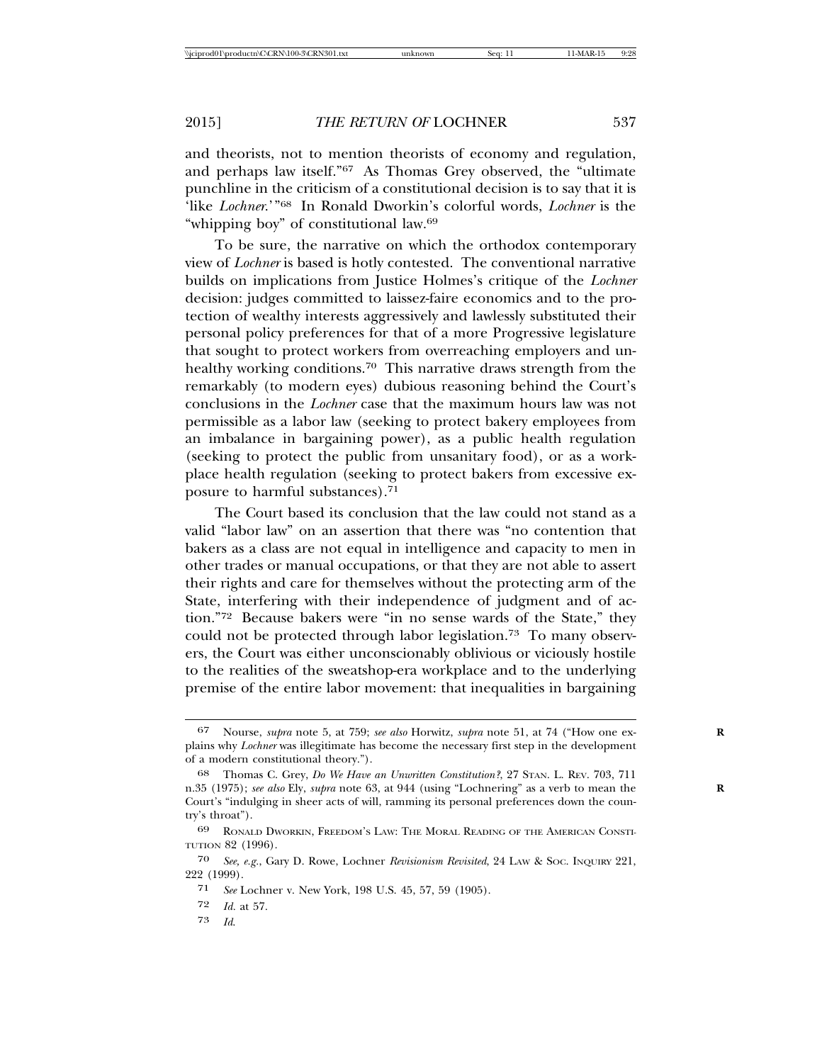and theorists, not to mention theorists of economy and regulation, and perhaps law itself."[67] As Thomas Grey observed, the "ultimate punchline in the criticism of a constitutional decision is to say that it is 'like *Lochner*.'"[68] In Ronald Dworkin's colorful words, *Lochner* is the "whipping boy" of constitutional law.[69]

To be sure, the narrative on which the orthodox contemporary view of *Lochner* is based is hotly contested. The conventional narrative builds on implications from Justice Holmes's critique of the *Lochner* decision: judges committed to laissez-faire economics and to the protection of wealthy interests aggressively and lawlessly substituted their personal policy preferences for that of a more Progressive legislature that sought to protect workers from overreaching employers and unhealthy working conditions.[70] This narrative draws strength from the remarkably (to modern eyes) dubious reasoning behind the Court's conclusions in the *Lochner* case that the maximum hours law was not permissible as a labor law (seeking to protect bakery employees from an imbalance in bargaining power), as a public health regulation (seeking to protect the public from unsanitary food), or as a workplace health regulation (seeking to protect bakers from excessive exposure to harmful substances).[71]

The Court based its conclusion that the law could not stand as a valid "labor law" on an assertion that there was "no contention that bakers as a class are not equal in intelligence and capacity to men in other trades or manual occupations, or that they are not able to assert their rights and care for themselves without the protecting arm of the State, interfering with their independence of judgment and of action."[72] Because bakers were "in no sense wards of the State," they could not be protected through labor legislation.[73] To many observers, the Court was either unconscionably oblivious or viciously hostile to the realities of the sweatshop-era workplace and to the underlying premise of the entire labor movement: that inequalities in bargaining

---

67 Nourse, *supra* note 5, at 759; *see also* Horwitz, *supra* note 51, at 74 ("How one explains why *Lochner* was illegitimate has become the necessary first step in the development of a modern constitutional theory.").

68 Thomas C. Grey, *Do We Have an Unwritten Constitution?*, 27 STAN. L. REV. 703, 711 n.35 (1975); *see also* Ely, *supra* note 63, at 944 (using "Lochnering" as a verb to mean the Court's "indulging in sheer acts of will, ramming its personal preferences down the country's throat").

69 RONALD DWORKIN, FREEDOM'S LAW: THE MORAL READING OF THE AMERICAN CONSTITUTION 82 (1996).

70 *See, e.g.*, Gary D. Rowe, Lochner *Revisionism Revisited*, 24 LAW & SOC. INQUIRY 221, 222 (1999).

71 *See* Lochner v. New York, 198 U.S. 45, 57, 59 (1905).

72 *Id.* at 57.

73 *Id.*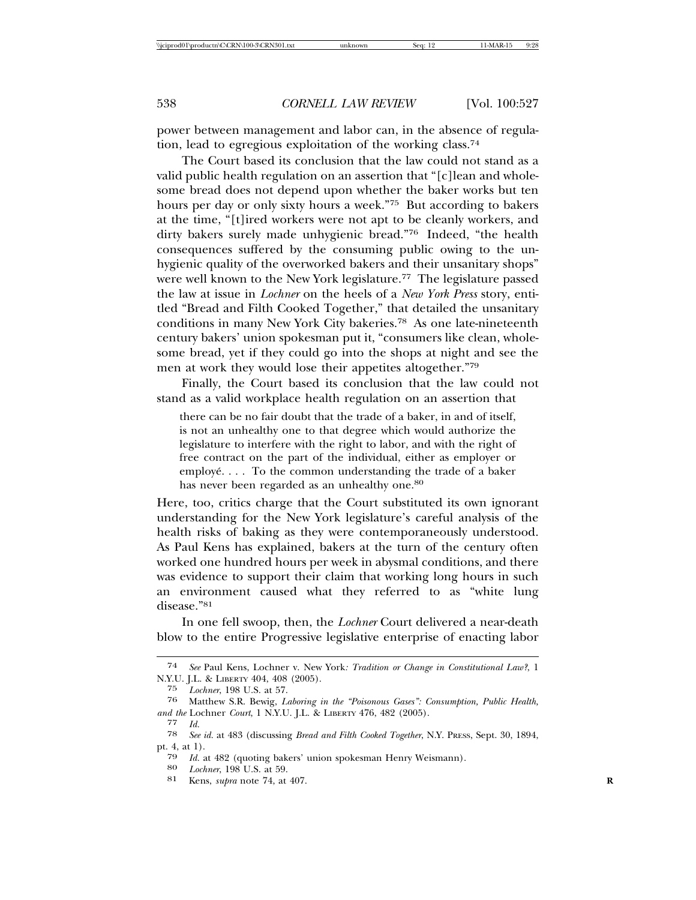power between management and labor can, in the absence of regulation, lead to egregious exploitation of the working class.[74]

The Court based its conclusion that the law could not stand as a valid public health regulation on an assertion that "[c]lean and wholesome bread does not depend upon whether the baker works but ten hours per day or only sixty hours a week."[75] But according to bakers at the time, "[t]ired workers were not apt to be cleanly workers, and dirty bakers surely made unhygienic bread."[76] Indeed, "the health consequences suffered by the consuming public owing to the unhygienic quality of the overworked bakers and their unsanitary shops" were well known to the New York legislature.[77] The legislature passed the law at issue in *Lochner* on the heels of a *New York Press* story, entitled "Bread and Filth Cooked Together," that detailed the unsanitary conditions in many New York City bakeries.[78] As one late-nineteenth century bakers' union spokesman put it, "consumers like clean, wholesome bread, yet if they could go into the shops at night and see the men at work they would lose their appetites altogether."[79]

Finally, the Court based its conclusion that the law could not stand as a valid workplace health regulation on an assertion that

> there can be no fair doubt that the trade of a baker, in and of itself, is not an unhealthy one to that degree which would authorize the legislature to interfere with the right to labor, and with the right of free contract on the part of the individual, either as employer or employé. . . . To the common understanding the trade of a baker has never been regarded as an unhealthy one.[80]

Here, too, critics charge that the Court substituted its own ignorant understanding for the New York legislature's careful analysis of the health risks of baking as they were contemporaneously understood. As Paul Kens has explained, bakers at the turn of the century often worked one hundred hours per week in abysmal conditions, and there was evidence to support their claim that working long hours in such an environment caused what they referred to as "white lung disease."[81]

In one fell swoop, then, the *Lochner* Court delivered a near-death blow to the entire Progressive legislative enterprise of enacting labor

---

[74] *See* Paul Kens, Lochner v. New York*: Tradition or Change in Constitutional Law?*, 1 N.Y.U. J.L. & LIBERTY 404, 408 (2005).

[75] *Lochner*, 198 U.S. at 57.

[76] Matthew S.R. Bewig, *Laboring in the "Poisonous Gases": Consumption, Public Health, and the* Lochner *Court*, 1 N.Y.U. J.L. & LIBERTY 476, 482 (2005).

[77] *Id.*

[78] *See id.* at 483 (discussing *Bread and Filth Cooked Together*, N.Y. PRESS, Sept. 30, 1894, pt. 4, at 1).

[79] *Id.* at 482 (quoting bakers' union spokesman Henry Weismann).

[80] *Lochner*, 198 U.S. at 59.

[81] Kens, *supra* note 74, at 407.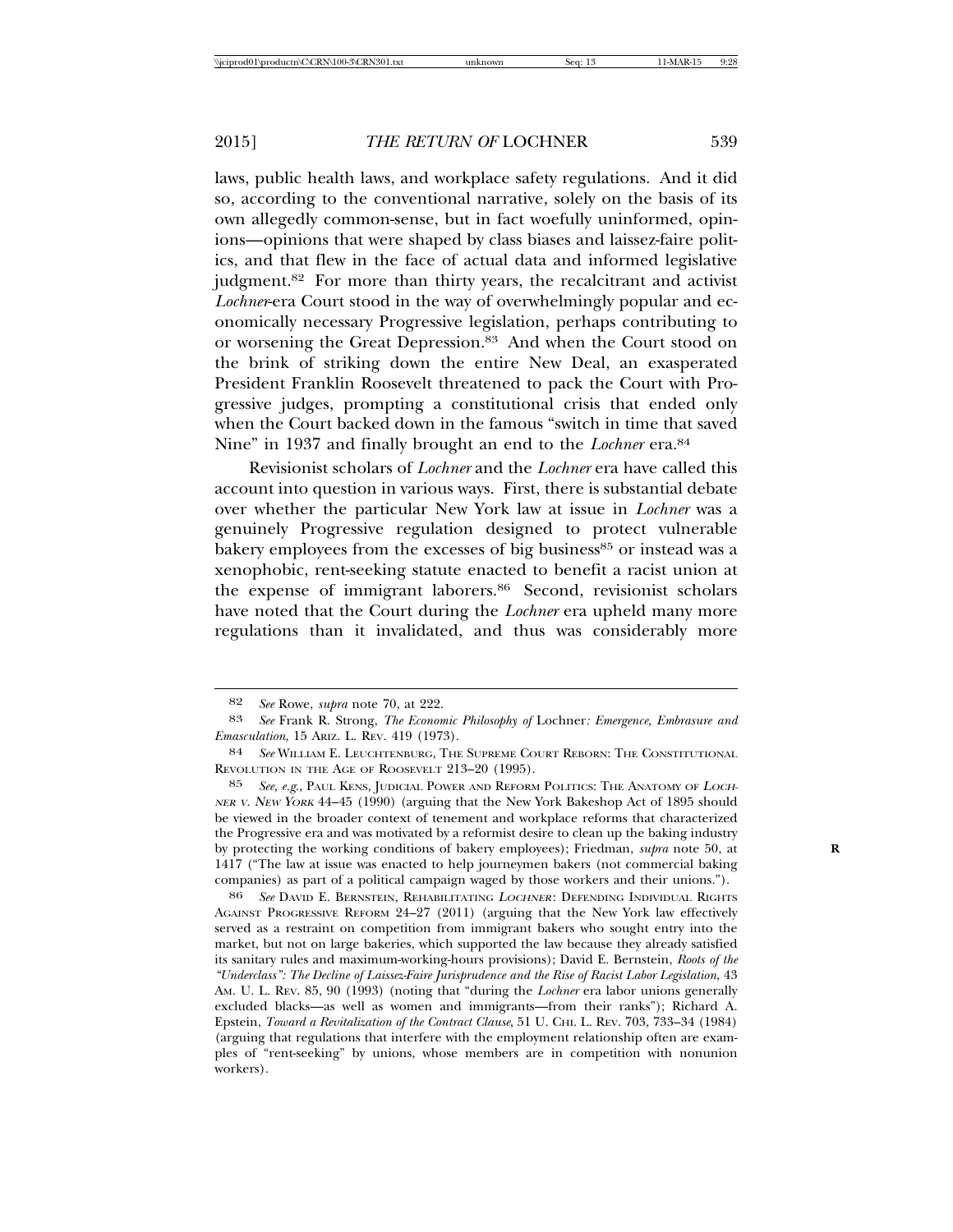laws, public health laws, and workplace safety regulations. And it did so, according to the conventional narrative, solely on the basis of its own allegedly common-sense, but in fact woefully uninformed, opinions—opinions that were shaped by class biases and laissez-faire politics, and that flew in the face of actual data and informed legislative judgment.[82] For more than thirty years, the recalcitrant and activist *Lochner*-era Court stood in the way of overwhelmingly popular and economically necessary Progressive legislation, perhaps contributing to or worsening the Great Depression.[83] And when the Court stood on the brink of striking down the entire New Deal, an exasperated President Franklin Roosevelt threatened to pack the Court with Progressive judges, prompting a constitutional crisis that ended only when the Court backed down in the famous "switch in time that saved Nine" in 1937 and finally brought an end to the *Lochner* era.[84]

Revisionist scholars of *Lochner* and the *Lochner* era have called this account into question in various ways. First, there is substantial debate over whether the particular New York law at issue in *Lochner* was a genuinely Progressive regulation designed to protect vulnerable bakery employees from the excesses of big business[85] or instead was a xenophobic, rent-seeking statute enacted to benefit a racist union at the expense of immigrant laborers.[86] Second, revisionist scholars have noted that the Court during the *Lochner* era upheld many more regulations than it invalidated, and thus was considerably more

---

82 *See* Rowe, *supra* note 70, at 222.

83 *See* Frank R. Strong, *The Economic Philosophy of* Lochner*: Emergence, Embrasure and Emasculation*, 15 ARIZ. L. REV. 419 (1973).

84 *See* WILLIAM E. LEUCHTENBURG, THE SUPREME COURT REBORN: THE CONSTITUTIONAL REVOLUTION IN THE AGE OF ROOSEVELT 213–20 (1995).

85 *See, e.g.*, PAUL KENS, JUDICIAL POWER AND REFORM POLITICS: THE ANATOMY OF *LOCHNER V. NEW YORK* 44–45 (1990) (arguing that the New York Bakeshop Act of 1895 should be viewed in the broader context of tenement and workplace reforms that characterized the Progressive era and was motivated by a reformist desire to clean up the baking industry by protecting the working conditions of bakery employees); Friedman, *supra* note 50, at 1417 ("The law at issue was enacted to help journeymen bakers (not commercial baking companies) as part of a political campaign waged by those workers and their unions.").

86 *See* DAVID E. BERNSTEIN, REHABILITATING *LOCHNER*: DEFENDING INDIVIDUAL RIGHTS AGAINST PROGRESSIVE REFORM 24–27 (2011) (arguing that the New York law effectively served as a restraint on competition from immigrant bakers who sought entry into the market, but not on large bakeries, which supported the law because they already satisfied its sanitary rules and maximum-working-hours provisions); David E. Bernstein, *Roots of the "Underclass": The Decline of Laissez-Faire Jurisprudence and the Rise of Racist Labor Legislation*, 43 AM. U. L. REV. 85, 90 (1993) (noting that "during the *Lochner* era labor unions generally excluded blacks—as well as women and immigrants—from their ranks"); Richard A. Epstein, *Toward a Revitalization of the Contract Clause*, 51 U. CHI. L. REV. 703, 733–34 (1984) (arguing that regulations that interfere with the employment relationship often are examples of "rent-seeking" by unions, whose members are in competition with nonunion workers).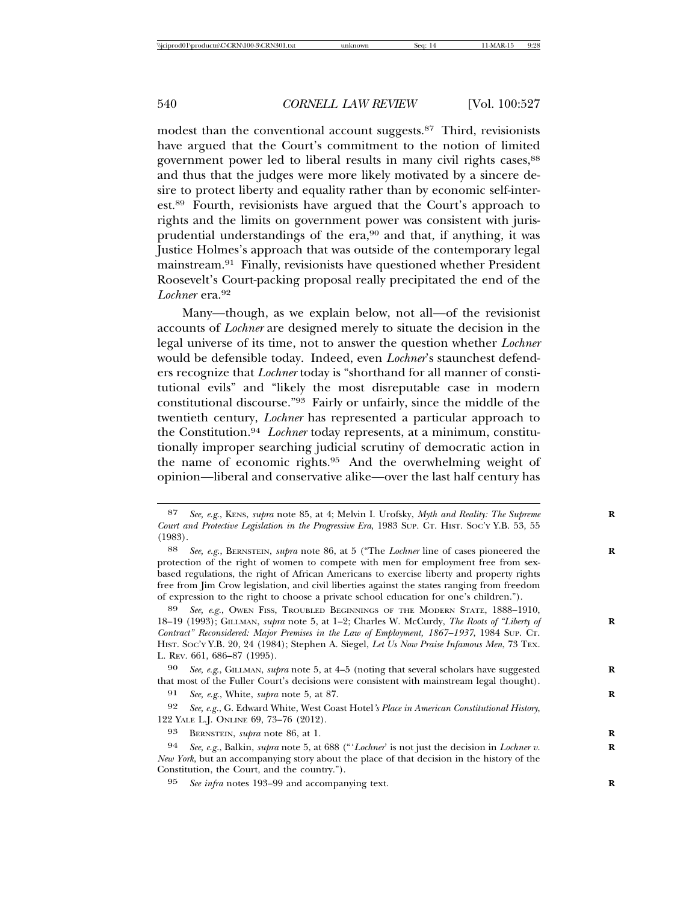modest than the conventional account suggests.[87] Third, revisionists have argued that the Court's commitment to the notion of limited government power led to liberal results in many civil rights cases,[88] and thus that the judges were more likely motivated by a sincere desire to protect liberty and equality rather than by economic self-interest.[89] Fourth, revisionists have argued that the Court's approach to rights and the limits on government power was consistent with jurisprudential understandings of the era,[90] and that, if anything, it was Justice Holmes's approach that was outside of the contemporary legal mainstream.[91] Finally, revisionists have questioned whether President Roosevelt's Court-packing proposal really precipitated the end of the *Lochner* era.[92]

Many—though, as we explain below, not all—of the revisionist accounts of *Lochner* are designed merely to situate the decision in the legal universe of its time, not to answer the question whether *Lochner* would be defensible today. Indeed, even *Lochner*'s staunchest defenders recognize that *Lochner* today is "shorthand for all manner of constitutional evils" and "likely the most disreputable case in modern constitutional discourse."[93] Fairly or unfairly, since the middle of the twentieth century, *Lochner* has represented a particular approach to the Constitution.[94] *Lochner* today represents, at a minimum, constitutionally improper searching judicial scrutiny of democratic action in the name of economic rights.[95] And the overwhelming weight of opinion—liberal and conservative alike—over the last half century has

---

87 *See, e.g.*, Kens, *supra* note 85, at 4; Melvin I. Urofsky, *Myth and Reality: The Supreme Court and Protective Legislation in the Progressive Era*, 1983 Sup. Ct. Hist. Soc'y Y.B. 53, 55 (1983).

88 *See, e.g.*, Bernstein, *supra* note 86, at 5 ("The *Lochner* line of cases pioneered the protection of the right of women to compete with men for employment free from sex-based regulations, the right of African Americans to exercise liberty and property rights free from Jim Crow legislation, and civil liberties against the states ranging from freedom of expression to the right to choose a private school education for one's children.").

89 *See, e.g.*, Owen Fiss, Troubled Beginnings of the Modern State, 1888–1910, 18–19 (1993); Gillman, *supra* note 5, at 1–2; Charles W. McCurdy, *The Roots of "Liberty of Contract" Reconsidered: Major Premises in the Law of Employment, 1867–1937*, 1984 Sup. Ct. Hist. Soc'y Y.B. 20, 24 (1984); Stephen A. Siegel, *Let Us Now Praise Infamous Men*, 73 Tex. L. Rev. 661, 686–87 (1995).

90 *See, e.g.*, Gillman, *supra* note 5, at 4–5 (noting that several scholars have suggested that most of the Fuller Court's decisions were consistent with mainstream legal thought).

91 *See, e.g.*, White, *supra* note 5, at 87.

92 *See, e.g.*, G. Edward White, West Coast Hotel*'s Place in American Constitutional History*, 122 Yale L.J. Online 69, 73–76 (2012).

93 Bernstein, *supra* note 86, at 1.

94 *See, e.g.*, Balkin, *supra* note 5, at 688 ("'*Lochner*' is not just the decision in *Lochner v. New York*, but an accompanying story about the place of that decision in the history of the Constitution, the Court, and the country.").

95 *See infra* notes 193–99 and accompanying text.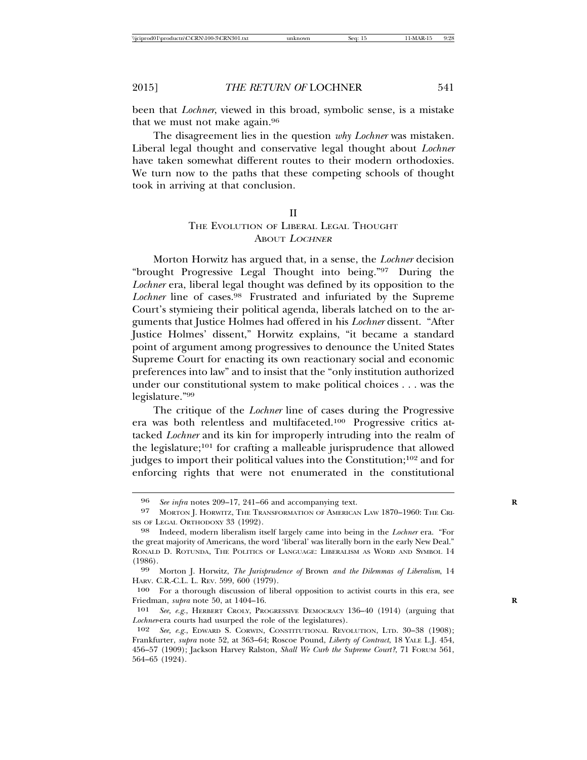been that *Lochner*, viewed in this broad, symbolic sense, is a mistake that we must not make again.[96]

The disagreement lies in the question *why Lochner* was mistaken. Liberal legal thought and conservative legal thought about *Lochner* have taken somewhat different routes to their modern orthodoxies. We turn now to the paths that these competing schools of thought took in arriving at that conclusion.

## II
## THE EVOLUTION OF LIBERAL LEGAL THOUGHT ABOUT *LOCHNER*

Morton Horwitz has argued that, in a sense, the *Lochner* decision "brought Progressive Legal Thought into being."[97] During the *Lochner* era, liberal legal thought was defined by its opposition to the *Lochner* line of cases.[98] Frustrated and infuriated by the Supreme Court's stymieing their political agenda, liberals latched on to the arguments that Justice Holmes had offered in his *Lochner* dissent. "After Justice Holmes' dissent," Horwitz explains, "it became a standard point of argument among progressives to denounce the United States Supreme Court for enacting its own reactionary social and economic preferences into law" and to insist that the "only institution authorized under our constitutional system to make political choices . . . was the legislature."[99]

The critique of the *Lochner* line of cases during the Progressive era was both relentless and multifaceted.[100] Progressive critics attacked *Lochner* and its kin for improperly intruding into the realm of the legislature;[101] for crafting a malleable jurisprudence that allowed judges to import their political values into the Constitution;[102] and for enforcing rights that were not enumerated in the constitutional

---

96 *See infra* notes 209–17, 241–66 and accompanying text.

97 MORTON J. HORWITZ, THE TRANSFORMATION OF AMERICAN LAW 1870–1960: THE CRISIS OF LEGAL ORTHODOXY 33 (1992).

98 Indeed, modern liberalism itself largely came into being in the *Lochner* era. "For the great majority of Americans, the word 'liberal' was literally born in the early New Deal." RONALD D. ROTUNDA, THE POLITICS OF LANGUAGE: LIBERALISM AS WORD AND SYMBOL 14 (1986).

99 Morton J. Horwitz, *The Jurisprudence of* Brown *and the Dilemmas of Liberalism*, 14 HARV. C.R.-C.L. L. REV. 599, 600 (1979).

100 For a thorough discussion of liberal opposition to activist courts in this era, see Friedman, *supra* note 50, at 1404–16.

101 *See, e.g.*, HERBERT CROLY, PROGRESSIVE DEMOCRACY 136–40 (1914) (arguing that *Lochner*-era courts had usurped the role of the legislatures).

102 *See, e.g.*, EDWARD S. CORWIN, CONSTITUTIONAL REVOLUTION, LTD. 30–38 (1908); Frankfurter, *supra* note 52, at 363–64; Roscoe Pound, *Liberty of Contract*, 18 YALE L.J. 454, 456–57 (1909); Jackson Harvey Ralston, *Shall We Curb the Supreme Court?*, 71 FORUM 561, 564–65 (1924).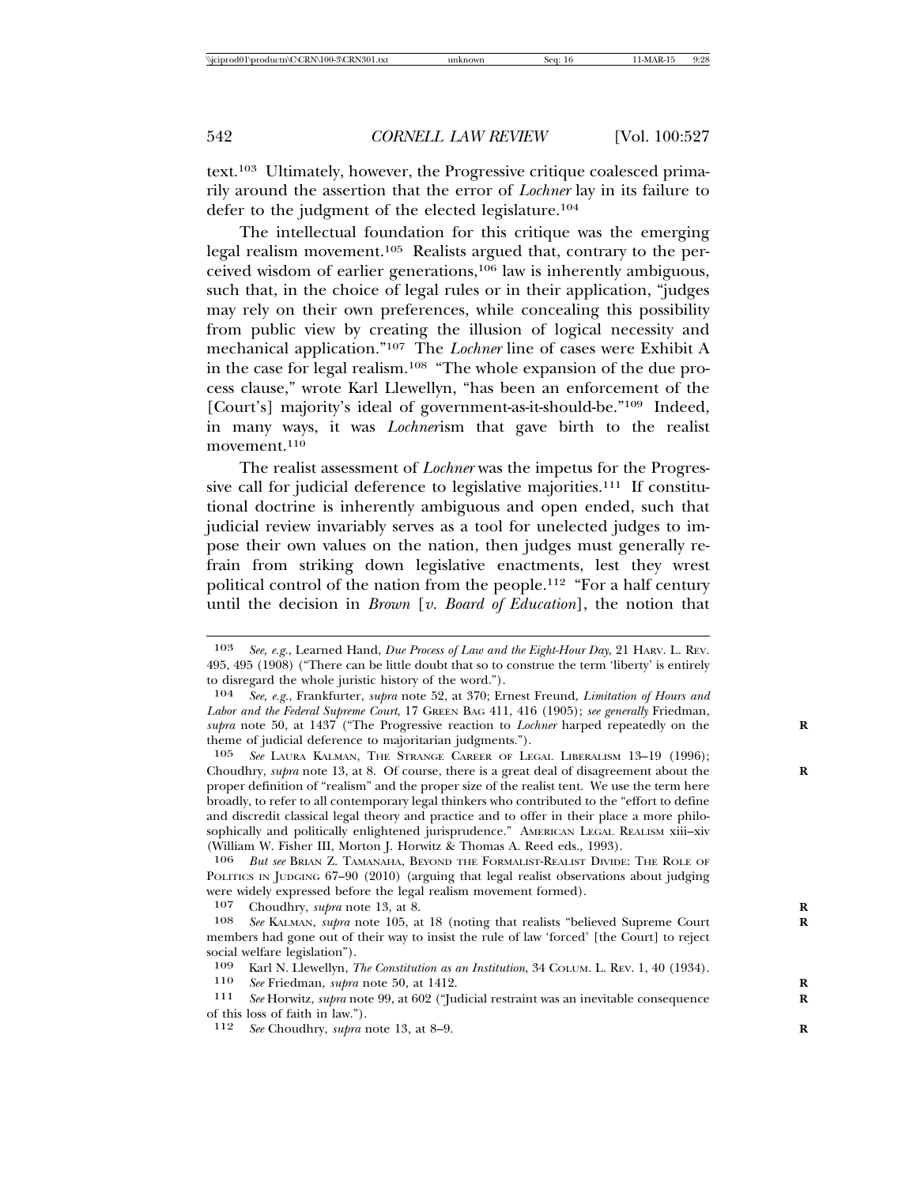text.[103] Ultimately, however, the Progressive critique coalesced primarily around the assertion that the error of *Lochner* lay in its failure to defer to the judgment of the elected legislature.[104]

The intellectual foundation for this critique was the emerging legal realism movement.[105] Realists argued that, contrary to the perceived wisdom of earlier generations,[106] law is inherently ambiguous, such that, in the choice of legal rules or in their application, "judges may rely on their own preferences, while concealing this possibility from public view by creating the illusion of logical necessity and mechanical application."[107] The *Lochner* line of cases were Exhibit A in the case for legal realism.[108] "The whole expansion of the due process clause," wrote Karl Llewellyn, "has been an enforcement of the [Court's] majority's ideal of government-as-it-should-be."[109] Indeed, in many ways, it was *Lochner*ism that gave birth to the realist movement.[110]

The realist assessment of *Lochner* was the impetus for the Progressive call for judicial deference to legislative majorities.[111] If constitutional doctrine is inherently ambiguous and open ended, such that judicial review invariably serves as a tool for unelected judges to impose their own values on the nation, then judges must generally refrain from striking down legislative enactments, lest they wrest political control of the nation from the people.[112] "For a half century until the decision in *Brown* [*v. Board of Education*], the notion that

---

103 *See, e.g.*, Learned Hand, *Due Process of Law and the Eight-Hour Day*, 21 HARV. L. REV. 495, 495 (1908) ("There can be little doubt that so to construe the term 'liberty' is entirely to disregard the whole juristic history of the word.").

104 *See, e.g.*, Frankfurter, *supra* note 52, at 370; Ernest Freund, *Limitation of Hours and Labor and the Federal Supreme Court*, 17 GREEN BAG 411, 416 (1905); *see generally* Friedman, *supra* note 50, at 1437 ("The Progressive reaction to *Lochner* harped repeatedly on the theme of judicial deference to majoritarian judgments.").

105 *See* LAURA KALMAN, THE STRANGE CAREER OF LEGAL LIBERALISM 13–19 (1996); Choudhry, *supra* note 13, at 8. Of course, there is a great deal of disagreement about the proper definition of "realism" and the proper size of the realist tent. We use the term here broadly, to refer to all contemporary legal thinkers who contributed to the "effort to define and discredit classical legal theory and practice and to offer in their place a more philosophically and politically enlightened jurisprudence." AMERICAN LEGAL REALISM xiii–xiv (William W. Fisher III, Morton J. Horwitz & Thomas A. Reed eds., 1993).

106 *But see* BRIAN Z. TAMANAHA, BEYOND THE FORMALIST-REALIST DIVIDE: THE ROLE OF POLITICS IN JUDGING 67–90 (2010) (arguing that legal realist observations about judging were widely expressed before the legal realism movement formed).

107 Choudhry, *supra* note 13, at 8.

108 *See* KALMAN, *supra* note 105, at 18 (noting that realists "believed Supreme Court members had gone out of their way to insist the rule of law 'forced' [the Court] to reject social welfare legislation").

109 Karl N. Llewellyn, *The Constitution as an Institution*, 34 COLUM. L. REV. 1, 40 (1934).

110 *See* Friedman, *supra* note 50, at 1412.

111 *See* Horwitz, *supra* note 99, at 602 ("Judicial restraint was an inevitable consequence of this loss of faith in law.").

112 *See* Choudhry, *supra* note 13, at 8–9.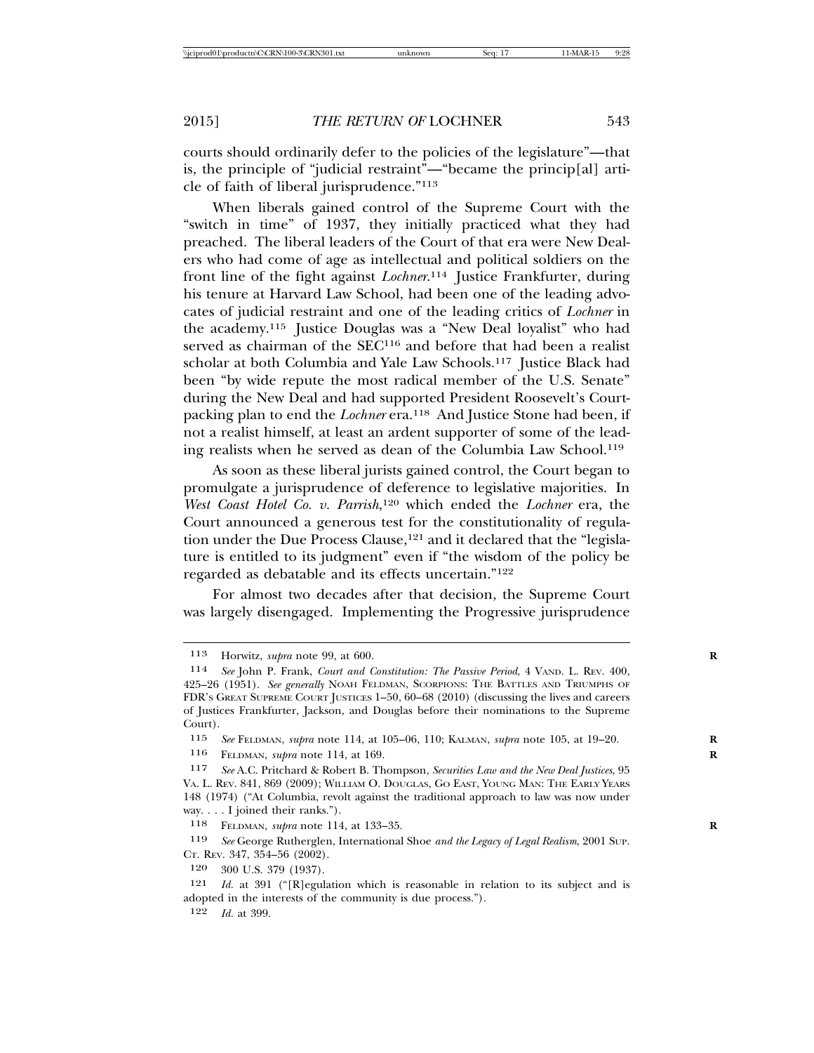courts should ordinarily defer to the policies of the legislature"—that is, the principle of "judicial restraint"—"became the princip[al] article of faith of liberal jurisprudence."[113]

When liberals gained control of the Supreme Court with the "switch in time" of 1937, they initially practiced what they had preached. The liberal leaders of the Court of that era were New Dealers who had come of age as intellectual and political soldiers on the front line of the fight against *Lochner*.[114] Justice Frankfurter, during his tenure at Harvard Law School, had been one of the leading advocates of judicial restraint and one of the leading critics of *Lochner* in the academy.[115] Justice Douglas was a "New Deal loyalist" who had served as chairman of the SEC[116] and before that had been a realist scholar at both Columbia and Yale Law Schools.[117] Justice Black had been "by wide repute the most radical member of the U.S. Senate" during the New Deal and had supported President Roosevelt's Court-packing plan to end the *Lochner* era.[118] And Justice Stone had been, if not a realist himself, at least an ardent supporter of some of the leading realists when he served as dean of the Columbia Law School.[119]

As soon as these liberal jurists gained control, the Court began to promulgate a jurisprudence of deference to legislative majorities. In *West Coast Hotel Co. v. Parrish*,[120] which ended the *Lochner* era, the Court announced a generous test for the constitutionality of regulation under the Due Process Clause,[121] and it declared that the "legislature is entitled to its judgment" even if "the wisdom of the policy be regarded as debatable and its effects uncertain."[122]

For almost two decades after that decision, the Supreme Court was largely disengaged. Implementing the Progressive jurisprudence

---

[113] Horwitz, *supra* note 99, at 600.

[114] *See* John P. Frank, *Court and Constitution: The Passive Period*, 4 VAND. L. REV. 400, 425–26 (1951). *See generally* NOAH FELDMAN, SCORPIONS: THE BATTLES AND TRIUMPHS OF FDR'S GREAT SUPREME COURT JUSTICES 1–50, 60–68 (2010) (discussing the lives and careers of Justices Frankfurter, Jackson, and Douglas before their nominations to the Supreme Court).

[115] *See* FELDMAN, *supra* note 114, at 105–06, 110; KALMAN, *supra* note 105, at 19–20.

[116] FELDMAN, *supra* note 114, at 169.

[117] *See* A.C. Pritchard & Robert B. Thompson, *Securities Law and the New Deal Justices*, 95 VA. L. REV. 841, 869 (2009); WILLIAM O. DOUGLAS, GO EAST, YOUNG MAN: THE EARLY YEARS 148 (1974) ("At Columbia, revolt against the traditional approach to law was now under way. . . . I joined their ranks.").

[118] FELDMAN, *supra* note 114, at 133–35.

[119] *See* George Rutherglen, International Shoe *and the Legacy of Legal Realism*, 2001 SUP. CT. REV. 347, 354–56 (2002).

[120] 300 U.S. 379 (1937).

[121] *Id.* at 391 ("[R]egulation which is reasonable in relation to its subject and is adopted in the interests of the community is due process.").

[122] *Id.* at 399.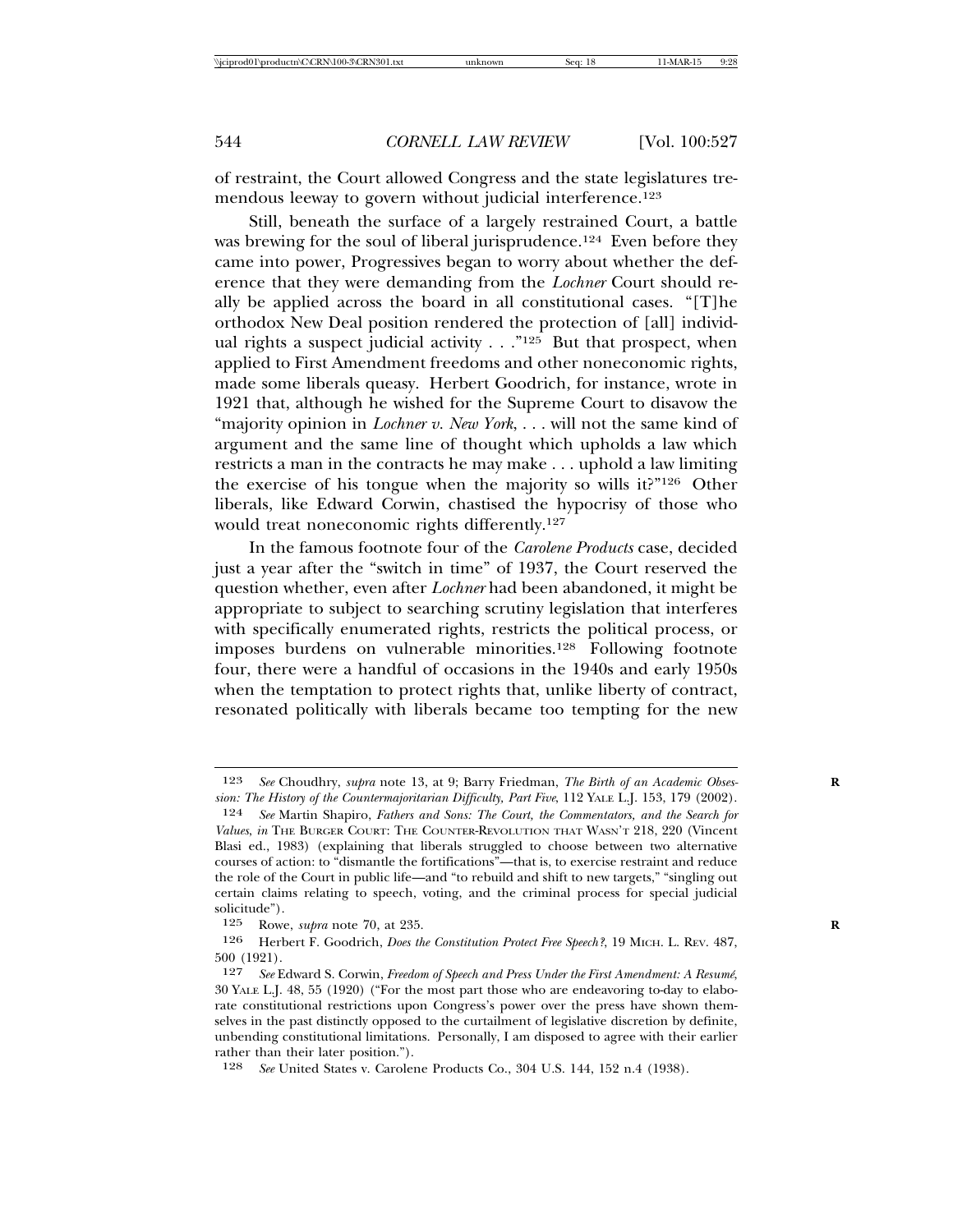of restraint, the Court allowed Congress and the state legislatures tremendous leeway to govern without judicial interference.[123]

Still, beneath the surface of a largely restrained Court, a battle was brewing for the soul of liberal jurisprudence.[124] Even before they came into power, Progressives began to worry about whether the deference that they were demanding from the *Lochner* Court should really be applied across the board in all constitutional cases. "[T]he orthodox New Deal position rendered the protection of [all] individual rights a suspect judicial activity . . . ."[125] But that prospect, when applied to First Amendment freedoms and other noneconomic rights, made some liberals queasy. Herbert Goodrich, for instance, wrote in 1921 that, although he wished for the Supreme Court to disavow the "majority opinion in *Lochner v. New York*, . . . will not the same kind of argument and the same line of thought which upholds a law which restricts a man in the contracts he may make . . . uphold a law limiting the exercise of his tongue when the majority so wills it?"[126] Other liberals, like Edward Corwin, chastised the hypocrisy of those who would treat noneconomic rights differently.[127]

In the famous footnote four of the *Carolene Products* case, decided just a year after the "switch in time" of 1937, the Court reserved the question whether, even after *Lochner* had been abandoned, it might be appropriate to subject to searching scrutiny legislation that interferes with specifically enumerated rights, restricts the political process, or imposes burdens on vulnerable minorities.[128] Following footnote four, there were a handful of occasions in the 1940s and early 1950s when the temptation to protect rights that, unlike liberty of contract, resonated politically with liberals became too tempting for the new

---

[123] *See* Choudhry, *supra* note 13, at 9; Barry Friedman, *The Birth of an Academic Obsession: The History of the Countermajoritarian Difficulty, Part Five*, 112 YALE L.J. 153, 179 (2002).

[124] *See* Martin Shapiro, *Fathers and Sons: The Court, the Commentators, and the Search for Values*, *in* THE BURGER COURT: THE COUNTER-REVOLUTION THAT WASN'T 218, 220 (Vincent Blasi ed., 1983) (explaining that liberals struggled to choose between two alternative courses of action: to "dismantle the fortifications"—that is, to exercise restraint and reduce the role of the Court in public life—and "to rebuild and shift to new targets," "singling out certain claims relating to speech, voting, and the criminal process for special judicial solicitude").

[125] Rowe, *supra* note 70, at 235.

[126] Herbert F. Goodrich, *Does the Constitution Protect Free Speech?*, 19 MICH. L. REV. 487, 500 (1921).

[127] *See* Edward S. Corwin, *Freedom of Speech and Press Under the First Amendment: A Resumé*, 30 YALE L.J. 48, 55 (1920) ("For the most part those who are endeavoring to-day to elaborate constitutional restrictions upon Congress's power over the press have shown themselves in the past distinctly opposed to the curtailment of legislative discretion by definite, unbending constitutional limitations. Personally, I am disposed to agree with their earlier rather than their later position.").

[128] *See* United States v. Carolene Products Co., 304 U.S. 144, 152 n.4 (1938).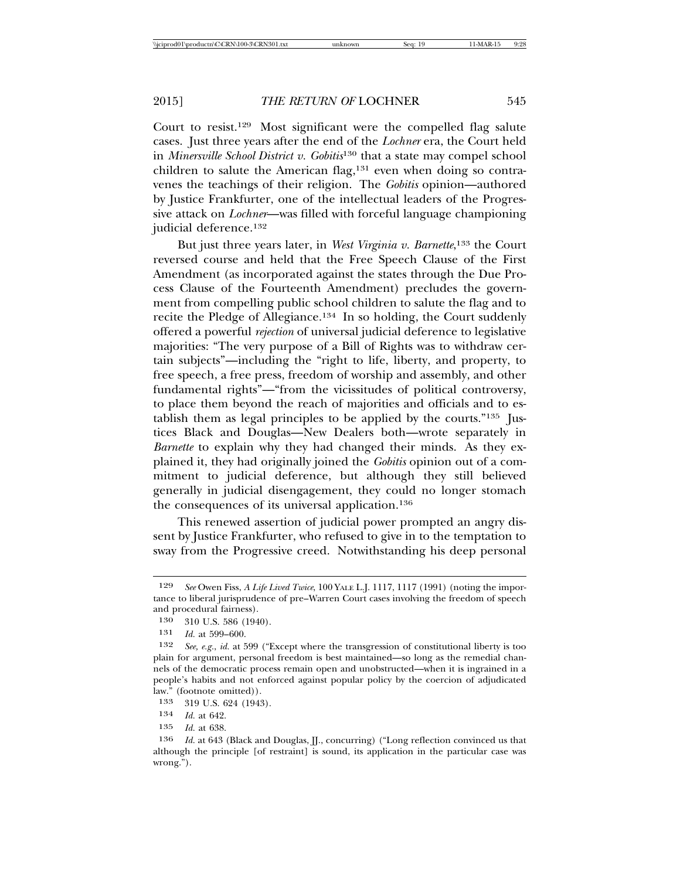Court to resist.[129] Most significant were the compelled flag salute cases. Just three years after the end of the *Lochner* era, the Court held in *Minersville School District v. Gobitis*[130] that a state may compel school children to salute the American flag,[131] even when doing so contravenes the teachings of their religion. The *Gobitis* opinion—authored by Justice Frankfurter, one of the intellectual leaders of the Progressive attack on *Lochner*—was filled with forceful language championing judicial deference.[132]

But just three years later, in *West Virginia v. Barnette*,[133] the Court reversed course and held that the Free Speech Clause of the First Amendment (as incorporated against the states through the Due Process Clause of the Fourteenth Amendment) precludes the government from compelling public school children to salute the flag and to recite the Pledge of Allegiance.[134] In so holding, the Court suddenly offered a powerful *rejection* of universal judicial deference to legislative majorities: "The very purpose of a Bill of Rights was to withdraw certain subjects"—including the "right to life, liberty, and property, to free speech, a free press, freedom of worship and assembly, and other fundamental rights"—"from the vicissitudes of political controversy, to place them beyond the reach of majorities and officials and to establish them as legal principles to be applied by the courts."[135] Justices Black and Douglas—New Dealers both—wrote separately in *Barnette* to explain why they had changed their minds. As they explained it, they had originally joined the *Gobitis* opinion out of a commitment to judicial deference, but although they still believed generally in judicial disengagement, they could no longer stomach the consequences of its universal application.[136]

This renewed assertion of judicial power prompted an angry dissent by Justice Frankfurter, who refused to give in to the temptation to sway from the Progressive creed. Notwithstanding his deep personal

---

[129] *See* Owen Fiss, *A Life Lived Twice*, 100 YALE L.J. 1117, 1117 (1991) (noting the importance to liberal jurisprudence of pre–Warren Court cases involving the freedom of speech and procedural fairness).

[130] 310 U.S. 586 (1940).

[131] *Id.* at 599–600.

[132] *See, e.g.*, *id.* at 599 ("Except where the transgression of constitutional liberty is too plain for argument, personal freedom is best maintained—so long as the remedial channels of the democratic process remain open and unobstructed—when it is ingrained in a people's habits and not enforced against popular policy by the coercion of adjudicated law." (footnote omitted)).

[133] 319 U.S. 624 (1943).

[134] *Id.* at 642.

[135] *Id.* at 638.

[136] *Id.* at 643 (Black and Douglas, JJ., concurring) ("Long reflection convinced us that although the principle [of restraint] is sound, its application in the particular case was wrong.").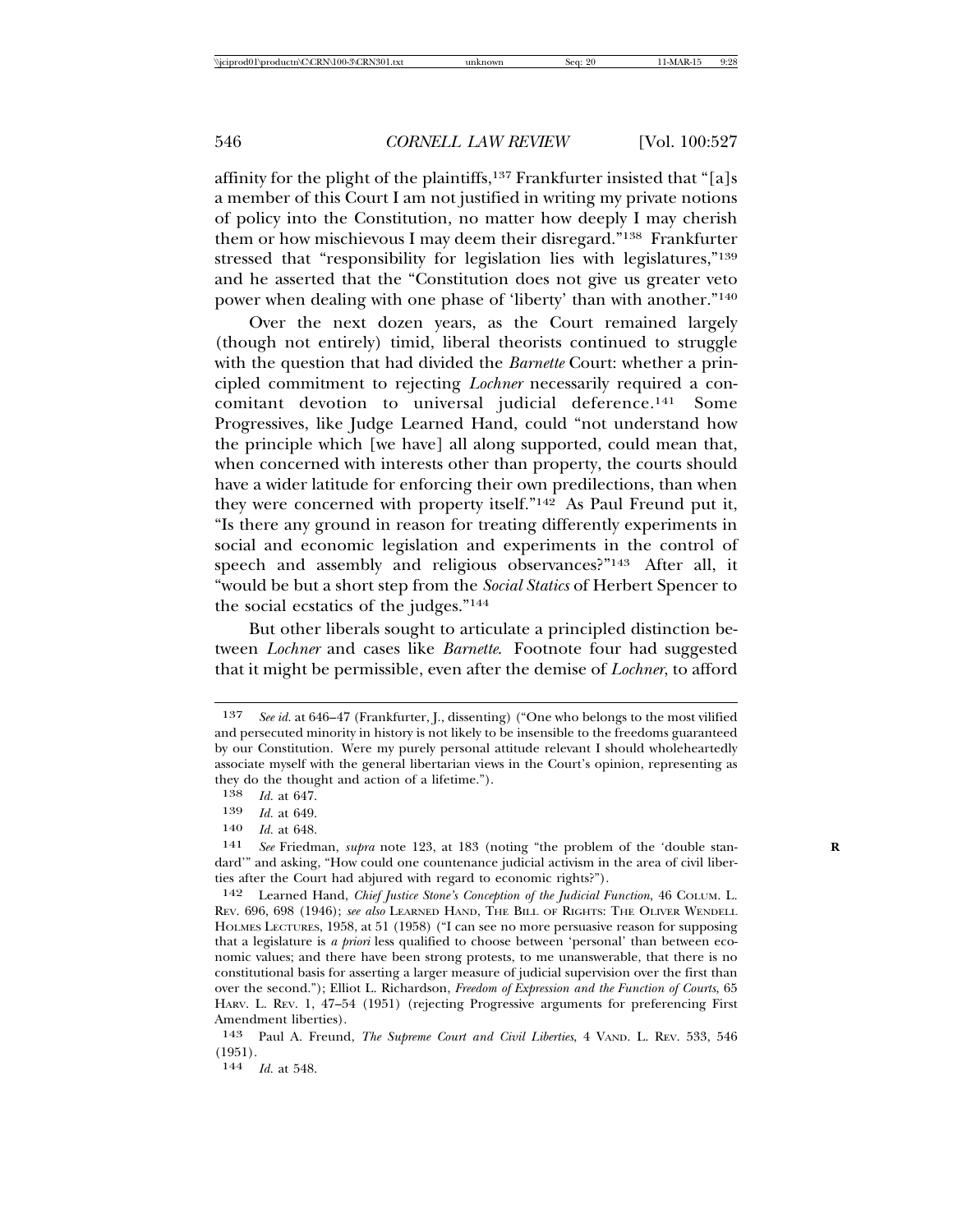affinity for the plight of the plaintiffs,[137] Frankfurter insisted that "[a]s a member of this Court I am not justified in writing my private notions of policy into the Constitution, no matter how deeply I may cherish them or how mischievous I may deem their disregard."[138] Frankfurter stressed that "responsibility for legislation lies with legislatures,"[139] and he asserted that the "Constitution does not give us greater veto power when dealing with one phase of 'liberty' than with another."[140]

Over the next dozen years, as the Court remained largely (though not entirely) timid, liberal theorists continued to struggle with the question that had divided the *Barnette* Court: whether a principled commitment to rejecting *Lochner* necessarily required a concomitant devotion to universal judicial deference.[141] Some Progressives, like Judge Learned Hand, could "not understand how the principle which [we have] all along supported, could mean that, when concerned with interests other than property, the courts should have a wider latitude for enforcing their own predilections, than when they were concerned with property itself."[142] As Paul Freund put it, "Is there any ground in reason for treating differently experiments in social and economic legislation and experiments in the control of speech and assembly and religious observances?"[143] After all, it "would be but a short step from the *Social Statics* of Herbert Spencer to the social ecstatics of the judges."[144]

But other liberals sought to articulate a principled distinction between *Lochner* and cases like *Barnette*. Footnote four had suggested that it might be permissible, even after the demise of *Lochner*, to afford

---

137 *See id.* at 646–47 (Frankfurter, J., dissenting) ("One who belongs to the most vilified and persecuted minority in history is not likely to be insensible to the freedoms guaranteed by our Constitution. Were my purely personal attitude relevant I should wholeheartedly associate myself with the general libertarian views in the Court's opinion, representing as they do the thought and action of a lifetime.").

138 *Id.* at 647.

139 *Id.* at 649.

140 *Id.* at 648.

141 *See* Friedman, *supra* note 123, at 183 (noting "the problem of the 'double standard'" and asking, "How could one countenance judicial activism in the area of civil liberties after the Court had abjured with regard to economic rights?").

142 Learned Hand, *Chief Justice Stone's Conception of the Judicial Function*, 46 COLUM. L. REV. 696, 698 (1946); *see also* LEARNED HAND, THE BILL OF RIGHTS: THE OLIVER WENDELL HOLMES LECTURES, 1958, at 51 (1958) ("I can see no more persuasive reason for supposing that a legislature is *a priori* less qualified to choose between 'personal' than between economic values; and there have been strong protests, to me unanswerable, that there is no constitutional basis for asserting a larger measure of judicial supervision over the first than over the second."); Elliot L. Richardson, *Freedom of Expression and the Function of Courts*, 65 HARV. L. REV. 1, 47–54 (1951) (rejecting Progressive arguments for preferencing First Amendment liberties).

143 Paul A. Freund, *The Supreme Court and Civil Liberties*, 4 VAND. L. REV. 533, 546 (1951).

144 *Id.* at 548.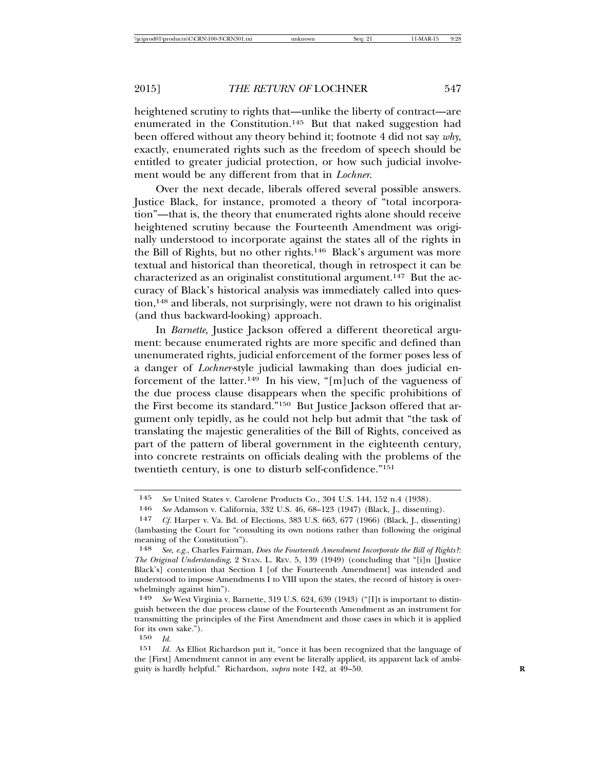heightened scrutiny to rights that—unlike the liberty of contract—are enumerated in the Constitution.[145] But that naked suggestion had been offered without any theory behind it; footnote 4 did not say *why*, exactly, enumerated rights such as the freedom of speech should be entitled to greater judicial protection, or how such judicial involvement would be any different from that in *Lochner*.

Over the next decade, liberals offered several possible answers. Justice Black, for instance, promoted a theory of "total incorporation"—that is, the theory that enumerated rights alone should receive heightened scrutiny because the Fourteenth Amendment was originally understood to incorporate against the states all of the rights in the Bill of Rights, but no other rights.[146] Black's argument was more textual and historical than theoretical, though in retrospect it can be characterized as an originalist constitutional argument.[147] But the accuracy of Black's historical analysis was immediately called into question,[148] and liberals, not surprisingly, were not drawn to his originalist (and thus backward-looking) approach.

In *Barnette*, Justice Jackson offered a different theoretical argument: because enumerated rights are more specific and defined than unenumerated rights, judicial enforcement of the former poses less of a danger of *Lochner*-style judicial lawmaking than does judicial enforcement of the latter.[149] In his view, "[m]uch of the vagueness of the due process clause disappears when the specific prohibitions of the First become its standard."[150] But Justice Jackson offered that argument only tepidly, as he could not help but admit that "the task of translating the majestic generalities of the Bill of Rights, conceived as part of the pattern of liberal government in the eighteenth century, into concrete restraints on officials dealing with the problems of the twentieth century, is one to disturb self-confidence."[151]

---

145 *See* United States v. Carolene Products Co., 304 U.S. 144, 152 n.4 (1938).

146 *See* Adamson v. California, 332 U.S. 46, 68–123 (1947) (Black, J., dissenting).

147 *Cf.* Harper v. Va. Bd. of Elections, 383 U.S. 663, 677 (1966) (Black, J., dissenting) (lambasting the Court for "consulting its own notions rather than following the original meaning of the Constitution").

148 *See, e.g.*, Charles Fairman, *Does the Fourteenth Amendment Incorporate the Bill of Rights?: The Original Understanding*, 2 STAN. L. REV. 5, 139 (1949) (concluding that "[i]n [Justice Black's] contention that Section I [of the Fourteenth Amendment] was intended and understood to impose Amendments I to VIII upon the states, the record of history is overwhelmingly against him").

149 *See* West Virginia v. Barnette, 319 U.S. 624, 639 (1943) ("[I]t is important to distinguish between the due process clause of the Fourteenth Amendment as an instrument for transmitting the principles of the First Amendment and those cases in which it is applied for its own sake.").

150 *Id.*

151 *Id.* As Elliot Richardson put it, "once it has been recognized that the language of the [First] Amendment cannot in any event be literally applied, its apparent lack of ambiguity is hardly helpful." Richardson, *supra* note 142, at 49–50.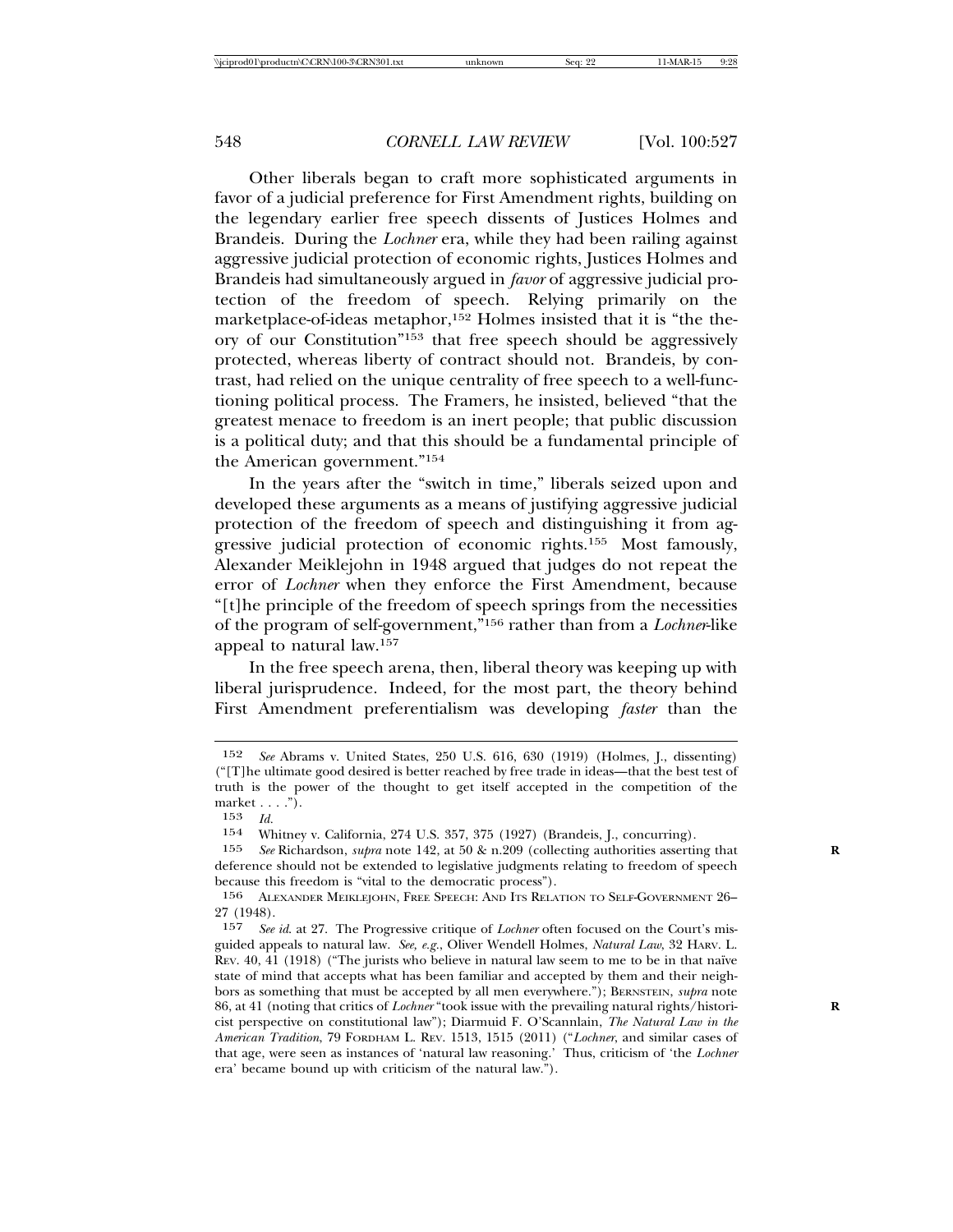Other liberals began to craft more sophisticated arguments in favor of a judicial preference for First Amendment rights, building on the legendary earlier free speech dissents of Justices Holmes and Brandeis. During the *Lochner* era, while they had been railing against aggressive judicial protection of economic rights, Justices Holmes and Brandeis had simultaneously argued in *favor* of aggressive judicial protection of the freedom of speech. Relying primarily on the marketplace-of-ideas metaphor,[152] Holmes insisted that it is "the theory of our Constitution"[153] that free speech should be aggressively protected, whereas liberty of contract should not. Brandeis, by contrast, had relied on the unique centrality of free speech to a well-functioning political process. The Framers, he insisted, believed "that the greatest menace to freedom is an inert people; that public discussion is a political duty; and that this should be a fundamental principle of the American government."[154]

In the years after the "switch in time," liberals seized upon and developed these arguments as a means of justifying aggressive judicial protection of the freedom of speech and distinguishing it from aggressive judicial protection of economic rights.[155] Most famously, Alexander Meiklejohn in 1948 argued that judges do not repeat the error of *Lochner* when they enforce the First Amendment, because "[t]he principle of the freedom of speech springs from the necessities of the program of self-government,"[156] rather than from a *Lochner*-like appeal to natural law.[157]

In the free speech arena, then, liberal theory was keeping up with liberal jurisprudence. Indeed, for the most part, the theory behind First Amendment preferentialism was developing *faster* than the

---

152 *See* Abrams v. United States, 250 U.S. 616, 630 (1919) (Holmes, J., dissenting) ("[T]he ultimate good desired is better reached by free trade in ideas—that the best test of truth is the power of the thought to get itself accepted in the competition of the market . . . .").

153 *Id.*

154 Whitney v. California, 274 U.S. 357, 375 (1927) (Brandeis, J., concurring).

155 *See* Richardson, *supra* note 142, at 50 & n.209 (collecting authorities asserting that deference should not be extended to legislative judgments relating to freedom of speech because this freedom is "vital to the democratic process").

156 ALEXANDER MEIKLEJOHN, FREE SPEECH: AND ITS RELATION TO SELF-GOVERNMENT 26–27 (1948).

157 *See id.* at 27. The Progressive critique of *Lochner* often focused on the Court's misguided appeals to natural law. *See, e.g.*, Oliver Wendell Holmes, *Natural Law*, 32 HARV. L. REV. 40, 41 (1918) ("The jurists who believe in natural law seem to me to be in that naïve state of mind that accepts what has been familiar and accepted by them and their neighbors as something that must be accepted by all men everywhere."); BERNSTEIN, *supra* note 86, at 41 (noting that critics of *Lochner* "took issue with the prevailing natural rights/historicist perspective on constitutional law"); Diarmuid F. O'Scannlain, *The Natural Law in the American Tradition*, 79 FORDHAM L. REV. 1513, 1515 (2011) ("*Lochner*, and similar cases of that age, were seen as instances of 'natural law reasoning.' Thus, criticism of 'the *Lochner* era' became bound up with criticism of the natural law.").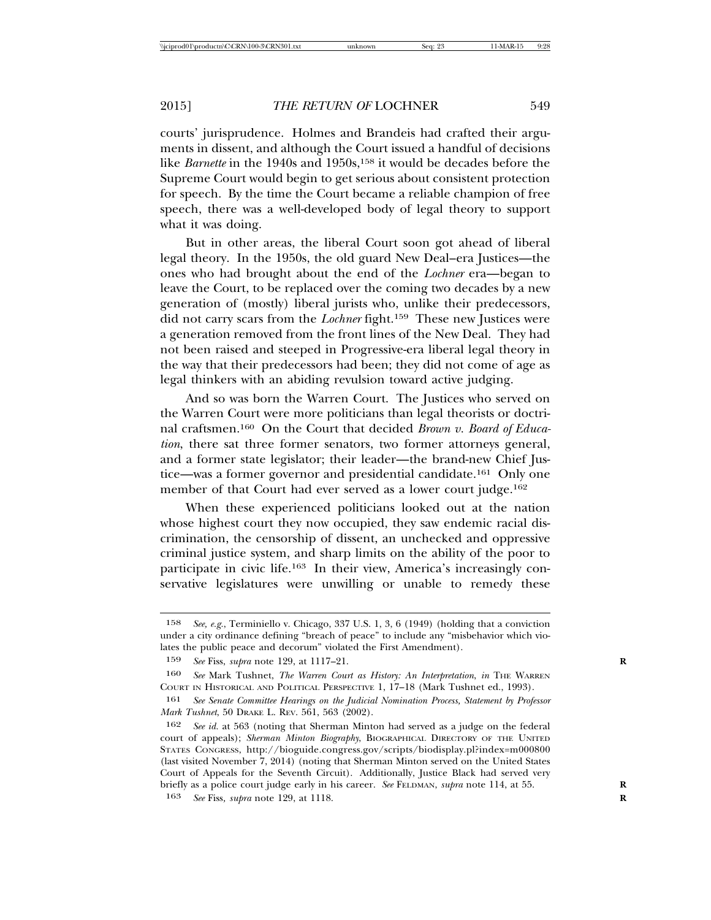courts' jurisprudence. Holmes and Brandeis had crafted their arguments in dissent, and although the Court issued a handful of decisions like *Barnette* in the 1940s and 1950s,[158] it would be decades before the Supreme Court would begin to get serious about consistent protection for speech. By the time the Court became a reliable champion of free speech, there was a well-developed body of legal theory to support what it was doing.

But in other areas, the liberal Court soon got ahead of liberal legal theory. In the 1950s, the old guard New Deal–era Justices—the ones who had brought about the end of the *Lochner* era—began to leave the Court, to be replaced over the coming two decades by a new generation of (mostly) liberal jurists who, unlike their predecessors, did not carry scars from the *Lochner* fight.[159] These new Justices were a generation removed from the front lines of the New Deal. They had not been raised and steeped in Progressive-era liberal legal theory in the way that their predecessors had been; they did not come of age as legal thinkers with an abiding revulsion toward active judging.

And so was born the Warren Court. The Justices who served on the Warren Court were more politicians than legal theorists or doctrinal craftsmen.[160] On the Court that decided *Brown v. Board of Education*, there sat three former senators, two former attorneys general, and a former state legislator; their leader—the brand-new Chief Justice—was a former governor and presidential candidate.[161] Only one member of that Court had ever served as a lower court judge.[162]

When these experienced politicians looked out at the nation whose highest court they now occupied, they saw endemic racial discrimination, the censorship of dissent, an unchecked and oppressive criminal justice system, and sharp limits on the ability of the poor to participate in civic life.[163] In their view, America's increasingly conservative legislatures were unwilling or unable to remedy these

---

158 *See, e.g.*, Terminiello v. Chicago, 337 U.S. 1, 3, 6 (1949) (holding that a conviction under a city ordinance defining "breach of peace" to include any "misbehavior which violates the public peace and decorum" violated the First Amendment).

159 *See* Fiss, *supra* note 129, at 1117–21.

160 *See* Mark Tushnet, *The Warren Court as History: An Interpretation*, *in* THE WARREN COURT IN HISTORICAL AND POLITICAL PERSPECTIVE 1, 17–18 (Mark Tushnet ed., 1993).

161 *See Senate Committee Hearings on the Judicial Nomination Process, Statement by Professor Mark Tushnet*, 50 DRAKE L. REV. 561, 563 (2002).

162 *See id.* at 563 (noting that Sherman Minton had served as a judge on the federal court of appeals); *Sherman Minton Biography*, BIOGRAPHICAL DIRECTORY OF THE UNITED STATES CONGRESS, http://bioguide.congress.gov/scripts/biodisplay.pl?index=m000800 (last visited November 7, 2014) (noting that Sherman Minton served on the United States Court of Appeals for the Seventh Circuit). Additionally, Justice Black had served very briefly as a police court judge early in his career. *See* FELDMAN, *supra* note 114, at 55.

163 *See* Fiss, *supra* note 129, at 1118.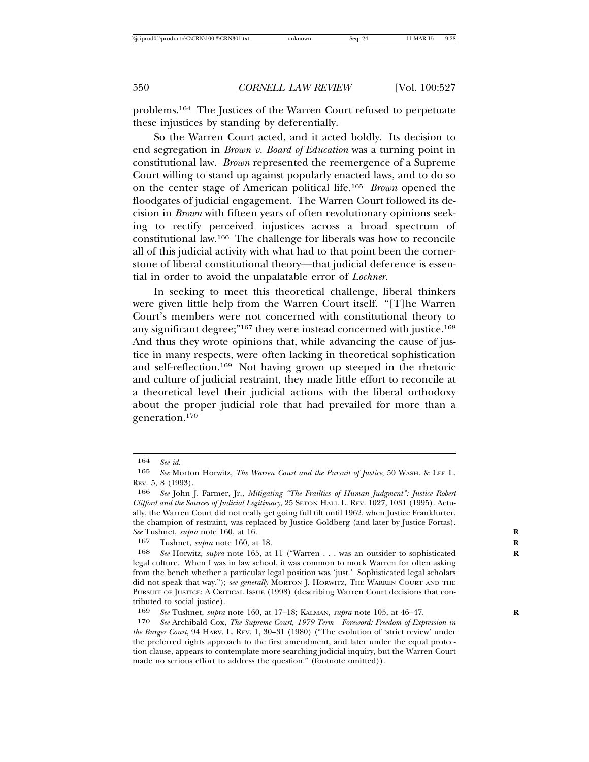problems.[164] The Justices of the Warren Court refused to perpetuate these injustices by standing by deferentially.

So the Warren Court acted, and it acted boldly. Its decision to end segregation in *Brown v. Board of Education* was a turning point in constitutional law. *Brown* represented the reemergence of a Supreme Court willing to stand up against popularly enacted laws, and to do so on the center stage of American political life.[165] *Brown* opened the floodgates of judicial engagement. The Warren Court followed its decision in *Brown* with fifteen years of often revolutionary opinions seeking to rectify perceived injustices across a broad spectrum of constitutional law.[166] The challenge for liberals was how to reconcile all of this judicial activity with what had to that point been the cornerstone of liberal constitutional theory—that judicial deference is essential in order to avoid the unpalatable error of *Lochner*.

In seeking to meet this theoretical challenge, liberal thinkers were given little help from the Warren Court itself. "[T]he Warren Court's members were not concerned with constitutional theory to any significant degree;"[167] they were instead concerned with justice.[168] And thus they wrote opinions that, while advancing the cause of justice in many respects, were often lacking in theoretical sophistication and self-reflection.[169] Not having grown up steeped in the rhetoric and culture of judicial restraint, they made little effort to reconcile at a theoretical level their judicial actions with the liberal orthodoxy about the proper judicial role that had prevailed for more than a generation.[170]

---

164 *See id.*

165 *See* Morton Horwitz, *The Warren Court and the Pursuit of Justice*, 50 WASH. & LEE L. REV. 5, 8 (1993).

166 *See* John J. Farmer, Jr., *Mitigating "The Frailties of Human Judgment": Justice Robert Clifford and the Sources of Judicial Legitimacy*, 25 SETON HALL L. REV. 1027, 1031 (1995). Actually, the Warren Court did not really get going full tilt until 1962, when Justice Frankfurter, the champion of restraint, was replaced by Justice Goldberg (and later by Justice Fortas). *See* Tushnet, *supra* note 160, at 16.

167 Tushnet, *supra* note 160, at 18.

168 *See* Horwitz, *supra* note 165, at 11 ("Warren . . . was an outsider to sophisticated legal culture. When I was in law school, it was common to mock Warren for often asking from the bench whether a particular legal position was 'just.' Sophisticated legal scholars did not speak that way."); *see generally* MORTON J. HORWITZ, THE WARREN COURT AND THE PURSUIT OF JUSTICE: A CRITICAL ISSUE (1998) (describing Warren Court decisions that contributed to social justice).

169 *See* Tushnet, *supra* note 160, at 17–18; KALMAN, *supra* note 105, at 46–47.

170 *See* Archibald Cox, *The Supreme Court, 1979 Term—Foreword: Freedom of Expression in the Burger Court*, 94 HARV. L. REV. 1, 30–31 (1980) ("The evolution of 'strict review' under the preferred rights approach to the first amendment, and later under the equal protection clause, appears to contemplate more searching judicial inquiry, but the Warren Court made no serious effort to address the question." (footnote omitted)).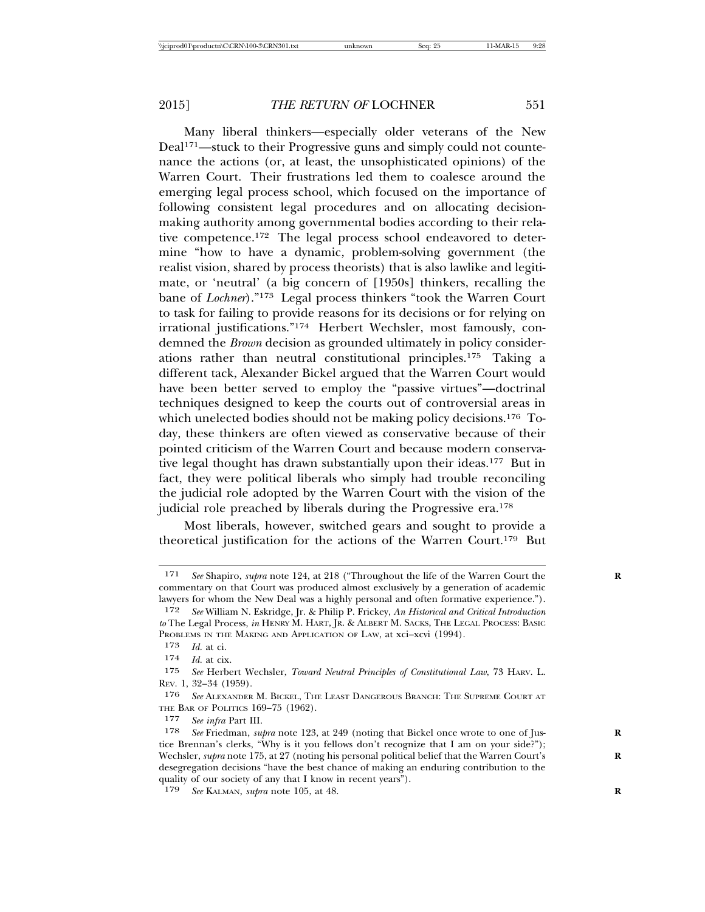Many liberal thinkers—especially older veterans of the New Deal[171]—stuck to their Progressive guns and simply could not countenance the actions (or, at least, the unsophisticated opinions) of the Warren Court. Their frustrations led them to coalesce around the emerging legal process school, which focused on the importance of following consistent legal procedures and on allocating decision-making authority among governmental bodies according to their relative competence.[172] The legal process school endeavored to determine "how to have a dynamic, problem-solving government (the realist vision, shared by process theorists) that is also lawlike and legitimate, or 'neutral' (a big concern of [1950s] thinkers, recalling the bane of *Lochner*)."[173] Legal process thinkers "took the Warren Court to task for failing to provide reasons for its decisions or for relying on irrational justifications."[174] Herbert Wechsler, most famously, condemned the *Brown* decision as grounded ultimately in policy considerations rather than neutral constitutional principles.[175] Taking a different tack, Alexander Bickel argued that the Warren Court would have been better served to employ the "passive virtues"—doctrinal techniques designed to keep the courts out of controversial areas in which unelected bodies should not be making policy decisions.[176] Today, these thinkers are often viewed as conservative because of their pointed criticism of the Warren Court and because modern conservative legal thought has drawn substantially upon their ideas.[177] But in fact, they were political liberals who simply had trouble reconciling the judicial role adopted by the Warren Court with the vision of the judicial role preached by liberals during the Progressive era.[178]

Most liberals, however, switched gears and sought to provide a theoretical justification for the actions of the Warren Court.[179] But

---

171 *See* Shapiro, *supra* note 124, at 218 ("Throughout the life of the Warren Court the commentary on that Court was produced almost exclusively by a generation of academic lawyers for whom the New Deal was a highly personal and often formative experience.").

172 *See* William N. Eskridge, Jr. & Philip P. Frickey, *An Historical and Critical Introduction to* The Legal Process, *in* HENRY M. HART, JR. & ALBERT M. SACKS, THE LEGAL PROCESS: BASIC PROBLEMS IN THE MAKING AND APPLICATION OF LAW, at xci–xcvi (1994).

173 *Id.* at ci.

174 *Id.* at cix.

175 *See* Herbert Wechsler, *Toward Neutral Principles of Constitutional Law*, 73 HARV. L. REV. 1, 32–34 (1959).

176 *See* ALEXANDER M. BICKEL, THE LEAST DANGEROUS BRANCH: THE SUPREME COURT AT THE BAR OF POLITICS 169–75 (1962).

177 *See infra* Part III.

178 *See* Friedman, *supra* note 123, at 249 (noting that Bickel once wrote to one of Justice Brennan's clerks, "Why is it you fellows don't recognize that I am on your side?"); Wechsler, *supra* note 175, at 27 (noting his personal political belief that the Warren Court's desegregation decisions "have the best chance of making an enduring contribution to the quality of our society of any that I know in recent years").

179 *See* KALMAN, *supra* note 105, at 48.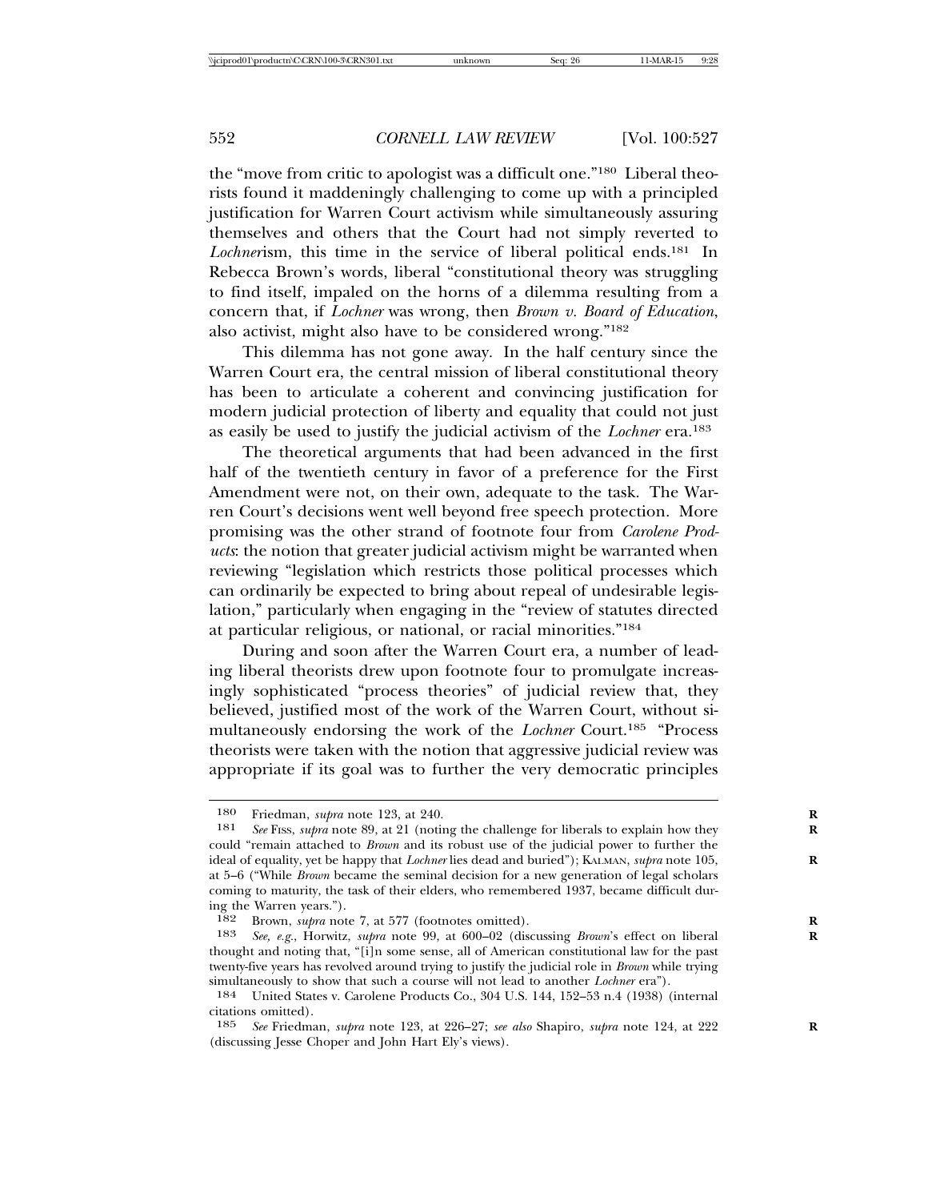the "move from critic to apologist was a difficult one."[180] Liberal theorists found it maddeningly challenging to come up with a principled justification for Warren Court activism while simultaneously assuring themselves and others that the Court had not simply reverted to *Lochner*ism, this time in the service of liberal political ends.[181] In Rebecca Brown's words, liberal "constitutional theory was struggling to find itself, impaled on the horns of a dilemma resulting from a concern that, if *Lochner* was wrong, then *Brown v. Board of Education*, also activist, might also have to be considered wrong."[182]

This dilemma has not gone away. In the half century since the Warren Court era, the central mission of liberal constitutional theory has been to articulate a coherent and convincing justification for modern judicial protection of liberty and equality that could not just as easily be used to justify the judicial activism of the *Lochner* era.[183]

The theoretical arguments that had been advanced in the first half of the twentieth century in favor of a preference for the First Amendment were not, on their own, adequate to the task. The Warren Court's decisions went well beyond free speech protection. More promising was the other strand of footnote four from *Carolene Products*: the notion that greater judicial activism might be warranted when reviewing "legislation which restricts those political processes which can ordinarily be expected to bring about repeal of undesirable legislation," particularly when engaging in the "review of statutes directed at particular religious, or national, or racial minorities."[184]

During and soon after the Warren Court era, a number of leading liberal theorists drew upon footnote four to promulgate increasingly sophisticated "process theories" of judicial review that, they believed, justified most of the work of the Warren Court, without simultaneously endorsing the work of the *Lochner* Court.[185] "Process theorists were taken with the notion that aggressive judicial review was appropriate if its goal was to further the very democratic principles

---

180 Friedman, *supra* note 123, at 240.

181 *See* FISS, *supra* note 89, at 21 (noting the challenge for liberals to explain how they could "remain attached to *Brown* and its robust use of the judicial power to further the ideal of equality, yet be happy that *Lochner* lies dead and buried"); KALMAN, *supra* note 105, at 5–6 ("While *Brown* became the seminal decision for a new generation of legal scholars coming to maturity, the task of their elders, who remembered 1937, became difficult during the Warren years.").

182 Brown, *supra* note 7, at 577 (footnotes omitted).

183 *See, e.g.*, Horwitz, *supra* note 99, at 600–02 (discussing *Brown*'s effect on liberal thought and noting that, "[i]n some sense, all of American constitutional law for the past twenty-five years has revolved around trying to justify the judicial role in *Brown* while trying simultaneously to show that such a course will not lead to another *Lochner* era").

184 United States v. Carolene Products Co., 304 U.S. 144, 152–53 n.4 (1938) (internal citations omitted).

185 *See* Friedman, *supra* note 123, at 226–27; *see also* Shapiro, *supra* note 124, at 222 (discussing Jesse Choper and John Hart Ely's views).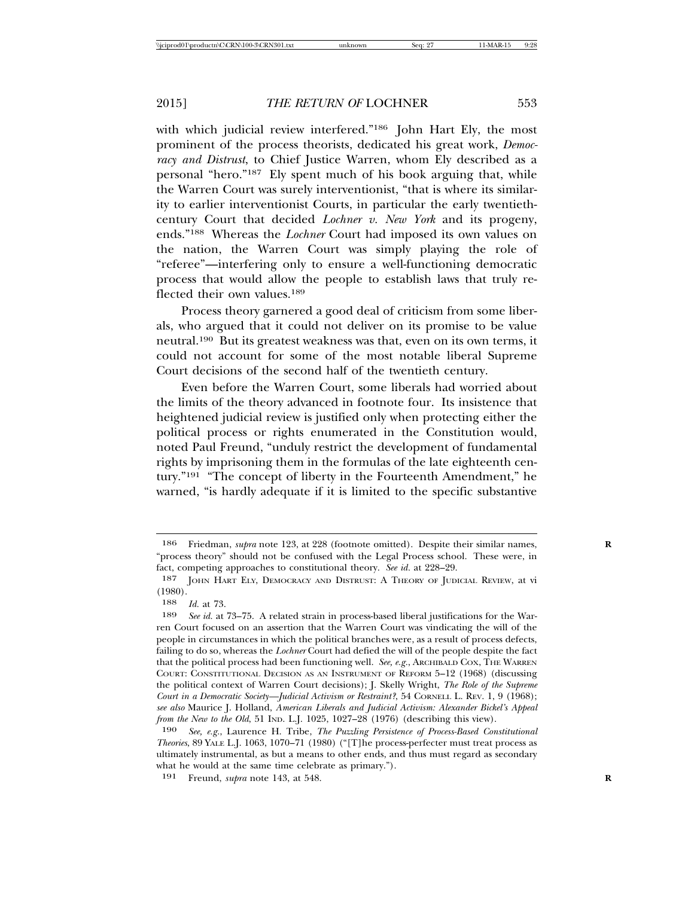with which judicial review interfered."[186] John Hart Ely, the most prominent of the process theorists, dedicated his great work, *Democracy and Distrust*, to Chief Justice Warren, whom Ely described as a personal "hero."[187] Ely spent much of his book arguing that, while the Warren Court was surely interventionist, "that is where its similarity to earlier interventionist Courts, in particular the early twentieth-century Court that decided *Lochner v. New York* and its progeny, ends."[188] Whereas the *Lochner* Court had imposed its own values on the nation, the Warren Court was simply playing the role of "referee"—interfering only to ensure a well-functioning democratic process that would allow the people to establish laws that truly reflected their own values.[189]

Process theory garnered a good deal of criticism from some liberals, who argued that it could not deliver on its promise to be value neutral.[190] But its greatest weakness was that, even on its own terms, it could not account for some of the most notable liberal Supreme Court decisions of the second half of the twentieth century.

Even before the Warren Court, some liberals had worried about the limits of the theory advanced in footnote four. Its insistence that heightened judicial review is justified only when protecting either the political process or rights enumerated in the Constitution would, noted Paul Freund, "unduly restrict the development of fundamental rights by imprisoning them in the formulas of the late eighteenth century."[191] "The concept of liberty in the Fourteenth Amendment," he warned, "is hardly adequate if it is limited to the specific substantive

---

186 Friedman, *supra* note 123, at 228 (footnote omitted). Despite their similar names, "process theory" should not be confused with the Legal Process school. These were, in fact, competing approaches to constitutional theory. *See id.* at 228–29.

187 JOHN HART ELY, DEMOCRACY AND DISTRUST: A THEORY OF JUDICIAL REVIEW, at vi (1980).

188 *Id.* at 73.

189 *See id.* at 73–75. A related strain in process-based liberal justifications for the Warren Court focused on an assertion that the Warren Court was vindicating the will of the people in circumstances in which the political branches were, as a result of process defects, failing to do so, whereas the *Lochner* Court had defied the will of the people despite the fact that the political process had been functioning well. *See, e.g.*, ARCHIBALD COX, THE WARREN COURT: CONSTITUTIONAL DECISION AS AN INSTRUMENT OF REFORM 5–12 (1968) (discussing the political context of Warren Court decisions); J. Skelly Wright, *The Role of the Supreme Court in a Democratic Society—Judicial Activism or Restraint?*, 54 CORNELL L. REV. 1, 9 (1968); *see also* Maurice J. Holland, *American Liberals and Judicial Activism: Alexander Bickel's Appeal from the New to the Old*, 51 IND. L.J. 1025, 1027–28 (1976) (describing this view).

190 *See, e.g.*, Laurence H. Tribe, *The Puzzling Persistence of Process-Based Constitutional Theories*, 89 YALE L.J. 1063, 1070–71 (1980) ("[T]he process-perfecter must treat process as ultimately instrumental, as but a means to other ends, and thus must regard as secondary what he would at the same time celebrate as primary.").

191 Freund, *supra* note 143, at 548.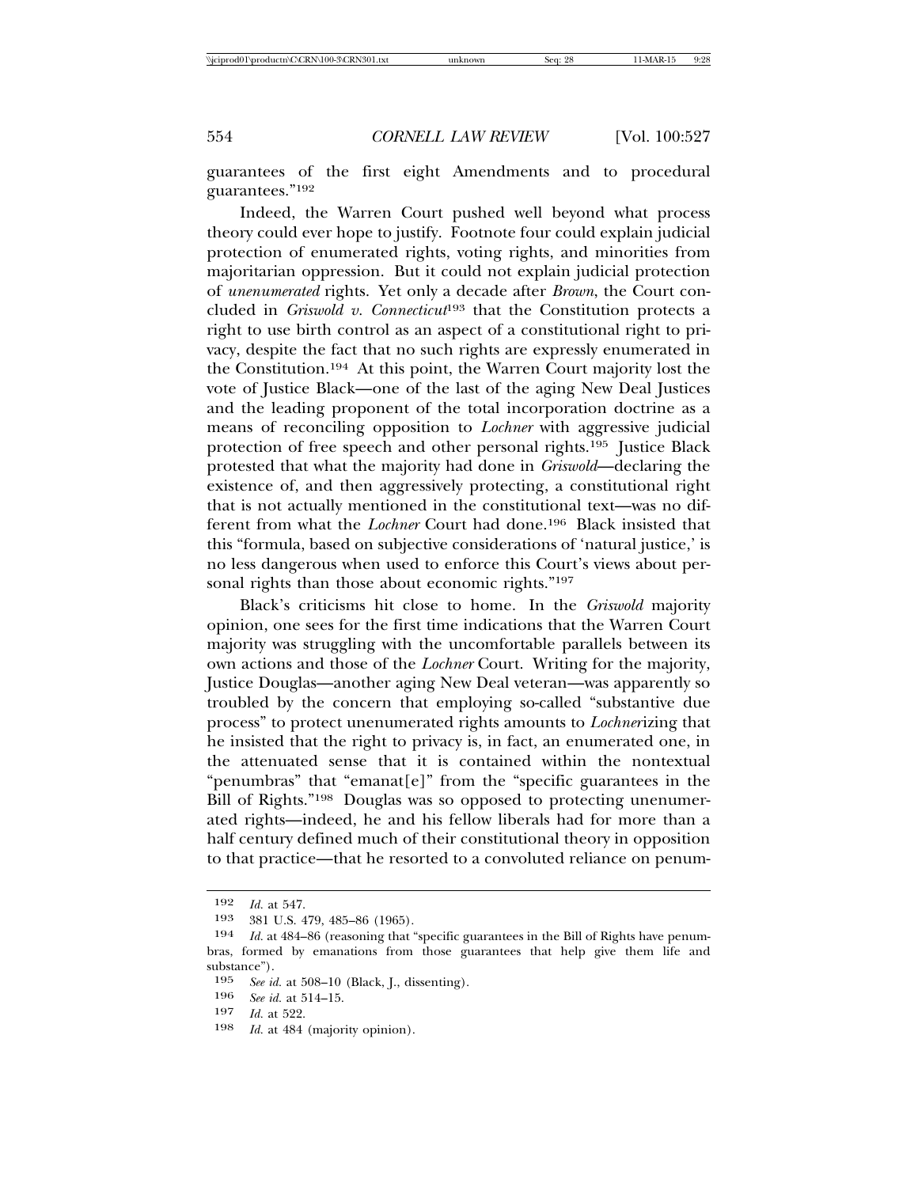guarantees of the first eight Amendments and to procedural guarantees."[192]

Indeed, the Warren Court pushed well beyond what process theory could ever hope to justify. Footnote four could explain judicial protection of enumerated rights, voting rights, and minorities from majoritarian oppression. But it could not explain judicial protection of *unenumerated* rights. Yet only a decade after *Brown*, the Court concluded in *Griswold v. Connecticut*[193] that the Constitution protects a right to use birth control as an aspect of a constitutional right to privacy, despite the fact that no such rights are expressly enumerated in the Constitution.[194] At this point, the Warren Court majority lost the vote of Justice Black—one of the last of the aging New Deal Justices and the leading proponent of the total incorporation doctrine as a means of reconciling opposition to *Lochner* with aggressive judicial protection of free speech and other personal rights.[195] Justice Black protested that what the majority had done in *Griswold*—declaring the existence of, and then aggressively protecting, a constitutional right that is not actually mentioned in the constitutional text—was no different from what the *Lochner* Court had done.[196] Black insisted that this "formula, based on subjective considerations of 'natural justice,' is no less dangerous when used to enforce this Court's views about personal rights than those about economic rights."[197]

Black's criticisms hit close to home. In the *Griswold* majority opinion, one sees for the first time indications that the Warren Court majority was struggling with the uncomfortable parallels between its own actions and those of the *Lochner* Court. Writing for the majority, Justice Douglas—another aging New Deal veteran—was apparently so troubled by the concern that employing so-called "substantive due process" to protect unenumerated rights amounts to *Lochner*izing that he insisted that the right to privacy is, in fact, an enumerated one, in the attenuated sense that it is contained within the nontextual "penumbras" that "emanat[e]" from the "specific guarantees in the Bill of Rights."[198] Douglas was so opposed to protecting unenumerated rights—indeed, he and his fellow liberals had for more than a half century defined much of their constitutional theory in opposition to that practice—that he resorted to a convoluted reliance on penum-

---

[192] *Id.* at 547.

[193] 381 U.S. 479, 485–86 (1965).

[194] *Id.* at 484–86 (reasoning that "specific guarantees in the Bill of Rights have penumbras, formed by emanations from those guarantees that help give them life and substance").

[195] *See id.* at 508–10 (Black, J., dissenting).

[196] *See id.* at 514–15.

[197] *Id.* at 522.

[198] *Id.* at 484 (majority opinion).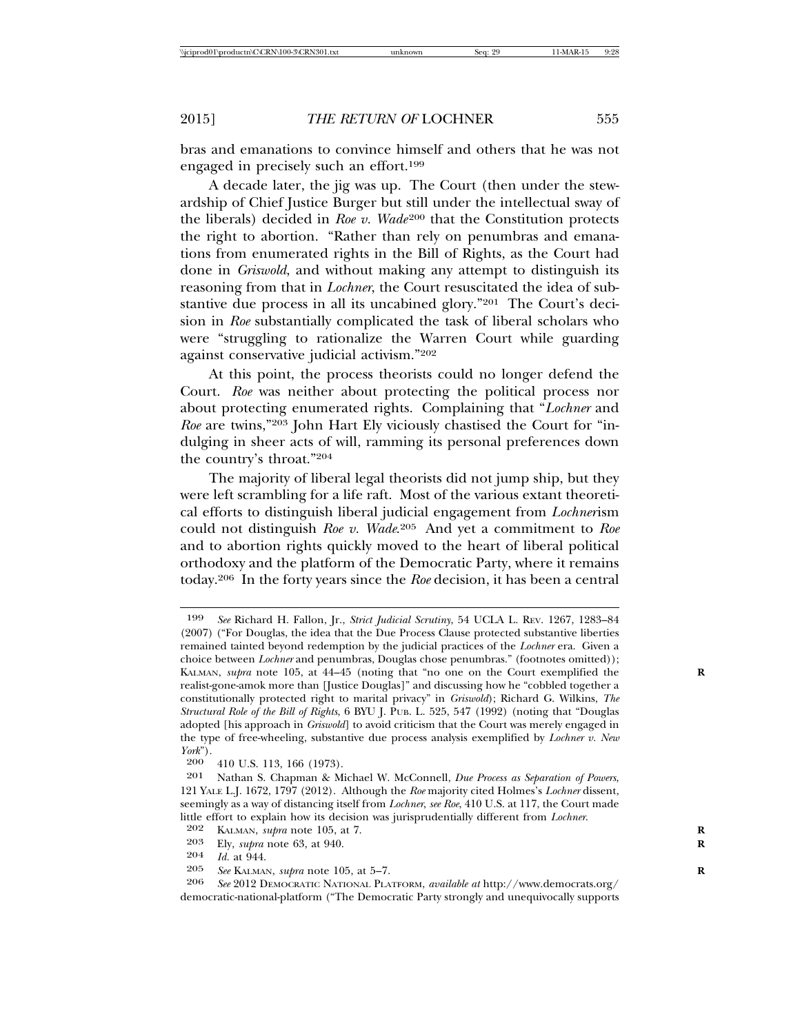bras and emanations to convince himself and others that he was not engaged in precisely such an effort.[199]

A decade later, the jig was up. The Court (then under the stewardship of Chief Justice Burger but still under the intellectual sway of the liberals) decided in *Roe v. Wade*[200] that the Constitution protects the right to abortion. "Rather than rely on penumbras and emanations from enumerated rights in the Bill of Rights, as the Court had done in *Griswold*, and without making any attempt to distinguish its reasoning from that in *Lochner*, the Court resuscitated the idea of substantive due process in all its uncabined glory."[201] The Court's decision in *Roe* substantially complicated the task of liberal scholars who were "struggling to rationalize the Warren Court while guarding against conservative judicial activism."[202]

At this point, the process theorists could no longer defend the Court. *Roe* was neither about protecting the political process nor about protecting enumerated rights. Complaining that "*Lochner* and *Roe* are twins,"[203] John Hart Ely viciously chastised the Court for "indulging in sheer acts of will, ramming its personal preferences down the country's throat."[204]

The majority of liberal legal theorists did not jump ship, but they were left scrambling for a life raft. Most of the various extant theoretical efforts to distinguish liberal judicial engagement from *Lochner*ism could not distinguish *Roe v. Wade*.[205] And yet a commitment to *Roe* and to abortion rights quickly moved to the heart of liberal political orthodoxy and the platform of the Democratic Party, where it remains today.[206] In the forty years since the *Roe* decision, it has been a central

---

199 *See* Richard H. Fallon, Jr., *Strict Judicial Scrutiny*, 54 UCLA L. REV. 1267, 1283–84 (2007) ("For Douglas, the idea that the Due Process Clause protected substantive liberties remained tainted beyond redemption by the judicial practices of the *Lochner* era. Given a choice between *Lochner* and penumbras, Douglas chose penumbras." (footnotes omitted)); KALMAN, *supra* note 105, at 44–45 (noting that "no one on the Court exemplified the realist-gone-amok more than [Justice Douglas]" and discussing how he "cobbled together a constitutionally protected right to marital privacy" in *Griswold*); Richard G. Wilkins, *The Structural Role of the Bill of Rights*, 6 BYU J. PUB. L. 525, 547 (1992) (noting that "Douglas adopted [his approach in *Griswold*] to avoid criticism that the Court was merely engaged in the type of free-wheeling, substantive due process analysis exemplified by *Lochner v. New York*").

200 410 U.S. 113, 166 (1973).

201 Nathan S. Chapman & Michael W. McConnell, *Due Process as Separation of Powers*, 121 YALE L.J. 1672, 1797 (2012). Although the *Roe* majority cited Holmes's *Lochner* dissent, seemingly as a way of distancing itself from *Lochner*, *see Roe*, 410 U.S. at 117, the Court made little effort to explain how its decision was jurisprudentially different from *Lochner*.

202 KALMAN, *supra* note 105, at 7.

203 Ely, *supra* note 63, at 940.

204 *Id.* at 944.

205 *See* KALMAN, *supra* note 105, at 5–7.

206 *See* 2012 DEMOCRATIC NATIONAL PLATFORM, *available at* http://www.democrats.org/democratic-national-platform ("The Democratic Party strongly and unequivocally supports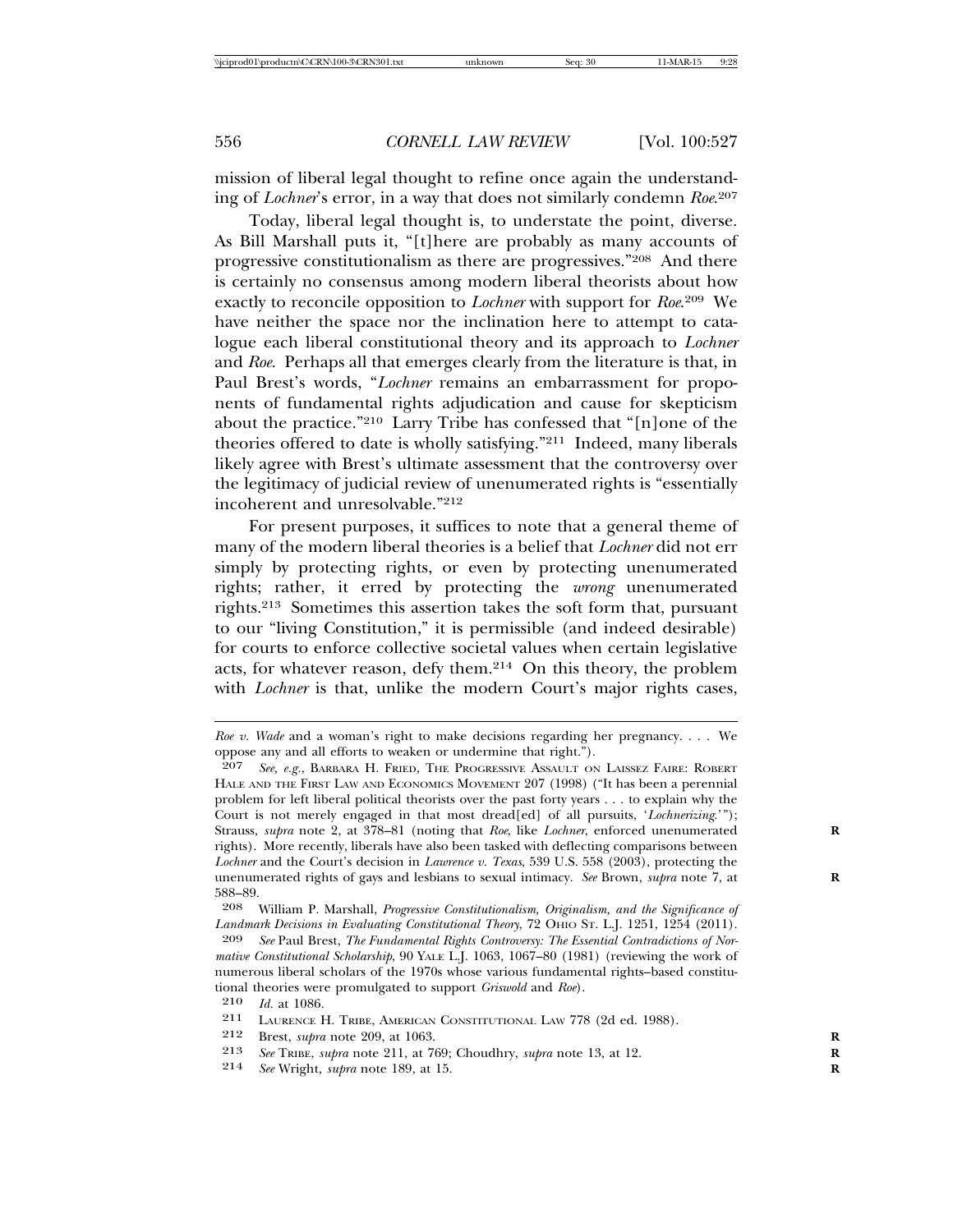mission of liberal legal thought to refine once again the understanding of *Lochner*'s error, in a way that does not similarly condemn *Roe*.[207]

Today, liberal legal thought is, to understate the point, diverse. As Bill Marshall puts it, "[t]here are probably as many accounts of progressive constitutionalism as there are progressives."[208] And there is certainly no consensus among modern liberal theorists about how exactly to reconcile opposition to *Lochner* with support for *Roe*.[209] We have neither the space nor the inclination here to attempt to catalogue each liberal constitutional theory and its approach to *Lochner* and *Roe*. Perhaps all that emerges clearly from the literature is that, in Paul Brest's words, "*Lochner* remains an embarrassment for proponents of fundamental rights adjudication and cause for skepticism about the practice."[210] Larry Tribe has confessed that "[n]one of the theories offered to date is wholly satisfying."[211] Indeed, many liberals likely agree with Brest's ultimate assessment that the controversy over the legitimacy of judicial review of unenumerated rights is "essentially incoherent and unresolvable."[212]

For present purposes, it suffices to note that a general theme of many of the modern liberal theories is a belief that *Lochner* did not err simply by protecting rights, or even by protecting unenumerated rights; rather, it erred by protecting the *wrong* unenumerated rights.[213] Sometimes this assertion takes the soft form that, pursuant to our "living Constitution," it is permissible (and indeed desirable) for courts to enforce collective societal values when certain legislative acts, for whatever reason, defy them.[214] On this theory, the problem with *Lochner* is that, unlike the modern Court's major rights cases,

---

*Roe v. Wade* and a woman's right to make decisions regarding her pregnancy. . . . We oppose any and all efforts to weaken or undermine that right.").

207 *See, e.g.*, Barbara H. Fried, The Progressive Assault on Laissez Faire: Robert Hale and the First Law and Economics Movement 207 (1998) ("It has been a perennial problem for left liberal political theorists over the past forty years . . . to explain why the Court is not merely engaged in that most dread[ed] of all pursuits, '*Lochnerizing*.'"); Strauss, *supra* note 2, at 378–81 (noting that *Roe*, like *Lochner*, enforced unenumerated rights). More recently, liberals have also been tasked with deflecting comparisons between *Lochner* and the Court's decision in *Lawrence v. Texas*, 539 U.S. 558 (2003), protecting the unenumerated rights of gays and lesbians to sexual intimacy. *See* Brown, *supra* note 7, at 588–89.

208 William P. Marshall, *Progressive Constitutionalism, Originalism, and the Significance of Landmark Decisions in Evaluating Constitutional Theory*, 72 Ohio St. L.J. 1251, 1254 (2011).

209 *See* Paul Brest, *The Fundamental Rights Controversy: The Essential Contradictions of Normative Constitutional Scholarship*, 90 Yale L.J. 1063, 1067–80 (1981) (reviewing the work of numerous liberal scholars of the 1970s whose various fundamental rights–based constitutional theories were promulgated to support *Griswold* and *Roe*).

210 *Id.* at 1086.

211 Laurence H. Tribe, American Constitutional Law 778 (2d ed. 1988).

212 Brest, *supra* note 209, at 1063.

213 *See* Tribe, *supra* note 211, at 769; Choudhry, *supra* note 13, at 12.

214 *See* Wright, *supra* note 189, at 15.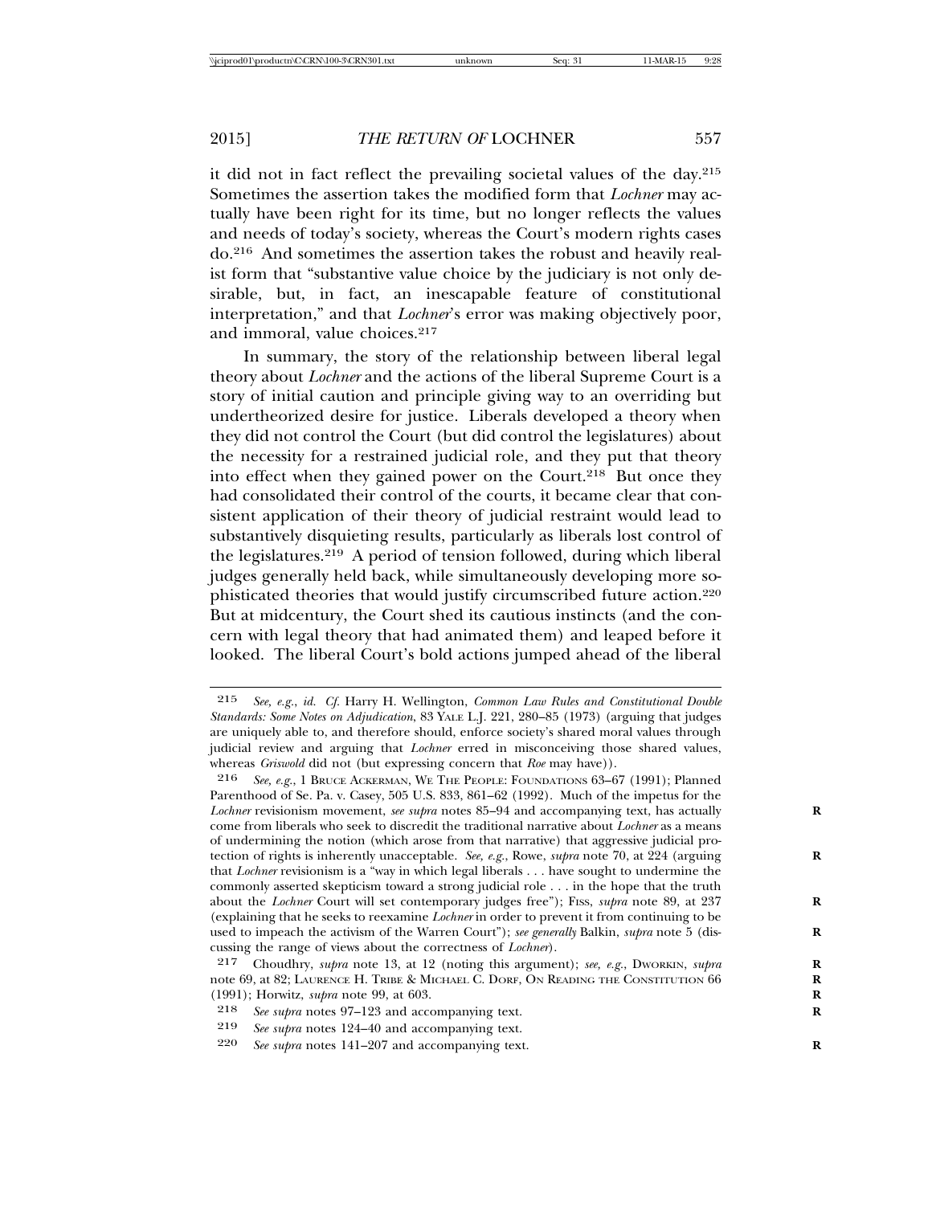it did not in fact reflect the prevailing societal values of the day.[215] Sometimes the assertion takes the modified form that *Lochner* may actually have been right for its time, but no longer reflects the values and needs of today's society, whereas the Court's modern rights cases do.[216] And sometimes the assertion takes the robust and heavily realist form that "substantive value choice by the judiciary is not only desirable, but, in fact, an inescapable feature of constitutional interpretation," and that *Lochner*'s error was making objectively poor, and immoral, value choices.[217]

In summary, the story of the relationship between liberal legal theory about *Lochner* and the actions of the liberal Supreme Court is a story of initial caution and principle giving way to an overriding but undertheorized desire for justice. Liberals developed a theory when they did not control the Court (but did control the legislatures) about the necessity for a restrained judicial role, and they put that theory into effect when they gained power on the Court.[218] But once they had consolidated their control of the courts, it became clear that consistent application of their theory of judicial restraint would lead to substantively disquieting results, particularly as liberals lost control of the legislatures.[219] A period of tension followed, during which liberal judges generally held back, while simultaneously developing more sophisticated theories that would justify circumscribed future action.[220] But at midcentury, the Court shed its cautious instincts (and the concern with legal theory that had animated them) and leaped before it looked. The liberal Court's bold actions jumped ahead of the liberal

---

215 *See, e.g.*, *id.* *Cf.* Harry H. Wellington, *Common Law Rules and Constitutional Double Standards: Some Notes on Adjudication*, 83 YALE L.J. 221, 280–85 (1973) (arguing that judges are uniquely able to, and therefore should, enforce society's shared moral values through judicial review and arguing that *Lochner* erred in misconceiving those shared values, whereas *Griswold* did not (but expressing concern that *Roe* may have)).

216 *See, e.g.*, 1 BRUCE ACKERMAN, WE THE PEOPLE: FOUNDATIONS 63–67 (1991); Planned Parenthood of Se. Pa. v. Casey, 505 U.S. 833, 861–62 (1992). Much of the impetus for the *Lochner* revisionism movement, *see supra* notes 85–94 and accompanying text, has actually come from liberals who seek to discredit the traditional narrative about *Lochner* as a means of undermining the notion (which arose from that narrative) that aggressive judicial protection of rights is inherently unacceptable. *See, e.g.*, Rowe, *supra* note 70, at 224 (arguing that *Lochner* revisionism is a "way in which legal liberals . . . have sought to undermine the commonly asserted skepticism toward a strong judicial role . . . in the hope that the truth about the *Lochner* Court will set contemporary judges free"); FISS, *supra* note 89, at 237 (explaining that he seeks to reexamine *Lochner* in order to prevent it from continuing to be used to impeach the activism of the Warren Court"); *see generally* Balkin, *supra* note 5 (discussing the range of views about the correctness of *Lochner*).

217 Choudhry, *supra* note 13, at 12 (noting this argument); *see, e.g.*, DWORKIN, *supra* note 69, at 82; LAURENCE H. TRIBE & MICHAEL C. DORF, ON READING THE CONSTITUTION 66 (1991); Horwitz, *supra* note 99, at 603.

218 *See supra* notes 97–123 and accompanying text.

219 *See supra* notes 124–40 and accompanying text.

220 *See supra* notes 141–207 and accompanying text.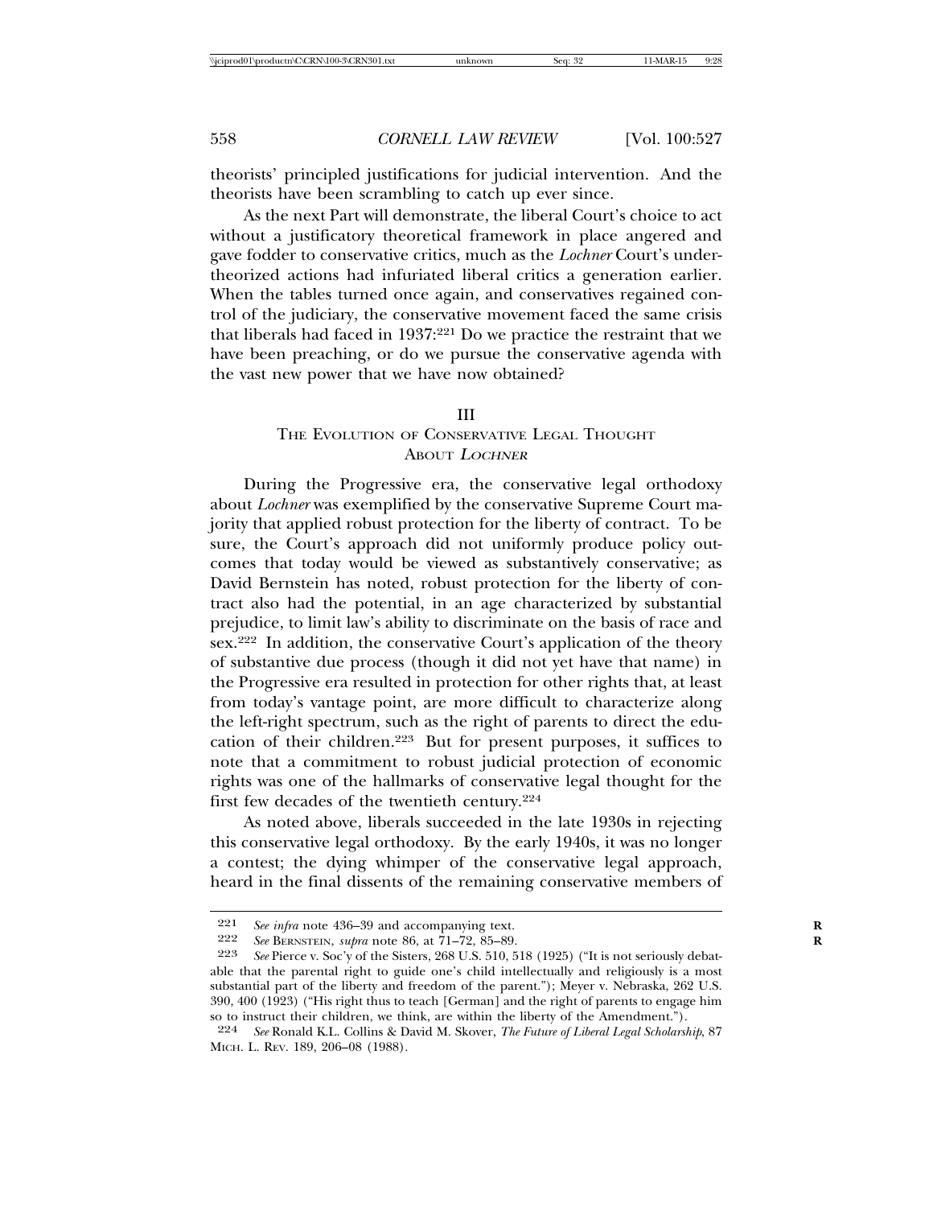theorists' principled justifications for judicial intervention. And the theorists have been scrambling to catch up ever since.

As the next Part will demonstrate, the liberal Court's choice to act without a justificatory theoretical framework in place angered and gave fodder to conservative critics, much as the *Lochner* Court's under-theorized actions had infuriated liberal critics a generation earlier. When the tables turned once again, and conservatives regained control of the judiciary, the conservative movement faced the same crisis that liberals had faced in 1937:[221] Do we practice the restraint that we have been preaching, or do we pursue the conservative agenda with the vast new power that we have now obtained?

## III
## The Evolution of Conservative Legal Thought About *Lochner*

During the Progressive era, the conservative legal orthodoxy about *Lochner* was exemplified by the conservative Supreme Court majority that applied robust protection for the liberty of contract. To be sure, the Court's approach did not uniformly produce policy outcomes that today would be viewed as substantively conservative; as David Bernstein has noted, robust protection for the liberty of contract also had the potential, in an age characterized by substantial prejudice, to limit law's ability to discriminate on the basis of race and sex.[222] In addition, the conservative Court's application of the theory of substantive due process (though it did not yet have that name) in the Progressive era resulted in protection for other rights that, at least from today's vantage point, are more difficult to characterize along the left-right spectrum, such as the right of parents to direct the education of their children.[223] But for present purposes, it suffices to note that a commitment to robust judicial protection of economic rights was one of the hallmarks of conservative legal thought for the first few decades of the twentieth century.[224]

As noted above, liberals succeeded in the late 1930s in rejecting this conservative legal orthodoxy. By the early 1940s, it was no longer a contest; the dying whimper of the conservative legal approach, heard in the final dissents of the remaining conservative members of

---

221 *See infra* note 436–39 and accompanying text.

222 *See* Bernstein, *supra* note 86, at 71–72, 85–89.

223 *See* Pierce v. Soc'y of the Sisters, 268 U.S. 510, 518 (1925) ("It is not seriously debatable that the parental right to guide one's child intellectually and religiously is a most substantial part of the liberty and freedom of the parent."); Meyer v. Nebraska, 262 U.S. 390, 400 (1923) ("His right thus to teach [German] and the right of parents to engage him so to instruct their children, we think, are within the liberty of the Amendment.").

224 *See* Ronald K.L. Collins & David M. Skover, *The Future of Liberal Legal Scholarship*, 87 Mich. L. Rev. 189, 206–08 (1988).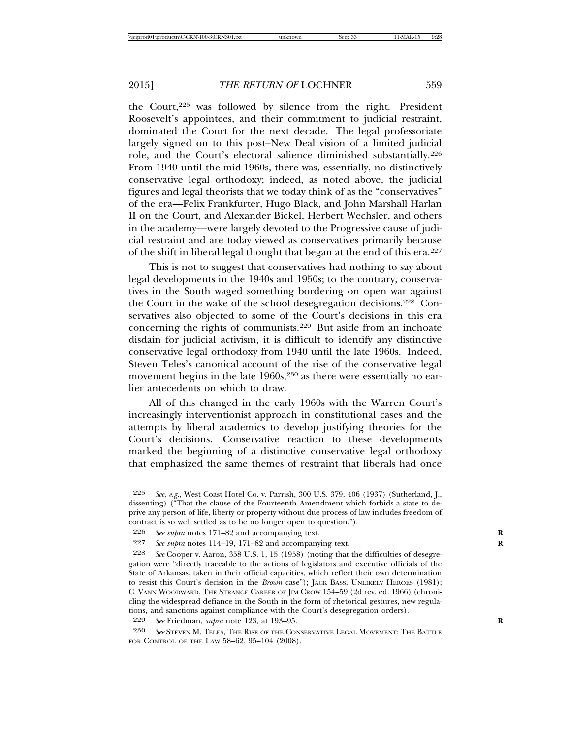the Court,[225] was followed by silence from the right. President Roosevelt's appointees, and their commitment to judicial restraint, dominated the Court for the next decade. The legal professoriate largely signed on to this post–New Deal vision of a limited judicial role, and the Court's electoral salience diminished substantially.[226] From 1940 until the mid-1960s, there was, essentially, no distinctively conservative legal orthodoxy; indeed, as noted above, the judicial figures and legal theorists that we today think of as the "conservatives" of the era—Felix Frankfurter, Hugo Black, and John Marshall Harlan II on the Court, and Alexander Bickel, Herbert Wechsler, and others in the academy—were largely devoted to the Progressive cause of judicial restraint and are today viewed as conservatives primarily because of the shift in liberal legal thought that began at the end of this era.[227]

This is not to suggest that conservatives had nothing to say about legal developments in the 1940s and 1950s; to the contrary, conservatives in the South waged something bordering on open war against the Court in the wake of the school desegregation decisions.[228] Conservatives also objected to some of the Court's decisions in this era concerning the rights of communists.[229] But aside from an inchoate disdain for judicial activism, it is difficult to identify any distinctive conservative legal orthodoxy from 1940 until the late 1960s. Indeed, Steven Teles's canonical account of the rise of the conservative legal movement begins in the late 1960s,[230] as there were essentially no earlier antecedents on which to draw.

All of this changed in the early 1960s with the Warren Court's increasingly interventionist approach in constitutional cases and the attempts by liberal academics to develop justifying theories for the Court's decisions. Conservative reaction to these developments marked the beginning of a distinctive conservative legal orthodoxy that emphasized the same themes of restraint that liberals had once

---

[225] *See, e.g.*, West Coast Hotel Co. v. Parrish, 300 U.S. 379, 406 (1937) (Sutherland, J., dissenting) ("That the clause of the Fourteenth Amendment which forbids a state to deprive any person of life, liberty or property without due process of law includes freedom of contract is so well settled as to be no longer open to question.").

[226] *See supra* notes 171–82 and accompanying text.

[227] *See supra* notes 114–19, 171–82 and accompanying text.

[228] *See* Cooper v. Aaron, 358 U.S. 1, 15 (1958) (noting that the difficulties of desegregation were "directly traceable to the actions of legislators and executive officials of the State of Arkansas, taken in their official capacities, which reflect their own determination to resist this Court's decision in the *Brown* case"); JACK BASS, UNLIKELY HEROES (1981); C. VANN WOODWARD, THE STRANGE CAREER OF JIM CROW 154–59 (2d rev. ed. 1966) (chronicling the widespread defiance in the South in the form of rhetorical gestures, new regulations, and sanctions against compliance with the Court's desegregation orders).

[229] *See* Friedman, *supra* note 123, at 193–95.

[230] *See* STEVEN M. TELES, THE RISE OF THE CONSERVATIVE LEGAL MOVEMENT: THE BATTLE FOR CONTROL OF THE LAW 58–62, 95–104 (2008).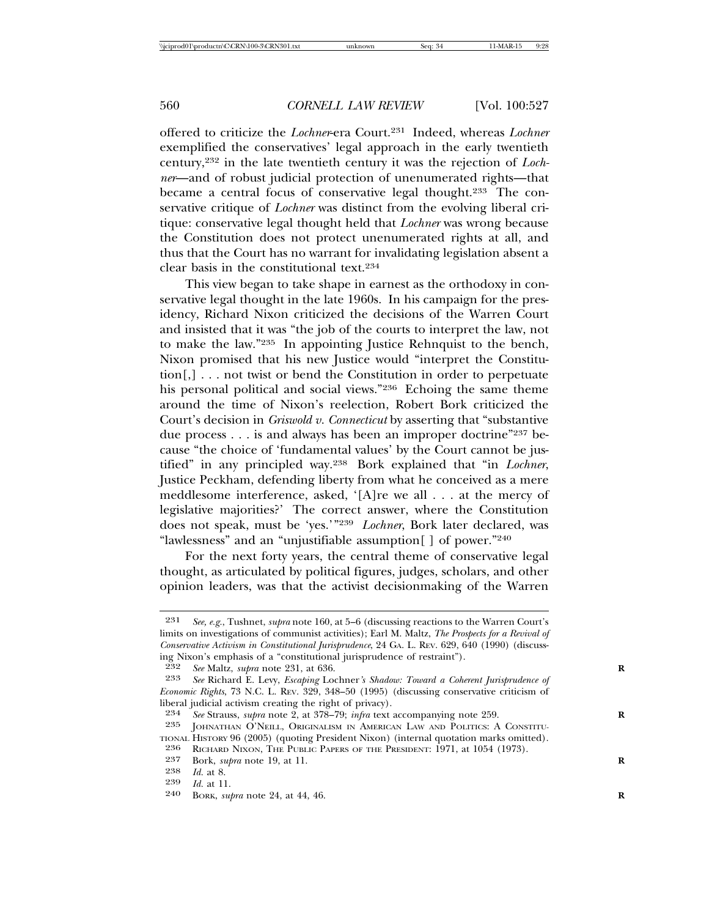offered to criticize the *Lochner*-era Court.[231] Indeed, whereas *Lochner* exemplified the conservatives' legal approach in the early twentieth century,[232] in the late twentieth century it was the rejection of *Lochner*—and of robust judicial protection of unenumerated rights—that became a central focus of conservative legal thought.[233] The conservative critique of *Lochner* was distinct from the evolving liberal critique: conservative legal thought held that *Lochner* was wrong because the Constitution does not protect unenumerated rights at all, and thus that the Court has no warrant for invalidating legislation absent a clear basis in the constitutional text.[234]

This view began to take shape in earnest as the orthodoxy in conservative legal thought in the late 1960s. In his campaign for the presidency, Richard Nixon criticized the decisions of the Warren Court and insisted that it was "the job of the courts to interpret the law, not to make the law."[235] In appointing Justice Rehnquist to the bench, Nixon promised that his new Justice would "interpret the Constitution[,] . . . not twist or bend the Constitution in order to perpetuate his personal political and social views."[236] Echoing the same theme around the time of Nixon's reelection, Robert Bork criticized the Court's decision in *Griswold v. Connecticut* by asserting that "substantive due process . . . is and always has been an improper doctrine"[237] because "the choice of 'fundamental values' by the Court cannot be justified" in any principled way.[238] Bork explained that "in *Lochner*, Justice Peckham, defending liberty from what he conceived as a mere meddlesome interference, asked, '[A]re we all . . . at the mercy of legislative majorities?' The correct answer, where the Constitution does not speak, must be 'yes.'"[239] *Lochner*, Bork later declared, was "lawlessness" and an "unjustifiable assumption[ ] of power."[240]

For the next forty years, the central theme of conservative legal thought, as articulated by political figures, judges, scholars, and other opinion leaders, was that the activist decisionmaking of the Warren

---

231 *See, e.g.*, Tushnet, *supra* note 160, at 5–6 (discussing reactions to the Warren Court's limits on investigations of communist activities); Earl M. Maltz, *The Prospects for a Revival of Conservative Activism in Constitutional Jurisprudence*, 24 GA. L. REV. 629, 640 (1990) (discussing Nixon's emphasis of a "constitutional jurisprudence of restraint").

232 *See* Maltz, *supra* note 231, at 636.

233 *See* Richard E. Levy, *Escaping* Lochner*'s Shadow: Toward a Coherent Jurisprudence of Economic Rights*, 73 N.C. L. REV. 329, 348–50 (1995) (discussing conservative criticism of liberal judicial activism creating the right of privacy).

234 *See* Strauss, *supra* note 2, at 378–79; *infra* text accompanying note 259.

235 JOHNATHAN O'NEILL, ORIGINALISM IN AMERICAN LAW AND POLITICS: A CONSTITUTIONAL HISTORY 96 (2005) (quoting President Nixon) (internal quotation marks omitted).

236 RICHARD NIXON, THE PUBLIC PAPERS OF THE PRESIDENT: 1971, at 1054 (1973).

237 Bork, *supra* note 19, at 11.

238 *Id.* at 8.

239 *Id.* at 11.

240 BORK, *supra* note 24, at 44, 46.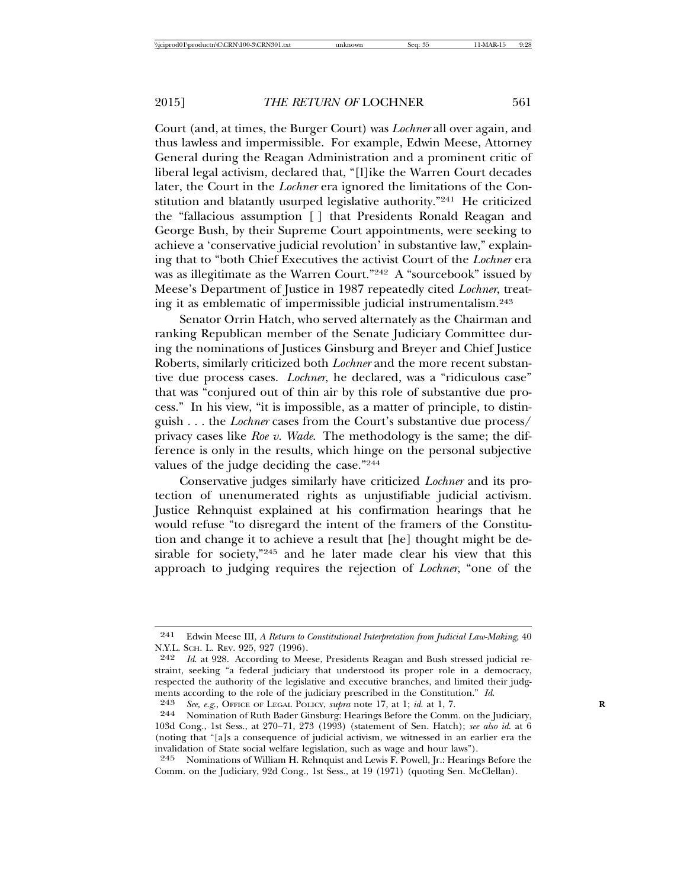Court (and, at times, the Burger Court) was *Lochner* all over again, and thus lawless and impermissible. For example, Edwin Meese, Attorney General during the Reagan Administration and a prominent critic of liberal legal activism, declared that, "[l]ike the Warren Court decades later, the Court in the *Lochner* era ignored the limitations of the Constitution and blatantly usurped legislative authority."[241] He criticized the "fallacious assumption [ ] that Presidents Ronald Reagan and George Bush, by their Supreme Court appointments, were seeking to achieve a 'conservative judicial revolution' in substantive law," explaining that to "both Chief Executives the activist Court of the *Lochner* era was as illegitimate as the Warren Court."[242] A "sourcebook" issued by Meese's Department of Justice in 1987 repeatedly cited *Lochner*, treating it as emblematic of impermissible judicial instrumentalism.[243]

Senator Orrin Hatch, who served alternately as the Chairman and ranking Republican member of the Senate Judiciary Committee during the nominations of Justices Ginsburg and Breyer and Chief Justice Roberts, similarly criticized both *Lochner* and the more recent substantive due process cases. *Lochner*, he declared, was a "ridiculous case" that was "conjured out of thin air by this role of substantive due process." In his view, "it is impossible, as a matter of principle, to distinguish . . . the *Lochner* cases from the Court's substantive due process/privacy cases like *Roe v. Wade*. The methodology is the same; the difference is only in the results, which hinge on the personal subjective values of the judge deciding the case."[244]

Conservative judges similarly have criticized *Lochner* and its protection of unenumerated rights as unjustifiable judicial activism. Justice Rehnquist explained at his confirmation hearings that he would refuse "to disregard the intent of the framers of the Constitution and change it to achieve a result that [he] thought might be desirable for society,"[245] and he later made clear his view that this approach to judging requires the rejection of *Lochner*, "one of the

---

241 Edwin Meese III, *A Return to Constitutional Interpretation from Judicial Law-Making*, 40 N.Y.L. Sch. L. Rev. 925, 927 (1996).

242 *Id.* at 928. According to Meese, Presidents Reagan and Bush stressed judicial restraint, seeking "a federal judiciary that understood its proper role in a democracy, respected the authority of the legislative and executive branches, and limited their judgments according to the role of the judiciary prescribed in the Constitution." *Id.*

243 *See, e.g.*, Office of Legal Policy, *supra* note 17, at 1; *id.* at 1, 7.

244 Nomination of Ruth Bader Ginsburg: Hearings Before the Comm. on the Judiciary, 103d Cong., 1st Sess., at 270–71, 273 (1993) (statement of Sen. Hatch); *see also id.* at 6 (noting that "[a]s a consequence of judicial activism, we witnessed in an earlier era the invalidation of State social welfare legislation, such as wage and hour laws").

245 Nominations of William H. Rehnquist and Lewis F. Powell, Jr.: Hearings Before the Comm. on the Judiciary, 92d Cong., 1st Sess., at 19 (1971) (quoting Sen. McClellan).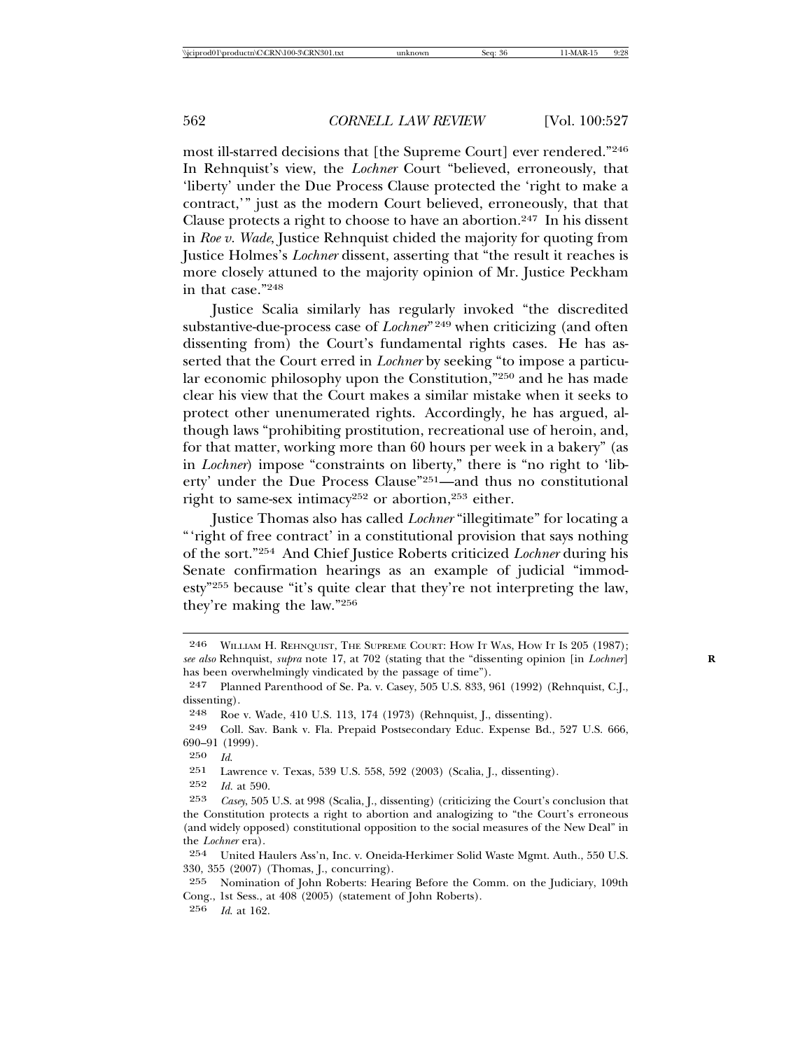most ill-starred decisions that [the Supreme Court] ever rendered."[246] In Rehnquist's view, the *Lochner* Court "believed, erroneously, that 'liberty' under the Due Process Clause protected the 'right to make a contract,'" just as the modern Court believed, erroneously, that that Clause protects a right to choose to have an abortion.[247] In his dissent in *Roe v. Wade*, Justice Rehnquist chided the majority for quoting from Justice Holmes's *Lochner* dissent, asserting that "the result it reaches is more closely attuned to the majority opinion of Mr. Justice Peckham in that case."[248]

Justice Scalia similarly has regularly invoked "the discredited substantive-due-process case of *Lochner*"[249] when criticizing (and often dissenting from) the Court's fundamental rights cases. He has asserted that the Court erred in *Lochner* by seeking "to impose a particular economic philosophy upon the Constitution,"[250] and he has made clear his view that the Court makes a similar mistake when it seeks to protect other unenumerated rights. Accordingly, he has argued, although laws "prohibiting prostitution, recreational use of heroin, and, for that matter, working more than 60 hours per week in a bakery" (as in *Lochner*) impose "constraints on liberty," there is "no right to 'liberty' under the Due Process Clause"[251]—and thus no constitutional right to same-sex intimacy[252] or abortion,[253] either.

Justice Thomas also has called *Lochner* "illegitimate" for locating a "'right of free contract' in a constitutional provision that says nothing of the sort."[254] And Chief Justice Roberts criticized *Lochner* during his Senate confirmation hearings as an example of judicial "immodesty"[255] because "it's quite clear that they're not interpreting the law, they're making the law."[256]

---

[246] William H. Rehnquist, The Supreme Court: How It Was, How It Is 205 (1987); *see also* Rehnquist, *supra* note 17, at 702 (stating that the "dissenting opinion [in *Lochner*] has been overwhelmingly vindicated by the passage of time").

[247] Planned Parenthood of Se. Pa. v. Casey, 505 U.S. 833, 961 (1992) (Rehnquist, C.J., dissenting).

[248] Roe v. Wade, 410 U.S. 113, 174 (1973) (Rehnquist, J., dissenting).

[249] Coll. Sav. Bank v. Fla. Prepaid Postsecondary Educ. Expense Bd., 527 U.S. 666, 690–91 (1999).

[250] *Id.*

[251] Lawrence v. Texas, 539 U.S. 558, 592 (2003) (Scalia, J., dissenting).

[252] *Id.* at 590.

[253] *Casey*, 505 U.S. at 998 (Scalia, J., dissenting) (criticizing the Court's conclusion that the Constitution protects a right to abortion and analogizing to "the Court's erroneous (and widely opposed) constitutional opposition to the social measures of the New Deal" in the *Lochner* era).

[254] United Haulers Ass'n, Inc. v. Oneida-Herkimer Solid Waste Mgmt. Auth., 550 U.S. 330, 355 (2007) (Thomas, J., concurring).

[255] Nomination of John Roberts: Hearing Before the Comm. on the Judiciary, 109th Cong., 1st Sess., at 408 (2005) (statement of John Roberts).

[256] *Id.* at 162.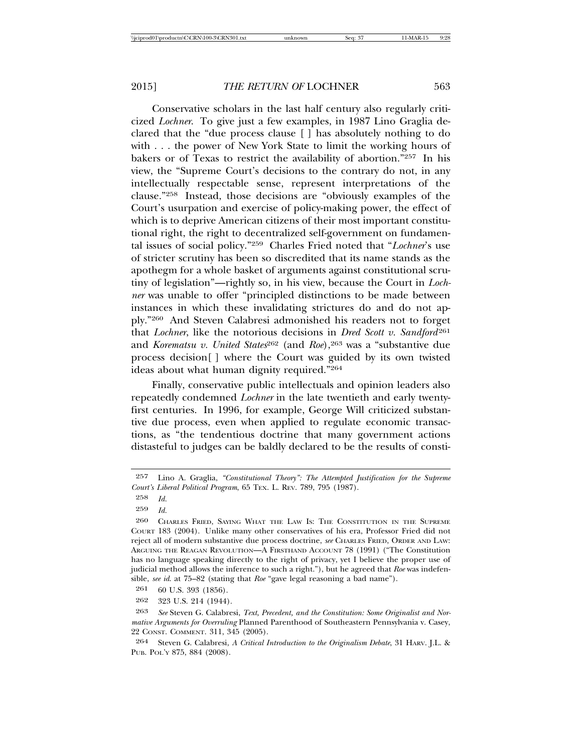Conservative scholars in the last half century also regularly criticized *Lochner*. To give just a few examples, in 1987 Lino Graglia declared that the "due process clause [ ] has absolutely nothing to do with . . . the power of New York State to limit the working hours of bakers or of Texas to restrict the availability of abortion."[257] In his view, the "Supreme Court's decisions to the contrary do not, in any intellectually respectable sense, represent interpretations of the clause."[258] Instead, those decisions are "obviously examples of the Court's usurpation and exercise of policy-making power, the effect of which is to deprive American citizens of their most important constitutional right, the right to decentralized self-government on fundamental issues of social policy."[259] Charles Fried noted that "*Lochner*'s use of stricter scrutiny has been so discredited that its name stands as the apothegm for a whole basket of arguments against constitutional scrutiny of legislation"—rightly so, in his view, because the Court in *Lochner* was unable to offer "principled distinctions to be made between instances in which these invalidating strictures do and do not apply."[260] And Steven Calabresi admonished his readers not to forget that *Lochner*, like the notorious decisions in *Dred Scott v. Sandford*[261] and *Korematsu v. United States*[262] (and *Roe*),[263] was a "substantive due process decision[ ] where the Court was guided by its own twisted ideas about what human dignity required."[264]

Finally, conservative public intellectuals and opinion leaders also repeatedly condemned *Lochner* in the late twentieth and early twenty-first centuries. In 1996, for example, George Will criticized substantive due process, even when applied to regulate economic transactions, as "the tendentious doctrine that many government actions distasteful to judges can be baldly declared to be the results of consti-

---

257 Lino A. Graglia, *"Constitutional Theory": The Attempted Justification for the Supreme Court's Liberal Political Program*, 65 TEX. L. REV. 789, 795 (1987).

258 *Id.*

259 *Id.*

260 CHARLES FRIED, SAYING WHAT THE LAW IS: THE CONSTITUTION IN THE SUPREME COURT 183 (2004). Unlike many other conservatives of his era, Professor Fried did not reject all of modern substantive due process doctrine, *see* CHARLES FRIED, ORDER AND LAW: ARGUING THE REAGAN REVOLUTION—A FIRSTHAND ACCOUNT 78 (1991) ("The Constitution has no language speaking directly to the right of privacy, yet I believe the proper use of judicial method allows the inference to such a right."), but he agreed that *Roe* was indefensible, *see id.* at 75–82 (stating that *Roe* "gave legal reasoning a bad name").

261 60 U.S. 393 (1856).

262 323 U.S. 214 (1944).

263 *See* Steven G. Calabresi, *Text, Precedent, and the Constitution: Some Originalist and Normative Arguments for Overruling* Planned Parenthood of Southeastern Pennsylvania v. Casey, 22 CONST. COMMENT. 311, 345 (2005).

264 Steven G. Calabresi, *A Critical Introduction to the Originalism Debate*, 31 HARV. J.L. & PUB. POL'Y 875, 884 (2008).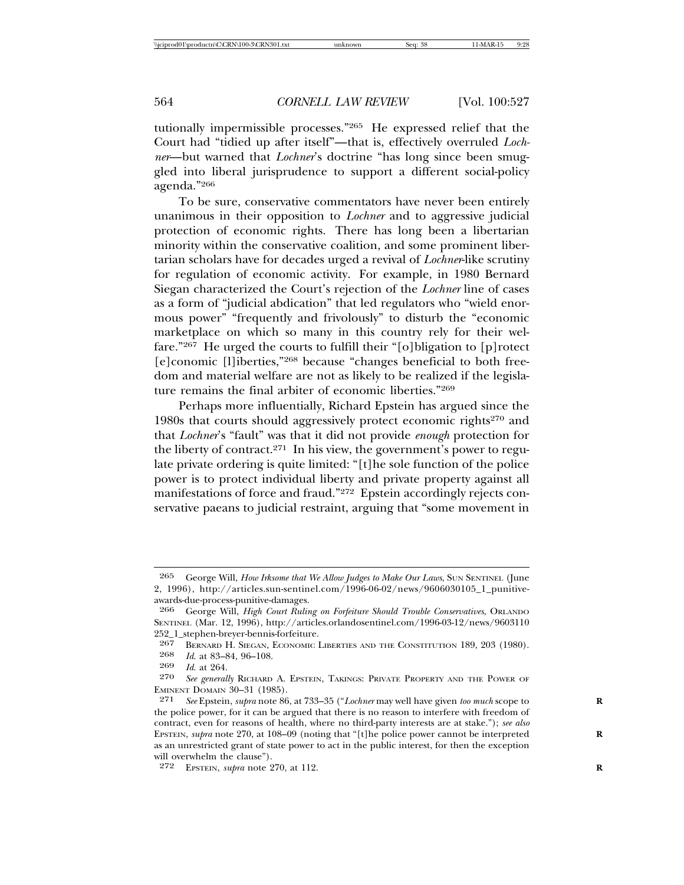tutionally impermissible processes."[265] He expressed relief that the Court had "tidied up after itself"—that is, effectively overruled *Lochner*—but warned that *Lochner*'s doctrine "has long since been smuggled into liberal jurisprudence to support a different social-policy agenda."[266]

To be sure, conservative commentators have never been entirely unanimous in their opposition to *Lochner* and to aggressive judicial protection of economic rights. There has long been a libertarian minority within the conservative coalition, and some prominent libertarian scholars have for decades urged a revival of *Lochner*-like scrutiny for regulation of economic activity. For example, in 1980 Bernard Siegan characterized the Court's rejection of the *Lochner* line of cases as a form of "judicial abdication" that led regulators who "wield enormous power" "frequently and frivolously" to disturb the "economic marketplace on which so many in this country rely for their welfare."[267] He urged the courts to fulfill their "[o]bligation to [p]rotect [e]conomic [l]iberties,"[268] because "changes beneficial to both freedom and material welfare are not as likely to be realized if the legislature remains the final arbiter of economic liberties."[269]

Perhaps more influentially, Richard Epstein has argued since the 1980s that courts should aggressively protect economic rights[270] and that *Lochner*'s "fault" was that it did not provide *enough* protection for the liberty of contract.[271] In his view, the government's power to regulate private ordering is quite limited: "[t]he sole function of the police power is to protect individual liberty and private property against all manifestations of force and fraud."[272] Epstein accordingly rejects conservative paeans to judicial restraint, arguing that "some movement in

---

265 George Will, *How Irksome that We Allow Judges to Make Our Laws*, SUN SENTINEL (June 2, 1996), http://articles.sun-sentinel.com/1996-06-02/news/9606030105_1_punitive-awards-due-process-punitive-damages.

266 George Will, *High Court Ruling on Forfeiture Should Trouble Conservatives*, ORLANDO SENTINEL (Mar. 12, 1996), http://articles.orlandosentinel.com/1996-03-12/news/9603110252_1_stephen-breyer-bennis-forfeiture.

267 BERNARD H. SIEGAN, ECONOMIC LIBERTIES AND THE CONSTITUTION 189, 203 (1980).

268 *Id.* at 83–84, 96–108.

269 *Id.* at 264.

270 *See generally* RICHARD A. EPSTEIN, TAKINGS: PRIVATE PROPERTY AND THE POWER OF EMINENT DOMAIN 30–31 (1985).

271 *See* Epstein, *supra* note 86, at 733–35 ("*Lochner* may well have given *too much* scope to the police power, for it can be argued that there is no reason to interfere with freedom of contract, even for reasons of health, where no third-party interests are at stake."); *see also* EPSTEIN, *supra* note 270, at 108–09 (noting that "[t]he police power cannot be interpreted as an unrestricted grant of state power to act in the public interest, for then the exception will overwhelm the clause").

272 EPSTEIN, *supra* note 270, at 112.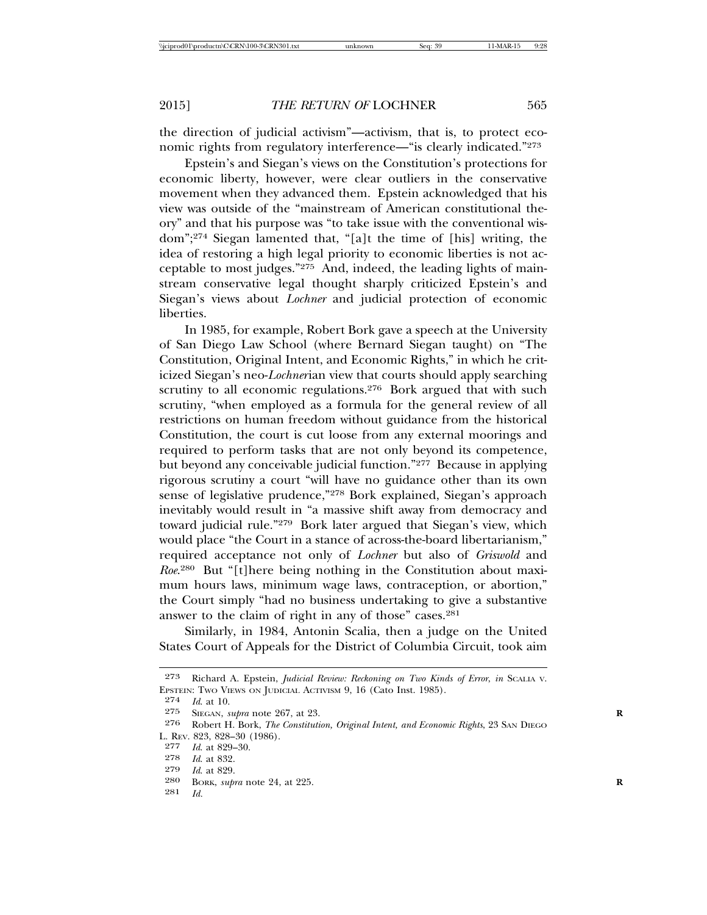the direction of judicial activism"—activism, that is, to protect economic rights from regulatory interference—"is clearly indicated."[273]

Epstein's and Siegan's views on the Constitution's protections for economic liberty, however, were clear outliers in the conservative movement when they advanced them. Epstein acknowledged that his view was outside of the "mainstream of American constitutional theory" and that his purpose was "to take issue with the conventional wisdom";[274] Siegan lamented that, "[a]t the time of [his] writing, the idea of restoring a high legal priority to economic liberties is not acceptable to most judges."[275] And, indeed, the leading lights of mainstream conservative legal thought sharply criticized Epstein's and Siegan's views about *Lochner* and judicial protection of economic liberties.

In 1985, for example, Robert Bork gave a speech at the University of San Diego Law School (where Bernard Siegan taught) on "The Constitution, Original Intent, and Economic Rights," in which he criticized Siegan's neo-*Lochner*ian view that courts should apply searching scrutiny to all economic regulations.[276] Bork argued that with such scrutiny, "when employed as a formula for the general review of all restrictions on human freedom without guidance from the historical Constitution, the court is cut loose from any external moorings and required to perform tasks that are not only beyond its competence, but beyond any conceivable judicial function."[277] Because in applying rigorous scrutiny a court "will have no guidance other than its own sense of legislative prudence,"[278] Bork explained, Siegan's approach inevitably would result in "a massive shift away from democracy and toward judicial rule."[279] Bork later argued that Siegan's view, which would place "the Court in a stance of across-the-board libertarianism," required acceptance not only of *Lochner* but also of *Griswold* and *Roe*.[280] But "[t]here being nothing in the Constitution about maximum hours laws, minimum wage laws, contraception, or abortion," the Court simply "had no business undertaking to give a substantive answer to the claim of right in any of those" cases.[281]

Similarly, in 1984, Antonin Scalia, then a judge on the United States Court of Appeals for the District of Columbia Circuit, took aim

---

273 Richard A. Epstein, *Judicial Review: Reckoning on Two Kinds of Error*, *in* SCALIA V. EPSTEIN: TWO VIEWS ON JUDICIAL ACTIVISM 9, 16 (Cato Inst. 1985).

274 *Id.* at 10.

275 SIEGAN, *supra* note 267, at 23.

276 Robert H. Bork, *The Constitution, Original Intent, and Economic Rights*, 23 SAN DIEGO L. REV. 823, 828–30 (1986).

277 *Id.* at 829–30.

278 *Id.* at 832.

279 *Id.* at 829.

280 BORK, *supra* note 24, at 225.

281 *Id.*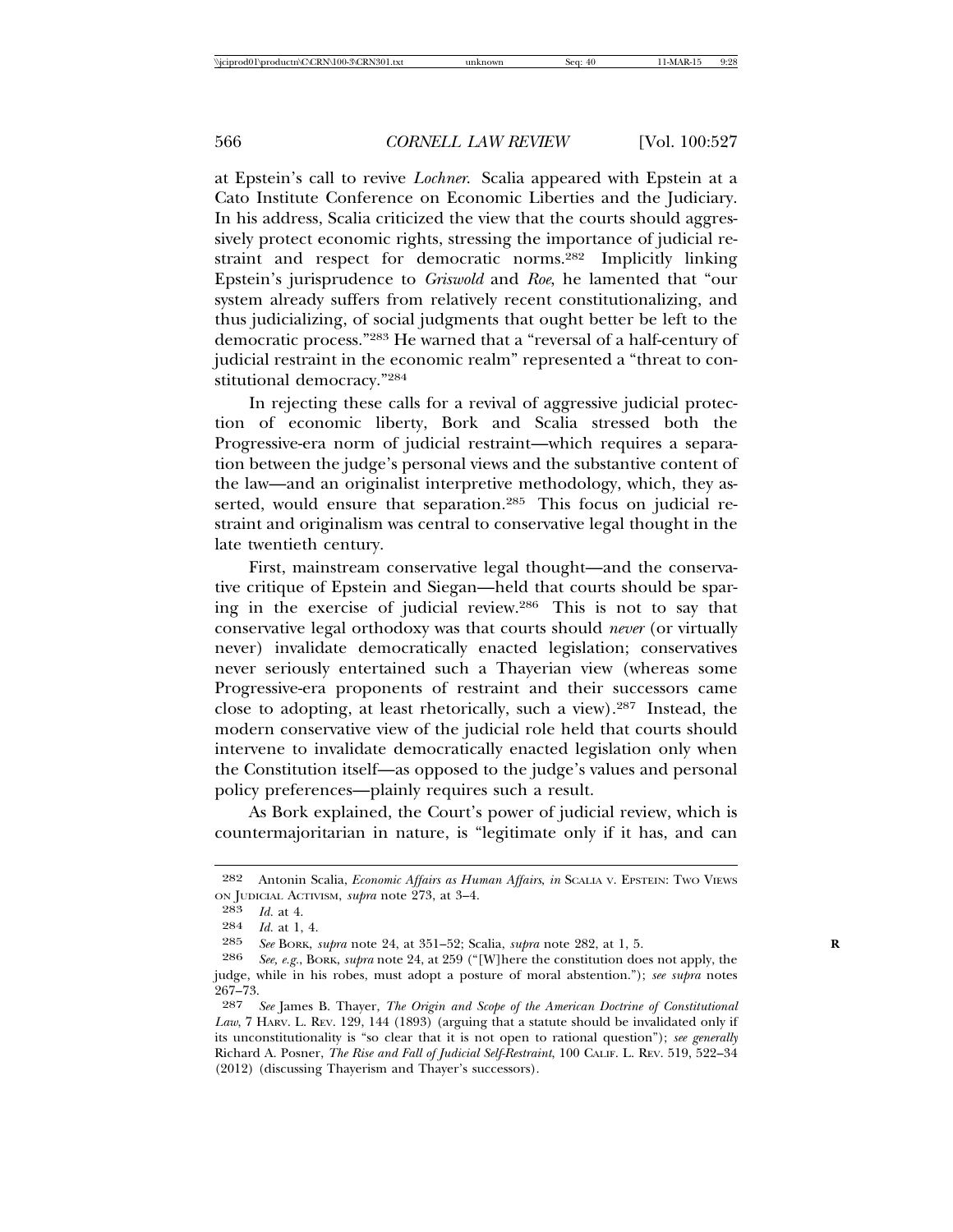at Epstein's call to revive *Lochner*. Scalia appeared with Epstein at a Cato Institute Conference on Economic Liberties and the Judiciary. In his address, Scalia criticized the view that the courts should aggressively protect economic rights, stressing the importance of judicial restraint and respect for democratic norms.[282] Implicitly linking Epstein's jurisprudence to *Griswold* and *Roe*, he lamented that "our system already suffers from relatively recent constitutionalizing, and thus judicializing, of social judgments that ought better be left to the democratic process."[283] He warned that a "reversal of a half-century of judicial restraint in the economic realm" represented a "threat to constitutional democracy."[284]

In rejecting these calls for a revival of aggressive judicial protection of economic liberty, Bork and Scalia stressed both the Progressive-era norm of judicial restraint—which requires a separation between the judge's personal views and the substantive content of the law—and an originalist interpretive methodology, which, they asserted, would ensure that separation.[285] This focus on judicial restraint and originalism was central to conservative legal thought in the late twentieth century.

First, mainstream conservative legal thought—and the conservative critique of Epstein and Siegan—held that courts should be sparing in the exercise of judicial review.[286] This is not to say that conservative legal orthodoxy was that courts should *never* (or virtually never) invalidate democratically enacted legislation; conservatives never seriously entertained such a Thayerian view (whereas some Progressive-era proponents of restraint and their successors came close to adopting, at least rhetorically, such a view).[287] Instead, the modern conservative view of the judicial role held that courts should intervene to invalidate democratically enacted legislation only when the Constitution itself—as opposed to the judge's values and personal policy preferences—plainly requires such a result.

As Bork explained, the Court's power of judicial review, which is countermajoritarian in nature, is "legitimate only if it has, and can

---

282 Antonin Scalia, *Economic Affairs as Human Affairs*, *in* SCALIA V. EPSTEIN: TWO VIEWS ON JUDICIAL ACTIVISM, *supra* note 273, at 3–4.

283 *Id.* at 4.

284 *Id.* at 1, 4.

285 *See* BORK, *supra* note 24, at 351–52; Scalia, *supra* note 282, at 1, 5.

286 *See, e.g.*, BORK, *supra* note 24, at 259 ("[W]here the constitution does not apply, the judge, while in his robes, must adopt a posture of moral abstention."); *see supra* notes 267–73.

287 *See* James B. Thayer, *The Origin and Scope of the American Doctrine of Constitutional Law*, 7 HARV. L. REV. 129, 144 (1893) (arguing that a statute should be invalidated only if its unconstitutionality is "so clear that it is not open to rational question"); *see generally* Richard A. Posner, *The Rise and Fall of Judicial Self-Restraint*, 100 CALIF. L. REV. 519, 522–34 (2012) (discussing Thayerism and Thayer's successors).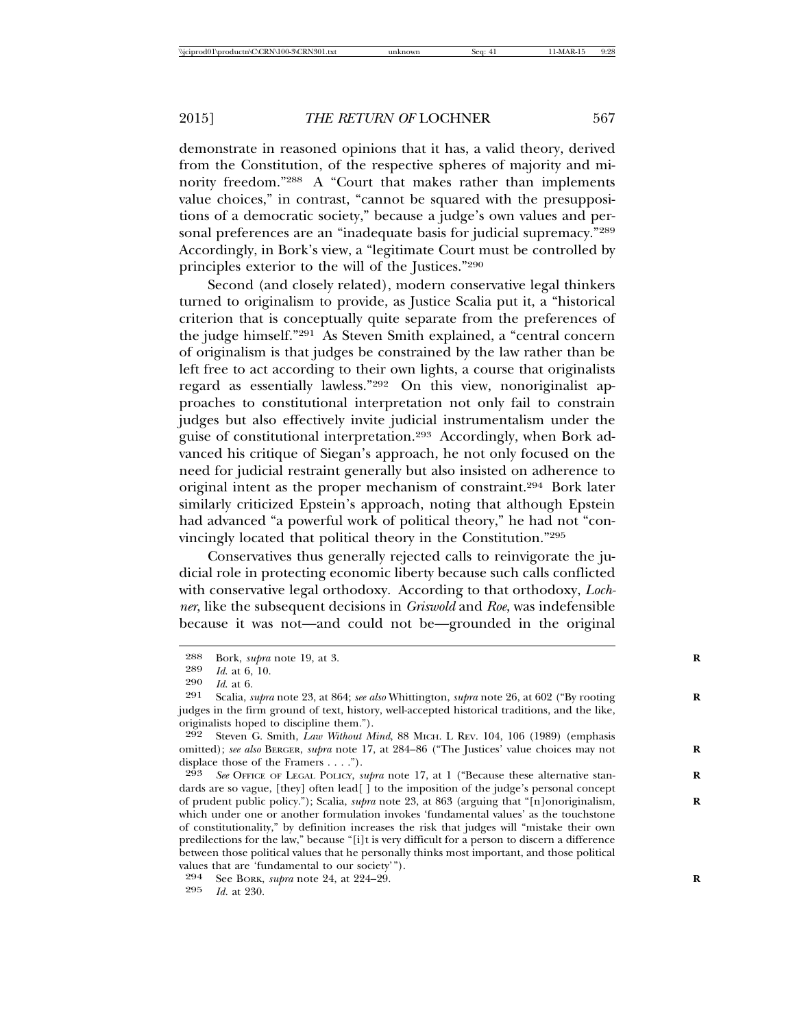demonstrate in reasoned opinions that it has, a valid theory, derived from the Constitution, of the respective spheres of majority and minority freedom."[288] A "Court that makes rather than implements value choices," in contrast, "cannot be squared with the presuppositions of a democratic society," because a judge's own values and personal preferences are an "inadequate basis for judicial supremacy."[289] Accordingly, in Bork's view, a "legitimate Court must be controlled by principles exterior to the will of the Justices."[290]

Second (and closely related), modern conservative legal thinkers turned to originalism to provide, as Justice Scalia put it, a "historical criterion that is conceptually quite separate from the preferences of the judge himself."[291] As Steven Smith explained, a "central concern of originalism is that judges be constrained by the law rather than be left free to act according to their own lights, a course that originalists regard as essentially lawless."[292] On this view, nonoriginalist approaches to constitutional interpretation not only fail to constrain judges but also effectively invite judicial instrumentalism under the guise of constitutional interpretation.[293] Accordingly, when Bork advanced his critique of Siegan's approach, he not only focused on the need for judicial restraint generally but also insisted on adherence to original intent as the proper mechanism of constraint.[294] Bork later similarly criticized Epstein's approach, noting that although Epstein had advanced "a powerful work of political theory," he had not "convincingly located that political theory in the Constitution."[295]

Conservatives thus generally rejected calls to reinvigorate the judicial role in protecting economic liberty because such calls conflicted with conservative legal orthodoxy. According to that orthodoxy, *Lochner*, like the subsequent decisions in *Griswold* and *Roe*, was indefensible because it was not—and could not be—grounded in the original

---

288 Bork, *supra* note 19, at 3.

289 *Id.* at 6, 10.

290 *Id.* at 6.

291 Scalia, *supra* note 23, at 864; *see also* Whittington, *supra* note 26, at 602 ("By rooting judges in the firm ground of text, history, well-accepted historical traditions, and the like, originalists hoped to discipline them.").

292 Steven G. Smith, *Law Without Mind*, 88 MICH. L REV. 104, 106 (1989) (emphasis omitted); *see also* BERGER, *supra* note 17, at 284–86 ("The Justices' value choices may not displace those of the Framers . . . .").

293 *See* OFFICE OF LEGAL POLICY, *supra* note 17, at 1 ("Because these alternative standards are so vague, [they] often lead[ ] to the imposition of the judge's personal concept of prudent public policy."); Scalia, *supra* note 23, at 863 (arguing that "[n]onoriginalism, which under one or another formulation invokes 'fundamental values' as the touchstone of constitutionality," by definition increases the risk that judges will "mistake their own predilections for the law," because "[i]t is very difficult for a person to discern a difference between those political values that he personally thinks most important, and those political values that are 'fundamental to our society'").

294 See BORK, *supra* note 24, at 224–29.

295 *Id.* at 230.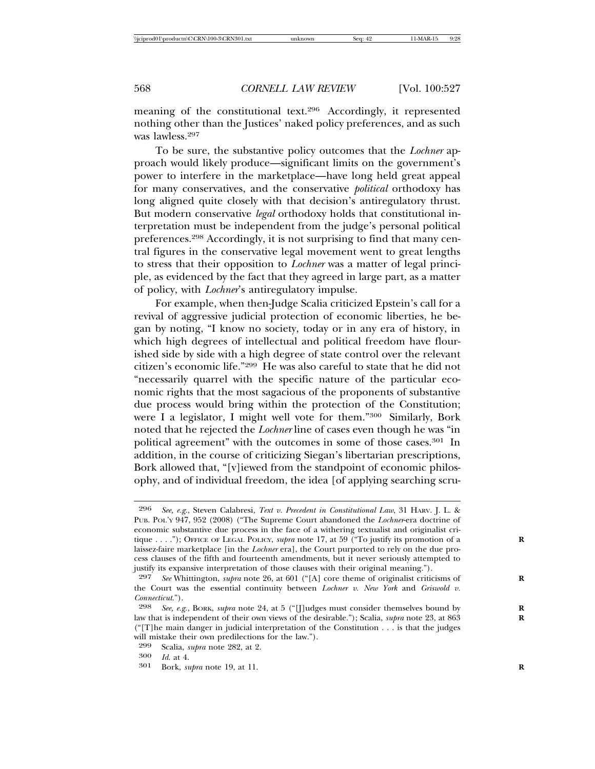meaning of the constitutional text.[296] Accordingly, it represented nothing other than the Justices' naked policy preferences, and as such was lawless.[297]

To be sure, the substantive policy outcomes that the *Lochner* approach would likely produce—significant limits on the government's power to interfere in the marketplace—have long held great appeal for many conservatives, and the conservative *political* orthodoxy has long aligned quite closely with that decision's antiregulatory thrust. But modern conservative *legal* orthodoxy holds that constitutional interpretation must be independent from the judge's personal political preferences.[298] Accordingly, it is not surprising to find that many central figures in the conservative legal movement went to great lengths to stress that their opposition to *Lochner* was a matter of legal principle, as evidenced by the fact that they agreed in large part, as a matter of policy, with *Lochner*'s antiregulatory impulse.

For example, when then-Judge Scalia criticized Epstein's call for a revival of aggressive judicial protection of economic liberties, he began by noting, "I know no society, today or in any era of history, in which high degrees of intellectual and political freedom have flourished side by side with a high degree of state control over the relevant citizen's economic life."[299] He was also careful to state that he did not "necessarily quarrel with the specific nature of the particular economic rights that the most sagacious of the proponents of substantive due process would bring within the protection of the Constitution; were I a legislator, I might well vote for them."[300] Similarly, Bork noted that he rejected the *Lochner* line of cases even though he was "in political agreement" with the outcomes in some of those cases.[301] In addition, in the course of criticizing Siegan's libertarian prescriptions, Bork allowed that, "[v]iewed from the standpoint of economic philosophy, and of individual freedom, the idea [of applying searching scru-

---

296 *See, e.g.*, Steven Calabresi, *Text v. Precedent in Constitutional Law*, 31 HARV. J. L. & PUB. POL'Y 947, 952 (2008) ("The Supreme Court abandoned the *Lochner*-era doctrine of economic substantive due process in the face of a withering textualist and originalist critique . . . ."); OFFICE OF LEGAL POLICY, *supra* note 17, at 59 ("To justify its promotion of a laissez-faire marketplace [in the *Lochner* era], the Court purported to rely on the due process clauses of the fifth and fourteenth amendments, but it never seriously attempted to justify its expansive interpretation of those clauses with their original meaning.").

297 *See* Whittington, *supra* note 26, at 601 ("[A] core theme of originalist criticisms of the Court was the essential continuity between *Lochner v. New York* and *Griswold v. Connecticut*.").

298 *See, e.g.*, BORK, *supra* note 24, at 5 ("[J]udges must consider themselves bound by law that is independent of their own views of the desirable."); Scalia, *supra* note 23, at 863 ("[T]he main danger in judicial interpretation of the Constitution . . . is that the judges will mistake their own predilections for the law.").

299 Scalia, *supra* note 282, at 2.

300 *Id.* at 4.

301 Bork, *supra* note 19, at 11.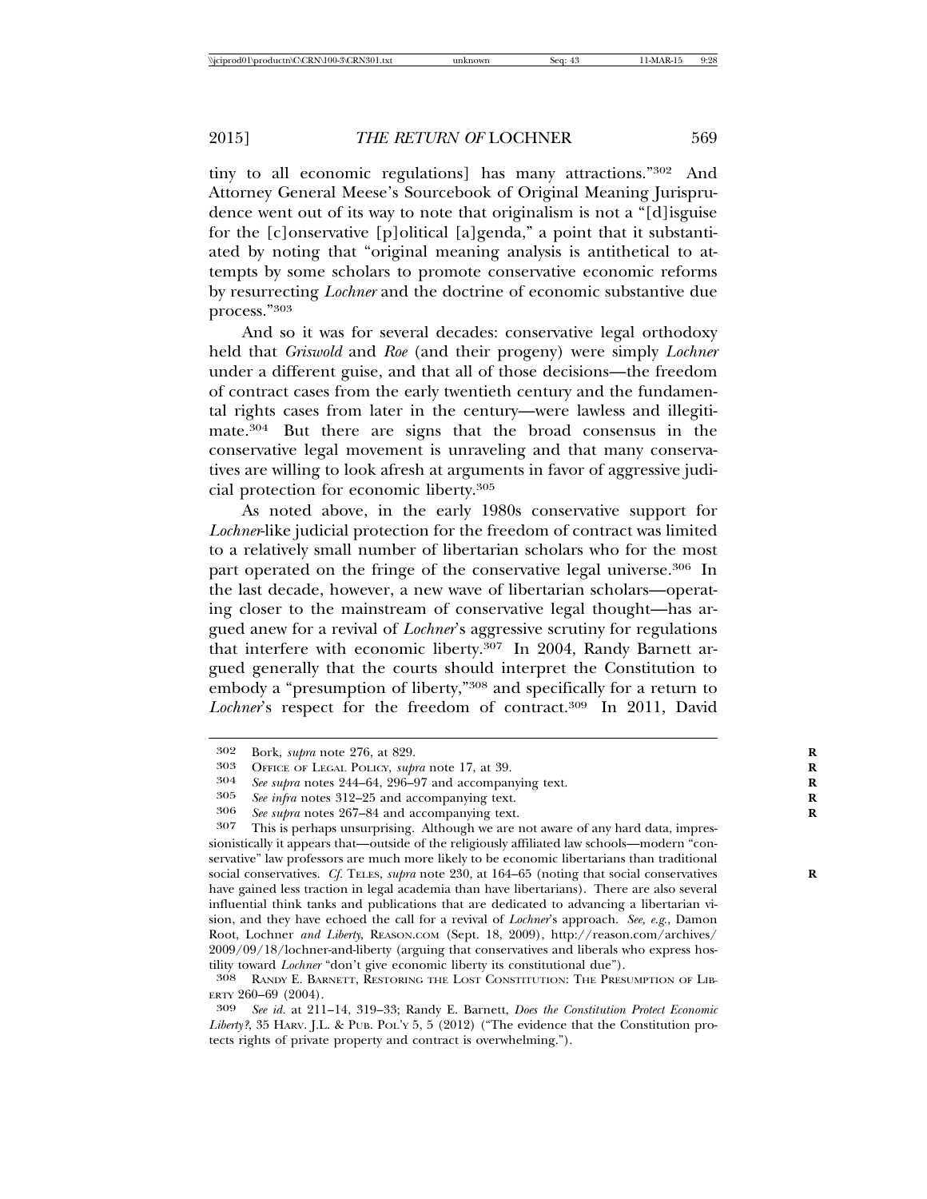tiny to all economic regulations] has many attractions."[302] And Attorney General Meese's Sourcebook of Original Meaning Jurisprudence went out of its way to note that originalism is not a "[d]isguise for the [c]onservative [p]olitical [a]genda," a point that it substantiated by noting that "original meaning analysis is antithetical to attempts by some scholars to promote conservative economic reforms by resurrecting *Lochner* and the doctrine of economic substantive due process."[303]

And so it was for several decades: conservative legal orthodoxy held that *Griswold* and *Roe* (and their progeny) were simply *Lochner* under a different guise, and that all of those decisions—the freedom of contract cases from the early twentieth century and the fundamental rights cases from later in the century—were lawless and illegitimate.[304] But there are signs that the broad consensus in the conservative legal movement is unraveling and that many conservatives are willing to look afresh at arguments in favor of aggressive judicial protection for economic liberty.[305]

As noted above, in the early 1980s conservative support for *Lochner*-like judicial protection for the freedom of contract was limited to a relatively small number of libertarian scholars who for the most part operated on the fringe of the conservative legal universe.[306] In the last decade, however, a new wave of libertarian scholars—operating closer to the mainstream of conservative legal thought—has argued anew for a revival of *Lochner*'s aggressive scrutiny for regulations that interfere with economic liberty.[307] In 2004, Randy Barnett argued generally that the courts should interpret the Constitution to embody a "presumption of liberty,"[308] and specifically for a return to *Lochner*'s respect for the freedom of contract.[309] In 2011, David

---

302 Bork, *supra* note 276, at 829.

303 OFFICE OF LEGAL POLICY, *supra* note 17, at 39.

304 *See supra* notes 244–64, 296–97 and accompanying text.

305 *See infra* notes 312–25 and accompanying text.

306 *See supra* notes 267–84 and accompanying text.

307 This is perhaps unsurprising. Although we are not aware of any hard data, impressionistically it appears that—outside of the religiously affiliated law schools—modern "conservative" law professors are much more likely to be economic libertarians than traditional social conservatives. *Cf.* TELES, *supra* note 230, at 164–65 (noting that social conservatives have gained less traction in legal academia than have libertarians). There are also several influential think tanks and publications that are dedicated to advancing a libertarian vision, and they have echoed the call for a revival of *Lochner*'s approach. *See, e.g.*, Damon Root, Lochner *and Liberty*, REASON.COM (Sept. 18, 2009), http://reason.com/archives/2009/09/18/lochner-and-liberty (arguing that conservatives and liberals who express hostility toward *Lochner* "don't give economic liberty its constitutional due").

308 RANDY E. BARNETT, RESTORING THE LOST CONSTITUTION: THE PRESUMPTION OF LIBERTY 260–69 (2004).

309 *See id.* at 211–14, 319–33; Randy E. Barnett, *Does the Constitution Protect Economic Liberty?*, 35 HARV. J.L. & PUB. POL'Y 5, 5 (2012) ("The evidence that the Constitution protects rights of private property and contract is overwhelming.").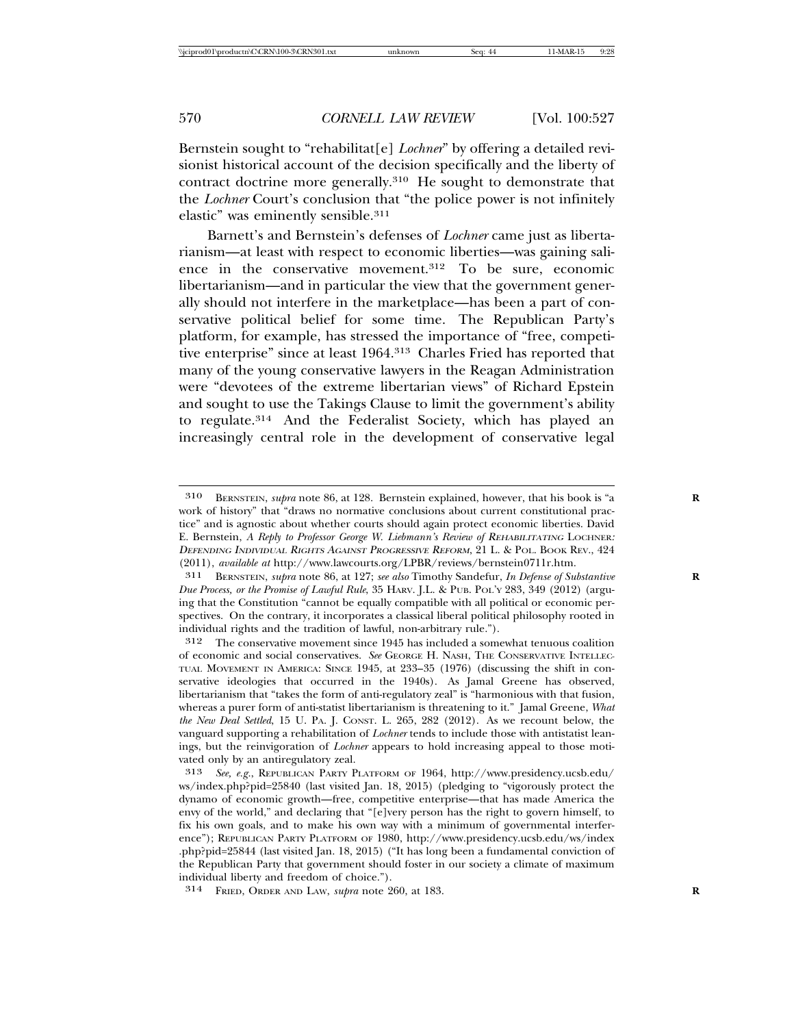Bernstein sought to "rehabilitat[e] *Lochner*" by offering a detailed revisionist historical account of the decision specifically and the liberty of contract doctrine more generally.[310] He sought to demonstrate that the *Lochner* Court's conclusion that "the police power is not infinitely elastic" was eminently sensible.[311]

Barnett's and Bernstein's defenses of *Lochner* came just as libertarianism—at least with respect to economic liberties—was gaining salience in the conservative movement.[312] To be sure, economic libertarianism—and in particular the view that the government generally should not interfere in the marketplace—has been a part of conservative political belief for some time. The Republican Party's platform, for example, has stressed the importance of "free, competitive enterprise" since at least 1964.[313] Charles Fried has reported that many of the young conservative lawyers in the Reagan Administration were "devotees of the extreme libertarian views" of Richard Epstein and sought to use the Takings Clause to limit the government's ability to regulate.[314] And the Federalist Society, which has played an increasingly central role in the development of conservative legal

---

310 BERNSTEIN, *supra* note 86, at 128. Bernstein explained, however, that his book is "a work of history" that "draws no normative conclusions about current constitutional practice" and is agnostic about whether courts should again protect economic liberties. David E. Bernstein, *A Reply to Professor George W. Liebmann's Review of* REHABILITATING LOCHNER*: DEFENDING INDIVIDUAL RIGHTS AGAINST PROGRESSIVE REFORM*, 21 L. & POL. BOOK REV., 424 (2011), *available at* http://www.lawcourts.org/LPBR/reviews/bernstein0711r.htm.

311 BERNSTEIN, *supra* note 86, at 127; *see also* Timothy Sandefur, *In Defense of Substantive Due Process, or the Promise of Lawful Rule*, 35 HARV. J.L. & PUB. POL'Y 283, 349 (2012) (arguing that the Constitution "cannot be equally compatible with all political or economic perspectives. On the contrary, it incorporates a classical liberal political philosophy rooted in individual rights and the tradition of lawful, non-arbitrary rule.").

312 The conservative movement since 1945 has included a somewhat tenuous coalition of economic and social conservatives. *See* GEORGE H. NASH, THE CONSERVATIVE INTELLECTUAL MOVEMENT IN AMERICA: SINCE 1945, at 233–35 (1976) (discussing the shift in conservative ideologies that occurred in the 1940s). As Jamal Greene has observed, libertarianism that "takes the form of anti-regulatory zeal" is "harmonious with that fusion, whereas a purer form of anti-statist libertarianism is threatening to it." Jamal Greene, *What the New Deal Settled*, 15 U. PA. J. CONST. L. 265, 282 (2012). As we recount below, the vanguard supporting a rehabilitation of *Lochner* tends to include those with antistatist leanings, but the reinvigoration of *Lochner* appears to hold increasing appeal to those motivated only by an antiregulatory zeal.

313 *See, e.g.*, REPUBLICAN PARTY PLATFORM OF 1964, http://www.presidency.ucsb.edu/ws/index.php?pid=25840 (last visited Jan. 18, 2015) (pledging to "vigorously protect the dynamo of economic growth—free, competitive enterprise—that has made America the envy of the world," and declaring that "[e]very person has the right to govern himself, to fix his own goals, and to make his own way with a minimum of governmental interference"); REPUBLICAN PARTY PLATFORM OF 1980, http://www.presidency.ucsb.edu/ws/index.php?pid=25844 (last visited Jan. 18, 2015) ("It has long been a fundamental conviction of the Republican Party that government should foster in our society a climate of maximum individual liberty and freedom of choice.").

314 FRIED, ORDER AND LAW, *supra* note 260, at 183.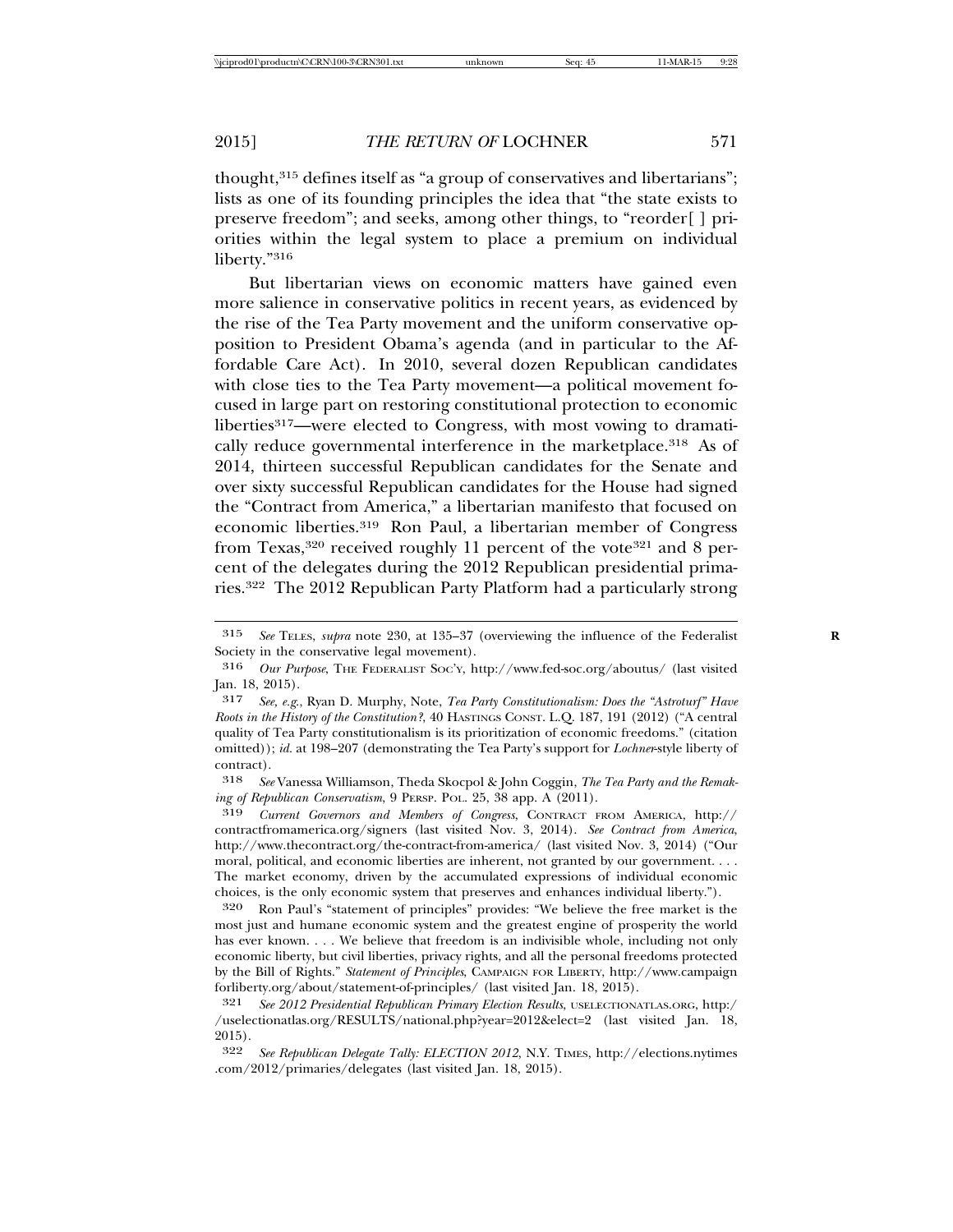thought,[315] defines itself as "a group of conservatives and libertarians"; lists as one of its founding principles the idea that "the state exists to preserve freedom"; and seeks, among other things, to "reorder[ ] priorities within the legal system to place a premium on individual liberty."[316]

But libertarian views on economic matters have gained even more salience in conservative politics in recent years, as evidenced by the rise of the Tea Party movement and the uniform conservative opposition to President Obama's agenda (and in particular to the Affordable Care Act). In 2010, several dozen Republican candidates with close ties to the Tea Party movement—a political movement focused in large part on restoring constitutional protection to economic liberties[317]—were elected to Congress, with most vowing to dramatically reduce governmental interference in the marketplace.[318] As of 2014, thirteen successful Republican candidates for the Senate and over sixty successful Republican candidates for the House had signed the "Contract from America," a libertarian manifesto that focused on economic liberties.[319] Ron Paul, a libertarian member of Congress from Texas,[320] received roughly 11 percent of the vote[321] and 8 percent of the delegates during the 2012 Republican presidential primaries.[322] The 2012 Republican Party Platform had a particularly strong

---

315 *See* TELES, *supra* note 230, at 135–37 (overviewing the influence of the Federalist Society in the conservative legal movement).

316 *Our Purpose*, THE FEDERALIST SOC'Y, http://www.fed-soc.org/aboutus/ (last visited Jan. 18, 2015).

317 *See, e.g.*, Ryan D. Murphy, Note, *Tea Party Constitutionalism: Does the "Astroturf" Have Roots in the History of the Constitution?*, 40 HASTINGS CONST. L.Q. 187, 191 (2012) ("A central quality of Tea Party constitutionalism is its prioritization of economic freedoms." (citation omitted)); *id.* at 198–207 (demonstrating the Tea Party's support for *Lochner*-style liberty of contract).

318 *See* Vanessa Williamson, Theda Skocpol & John Coggin, *The Tea Party and the Remaking of Republican Conservatism*, 9 PERSP. POL. 25, 38 app. A (2011).

319 *Current Governors and Members of Congress*, CONTRACT FROM AMERICA, http://contractfromamerica.org/signers (last visited Nov. 3, 2014). *See Contract from America*, http://www.thecontract.org/the-contract-from-america/ (last visited Nov. 3, 2014) ("Our moral, political, and economic liberties are inherent, not granted by our government. . . . The market economy, driven by the accumulated expressions of individual economic choices, is the only economic system that preserves and enhances individual liberty.").

320 Ron Paul's "statement of principles" provides: "We believe the free market is the most just and humane economic system and the greatest engine of prosperity the world has ever known. . . . We believe that freedom is an indivisible whole, including not only economic liberty, but civil liberties, privacy rights, and all the personal freedoms protected by the Bill of Rights." *Statement of Principles*, CAMPAIGN FOR LIBERTY, http://www.campaignforliberty.org/about/statement-of-principles/ (last visited Jan. 18, 2015).

321 *See 2012 Presidential Republican Primary Election Results*, USELECTIONATLAS.ORG, http://uselectionatlas.org/RESULTS/national.php?year=2012&elect=2 (last visited Jan. 18, 2015).

322 *See Republican Delegate Tally: ELECTION 2012*, N.Y. TIMES, http://elections.nytimes.com/2012/primaries/delegates (last visited Jan. 18, 2015).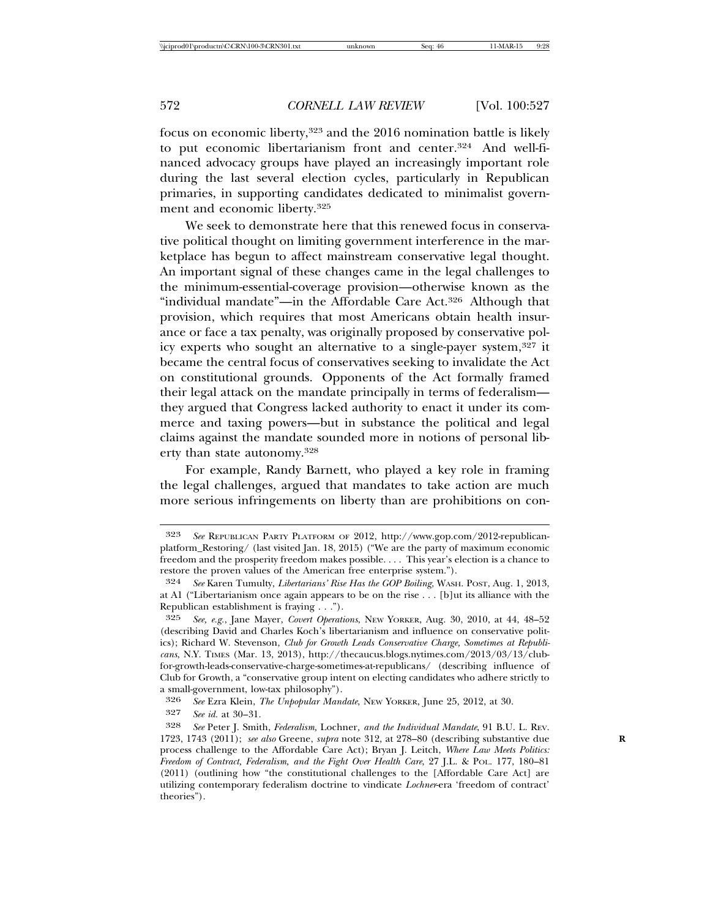focus on economic liberty,[323] and the 2016 nomination battle is likely to put economic libertarianism front and center.[324] And well-financed advocacy groups have played an increasingly important role during the last several election cycles, particularly in Republican primaries, in supporting candidates dedicated to minimalist government and economic liberty.[325]

We seek to demonstrate here that this renewed focus in conservative political thought on limiting government interference in the marketplace has begun to affect mainstream conservative legal thought. An important signal of these changes came in the legal challenges to the minimum-essential-coverage provision—otherwise known as the "individual mandate"—in the Affordable Care Act.[326] Although that provision, which requires that most Americans obtain health insurance or face a tax penalty, was originally proposed by conservative policy experts who sought an alternative to a single-payer system,[327] it became the central focus of conservatives seeking to invalidate the Act on constitutional grounds. Opponents of the Act formally framed their legal attack on the mandate principally in terms of federalism—they argued that Congress lacked authority to enact it under its commerce and taxing powers—but in substance the political and legal claims against the mandate sounded more in notions of personal liberty than state autonomy.[328]

For example, Randy Barnett, who played a key role in framing the legal challenges, argued that mandates to take action are much more serious infringements on liberty than are prohibitions on con-

---

323 *See* REPUBLICAN PARTY PLATFORM OF 2012, http://www.gop.com/2012-republican-platform_Restoring/ (last visited Jan. 18, 2015) ("We are the party of maximum economic freedom and the prosperity freedom makes possible. . . . This year's election is a chance to restore the proven values of the American free enterprise system.").

324 *See* Karen Tumulty, *Libertarians' Rise Has the GOP Boiling*, WASH. POST, Aug. 1, 2013, at A1 ("Libertarianism once again appears to be on the rise . . . [b]ut its alliance with the Republican establishment is fraying . . . .").

325 *See, e.g.*, Jane Mayer, *Covert Operations*, NEW YORKER, Aug. 30, 2010, at 44, 48–52 (describing David and Charles Koch's libertarianism and influence on conservative politics); Richard W. Stevenson, *Club for Growth Leads Conservative Charge, Sometimes at Republicans*, N.Y. TIMES (Mar. 13, 2013), http://thecaucus.blogs.nytimes.com/2013/03/13/club-for-growth-leads-conservative-charge-sometimes-at-republicans/ (describing influence of Club for Growth, a "conservative group intent on electing candidates who adhere strictly to a small-government, low-tax philosophy").

326 *See* Ezra Klein, *The Unpopular Mandate*, NEW YORKER, June 25, 2012, at 30.

327 *See id.* at 30–31.

328 *See* Peter J. Smith, *Federalism,* Lochner*, and the Individual Mandate*, 91 B.U. L. REV. 1723, 1743 (2011); *see also* Greene, *supra* note 312, at 278–80 (describing substantive due process challenge to the Affordable Care Act); Bryan J. Leitch, *Where Law Meets Politics: Freedom of Contract, Federalism, and the Fight Over Health Care*, 27 J.L. & POL. 177, 180–81 (2011) (outlining how "the constitutional challenges to the [Affordable Care Act] are utilizing contemporary federalism doctrine to vindicate *Lochner*-era 'freedom of contract' theories").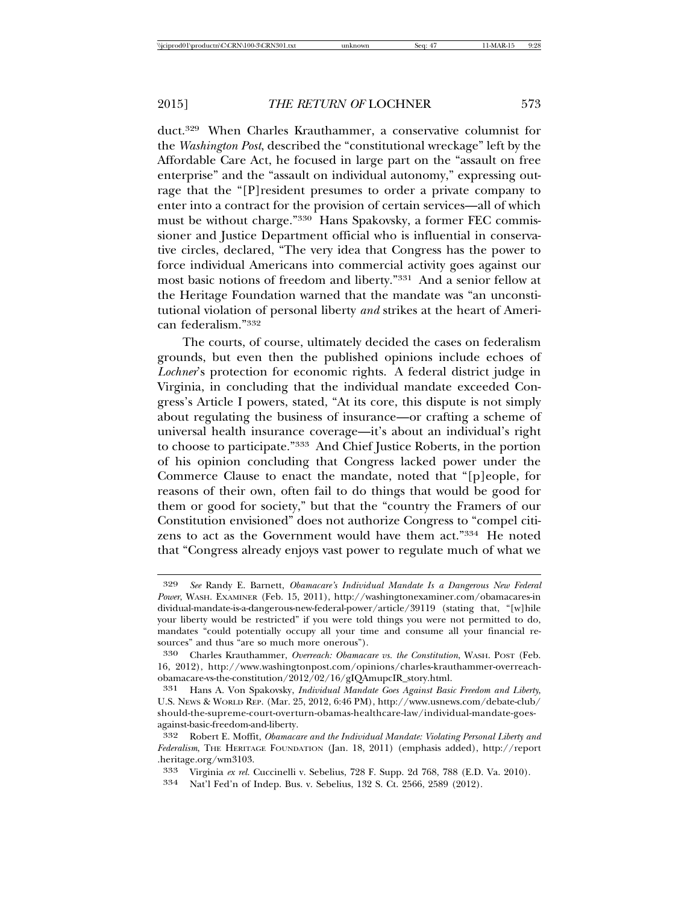duct.[329] When Charles Krauthammer, a conservative columnist for the *Washington Post*, described the "constitutional wreckage" left by the Affordable Care Act, he focused in large part on the "assault on free enterprise" and the "assault on individual autonomy," expressing outrage that the "[P]resident presumes to order a private company to enter into a contract for the provision of certain services—all of which must be without charge."[330] Hans Spakovsky, a former FEC commissioner and Justice Department official who is influential in conservative circles, declared, "The very idea that Congress has the power to force individual Americans into commercial activity goes against our most basic notions of freedom and liberty."[331] And a senior fellow at the Heritage Foundation warned that the mandate was "an unconstitutional violation of personal liberty *and* strikes at the heart of American federalism."[332]

The courts, of course, ultimately decided the cases on federalism grounds, but even then the published opinions include echoes of *Lochner*'s protection for economic rights. A federal district judge in Virginia, in concluding that the individual mandate exceeded Congress's Article I powers, stated, "At its core, this dispute is not simply about regulating the business of insurance—or crafting a scheme of universal health insurance coverage—it's about an individual's right to choose to participate."[333] And Chief Justice Roberts, in the portion of his opinion concluding that Congress lacked power under the Commerce Clause to enact the mandate, noted that "[p]eople, for reasons of their own, often fail to do things that would be good for them or good for society," but that the "country the Framers of our Constitution envisioned" does not authorize Congress to "compel citizens to act as the Government would have them act."[334] He noted that "Congress already enjoys vast power to regulate much of what we

---

329 *See* Randy E. Barnett, *Obamacare's Individual Mandate Is a Dangerous New Federal Power*, WASH. EXAMINER (Feb. 15, 2011), http://washingtonexaminer.com/obamacares-individual-mandate-is-a-dangerous-new-federal-power/article/39119 (stating that, "[w]hile your liberty would be restricted" if you were told things you were not permitted to do, mandates "could potentially occupy all your time and consume all your financial resources" and thus "are so much more onerous").

330 Charles Krauthammer, *Overreach: Obamacare vs. the Constitution*, WASH. POST (Feb. 16, 2012), http://www.washingtonpost.com/opinions/charles-krauthammer-overreach-obamacare-vs-the-constitution/2012/02/16/gIQAmupcIR_story.html.

331 Hans A. Von Spakovsky, *Individual Mandate Goes Against Basic Freedom and Liberty*, U.S. NEWS & WORLD REP. (Mar. 25, 2012, 6:46 PM), http://www.usnews.com/debate-club/should-the-supreme-court-overturn-obamas-healthcare-law/individual-mandate-goes-against-basic-freedom-and-liberty.

332 Robert E. Moffit, *Obamacare and the Individual Mandate: Violating Personal Liberty and Federalism*, THE HERITAGE FOUNDATION (Jan. 18, 2011) (emphasis added), http://report.heritage.org/wm3103.

333 Virginia *ex rel.* Cuccinelli v. Sebelius, 728 F. Supp. 2d 768, 788 (E.D. Va. 2010).

334 Nat'l Fed'n of Indep. Bus. v. Sebelius, 132 S. Ct. 2566, 2589 (2012).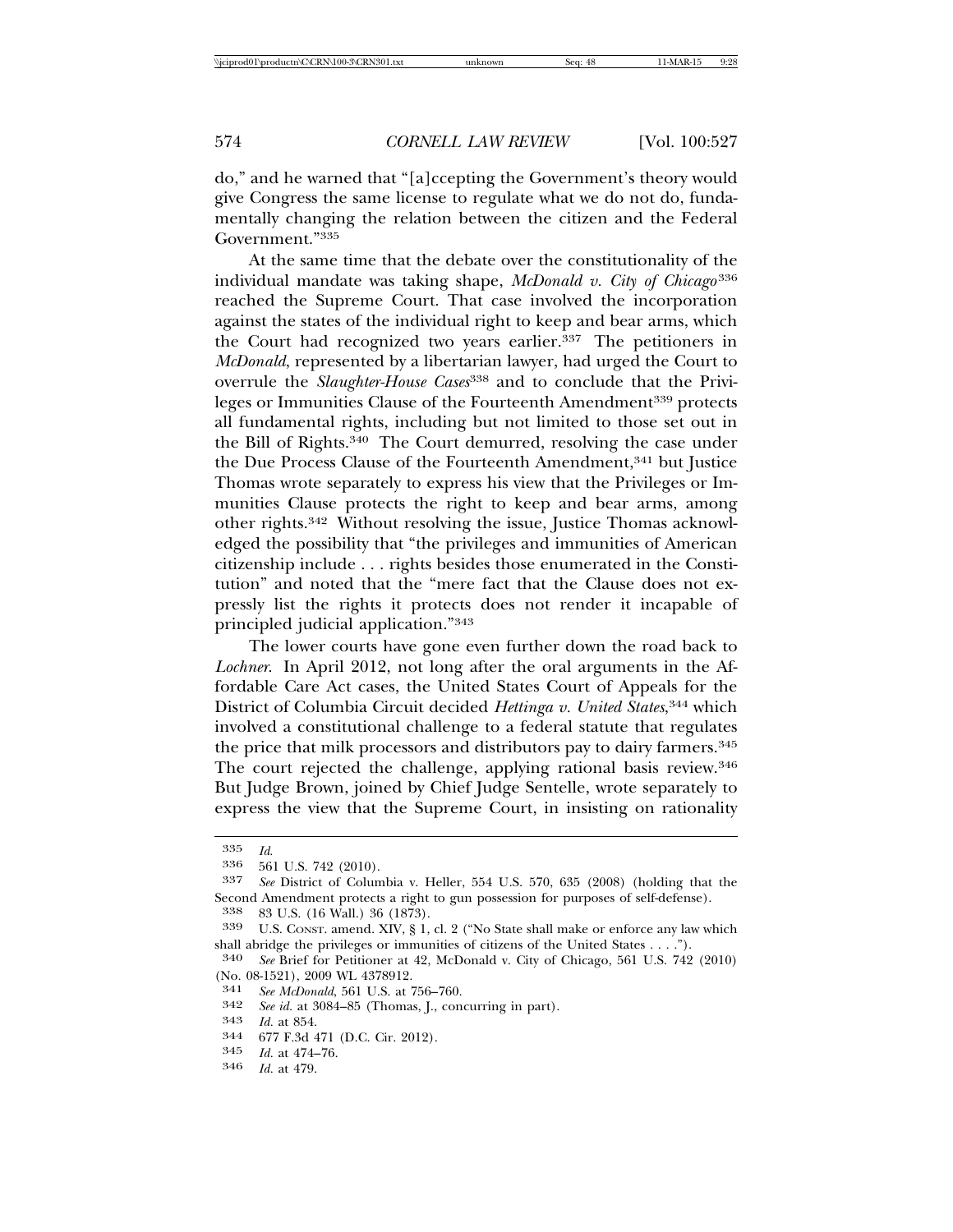do," and he warned that "[a]ccepting the Government's theory would give Congress the same license to regulate what we do not do, fundamentally changing the relation between the citizen and the Federal Government."[335]

At the same time that the debate over the constitutionality of the individual mandate was taking shape, *McDonald v. City of Chicago*[336] reached the Supreme Court. That case involved the incorporation against the states of the individual right to keep and bear arms, which the Court had recognized two years earlier.[337] The petitioners in *McDonald*, represented by a libertarian lawyer, had urged the Court to overrule the *Slaughter-House Cases*[338] and to conclude that the Privileges or Immunities Clause of the Fourteenth Amendment[339] protects all fundamental rights, including but not limited to those set out in the Bill of Rights.[340] The Court demurred, resolving the case under the Due Process Clause of the Fourteenth Amendment,[341] but Justice Thomas wrote separately to express his view that the Privileges or Immunities Clause protects the right to keep and bear arms, among other rights.[342] Without resolving the issue, Justice Thomas acknowledged the possibility that "the privileges and immunities of American citizenship include . . . rights besides those enumerated in the Constitution" and noted that the "mere fact that the Clause does not expressly list the rights it protects does not render it incapable of principled judicial application."[343]

The lower courts have gone even further down the road back to *Lochner*. In April 2012, not long after the oral arguments in the Affordable Care Act cases, the United States Court of Appeals for the District of Columbia Circuit decided *Hettinga v. United States*,[344] which involved a constitutional challenge to a federal statute that regulates the price that milk processors and distributors pay to dairy farmers.[345] The court rejected the challenge, applying rational basis review.[346] But Judge Brown, joined by Chief Judge Sentelle, wrote separately to express the view that the Supreme Court, in insisting on rationality

---

335 *Id.*

336 561 U.S. 742 (2010).

337 *See* District of Columbia v. Heller, 554 U.S. 570, 635 (2008) (holding that the Second Amendment protects a right to gun possession for purposes of self-defense).

338 83 U.S. (16 Wall.) 36 (1873).

339 U.S. CONST. amend. XIV, § 1, cl. 2 ("No State shall make or enforce any law which shall abridge the privileges or immunities of citizens of the United States . . . .").

340 *See* Brief for Petitioner at 42, McDonald v. City of Chicago, 561 U.S. 742 (2010) (No. 08-1521), 2009 WL 4378912.

341 *See McDonald*, 561 U.S. at 756–760.

342 *See id.* at 3084–85 (Thomas, J., concurring in part).

343 *Id.* at 854.

344 677 F.3d 471 (D.C. Cir. 2012).

345 *Id.* at 474–76.

346 *Id.* at 479.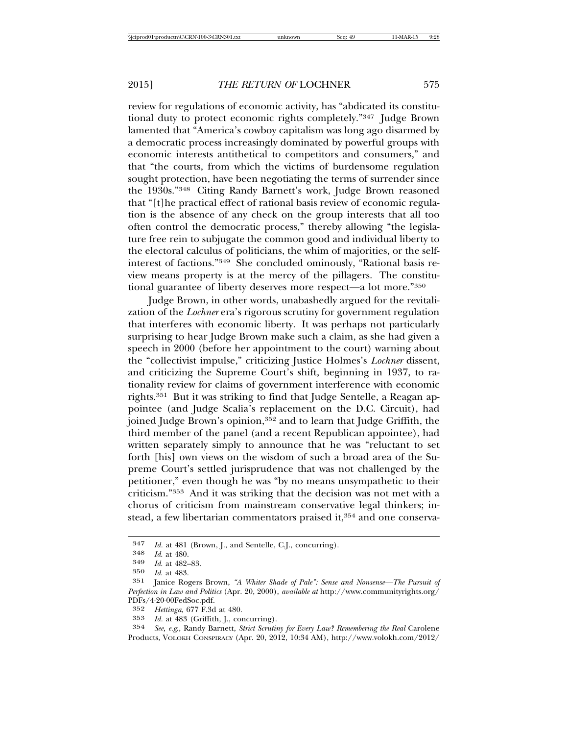review for regulations of economic activity, has "abdicated its constitutional duty to protect economic rights completely."[347] Judge Brown lamented that "America's cowboy capitalism was long ago disarmed by a democratic process increasingly dominated by powerful groups with economic interests antithetical to competitors and consumers," and that "the courts, from which the victims of burdensome regulation sought protection, have been negotiating the terms of surrender since the 1930s."[348] Citing Randy Barnett's work, Judge Brown reasoned that "[t]he practical effect of rational basis review of economic regulation is the absence of any check on the group interests that all too often control the democratic process," thereby allowing "the legislature free rein to subjugate the common good and individual liberty to the electoral calculus of politicians, the whim of majorities, or the self-interest of factions."[349] She concluded ominously, "Rational basis review means property is at the mercy of the pillagers. The constitutional guarantee of liberty deserves more respect—a lot more."[350]

Judge Brown, in other words, unabashedly argued for the revitalization of the *Lochner* era's rigorous scrutiny for government regulation that interferes with economic liberty. It was perhaps not particularly surprising to hear Judge Brown make such a claim, as she had given a speech in 2000 (before her appointment to the court) warning about the "collectivist impulse," criticizing Justice Holmes's *Lochner* dissent, and criticizing the Supreme Court's shift, beginning in 1937, to rationality review for claims of government interference with economic rights.[351] But it was striking to find that Judge Sentelle, a Reagan appointee (and Judge Scalia's replacement on the D.C. Circuit), had joined Judge Brown's opinion,[352] and to learn that Judge Griffith, the third member of the panel (and a recent Republican appointee), had written separately simply to announce that he was "reluctant to set forth [his] own views on the wisdom of such a broad area of the Supreme Court's settled jurisprudence that was not challenged by the petitioner," even though he was "by no means unsympathetic to their criticism."[353] And it was striking that the decision was not met with a chorus of criticism from mainstream conservative legal thinkers; instead, a few libertarian commentators praised it,[354] and one conserva-

---

[347] *Id.* at 481 (Brown, J., and Sentelle, C.J., concurring).

[348] *Id.* at 480.

[349] *Id.* at 482–83.

[350] *Id.* at 483.

[351] Janice Rogers Brown, *"A Whiter Shade of Pale": Sense and Nonsense—The Pursuit of Perfection in Law and Politics* (Apr. 20, 2000), *available at* http://www.communityrights.org/PDFs/4-20-00FedSoc.pdf.

[352] *Hettinga*, 677 F.3d at 480.

[353] *Id.* at 483 (Griffith, J., concurring).

[354] *See, e.g.*, Randy Barnett, *Strict Scrutiny for Every Law? Remembering the Real* Carolene Products, VOLOKH CONSPIRACY (Apr. 20, 2012, 10:34 AM), http://www.volokh.com/2012/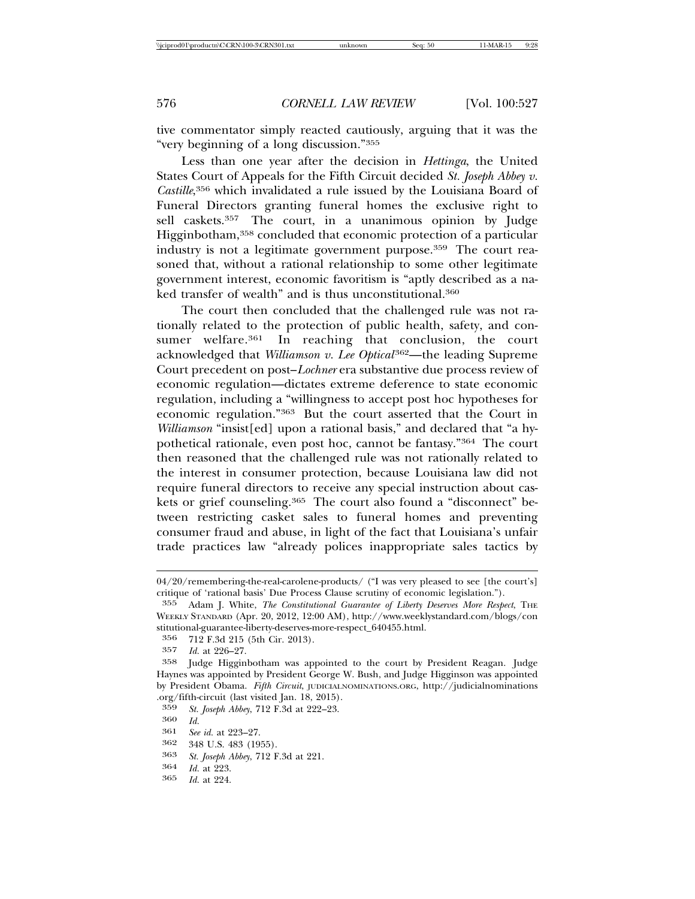tive commentator simply reacted cautiously, arguing that it was the "very beginning of a long discussion."[355]

Less than one year after the decision in *Hettinga*, the United States Court of Appeals for the Fifth Circuit decided *St. Joseph Abbey v. Castille*,[356] which invalidated a rule issued by the Louisiana Board of Funeral Directors granting funeral homes the exclusive right to sell caskets.[357] The court, in a unanimous opinion by Judge Higginbotham,[358] concluded that economic protection of a particular industry is not a legitimate government purpose.[359] The court reasoned that, without a rational relationship to some other legitimate government interest, economic favoritism is "aptly described as a naked transfer of wealth" and is thus unconstitutional.[360]

The court then concluded that the challenged rule was not rationally related to the protection of public health, safety, and consumer welfare.[361] In reaching that conclusion, the court acknowledged that *Williamson v. Lee Optical*[362]—the leading Supreme Court precedent on post–*Lochner* era substantive due process review of economic regulation—dictates extreme deference to state economic regulation, including a "willingness to accept post hoc hypotheses for economic regulation."[363] But the court asserted that the Court in *Williamson* "insist[ed] upon a rational basis," and declared that "a hypothetical rationale, even post hoc, cannot be fantasy."[364] The court then reasoned that the challenged rule was not rationally related to the interest in consumer protection, because Louisiana law did not require funeral directors to receive any special instruction about caskets or grief counseling.[365] The court also found a "disconnect" between restricting casket sales to funeral homes and preventing consumer fraud and abuse, in light of the fact that Louisiana's unfair trade practices law "already polices inappropriate sales tactics by

---

04/20/remembering-the-real-carolene-products/ ("I was very pleased to see [the court's] critique of 'rational basis' Due Process Clause scrutiny of economic legislation.").

355 Adam J. White, *The Constitutional Guarantee of Liberty Deserves More Respect*, THE WEEKLY STANDARD (Apr. 20, 2012, 12:00 AM), http://www.weeklystandard.com/blogs/constitutional-guarantee-liberty-deserves-more-respect_640455.html.

356 712 F.3d 215 (5th Cir. 2013).

357 *Id.* at 226–27.

358 Judge Higginbotham was appointed to the court by President Reagan. Judge Haynes was appointed by President George W. Bush, and Judge Higginson was appointed by President Obama. *Fifth Circuit*, JUDICIALNOMINATIONS.ORG, http://judicialnominations.org/fifth-circuit (last visited Jan. 18, 2015).

359 *St. Joseph Abbey*, 712 F.3d at 222–23.

360 *Id.*

361 *See id.* at 223–27.

362 348 U.S. 483 (1955).

363 *St. Joseph Abbey*, 712 F.3d at 221.

364 *Id.* at 223.

365 *Id.* at 224.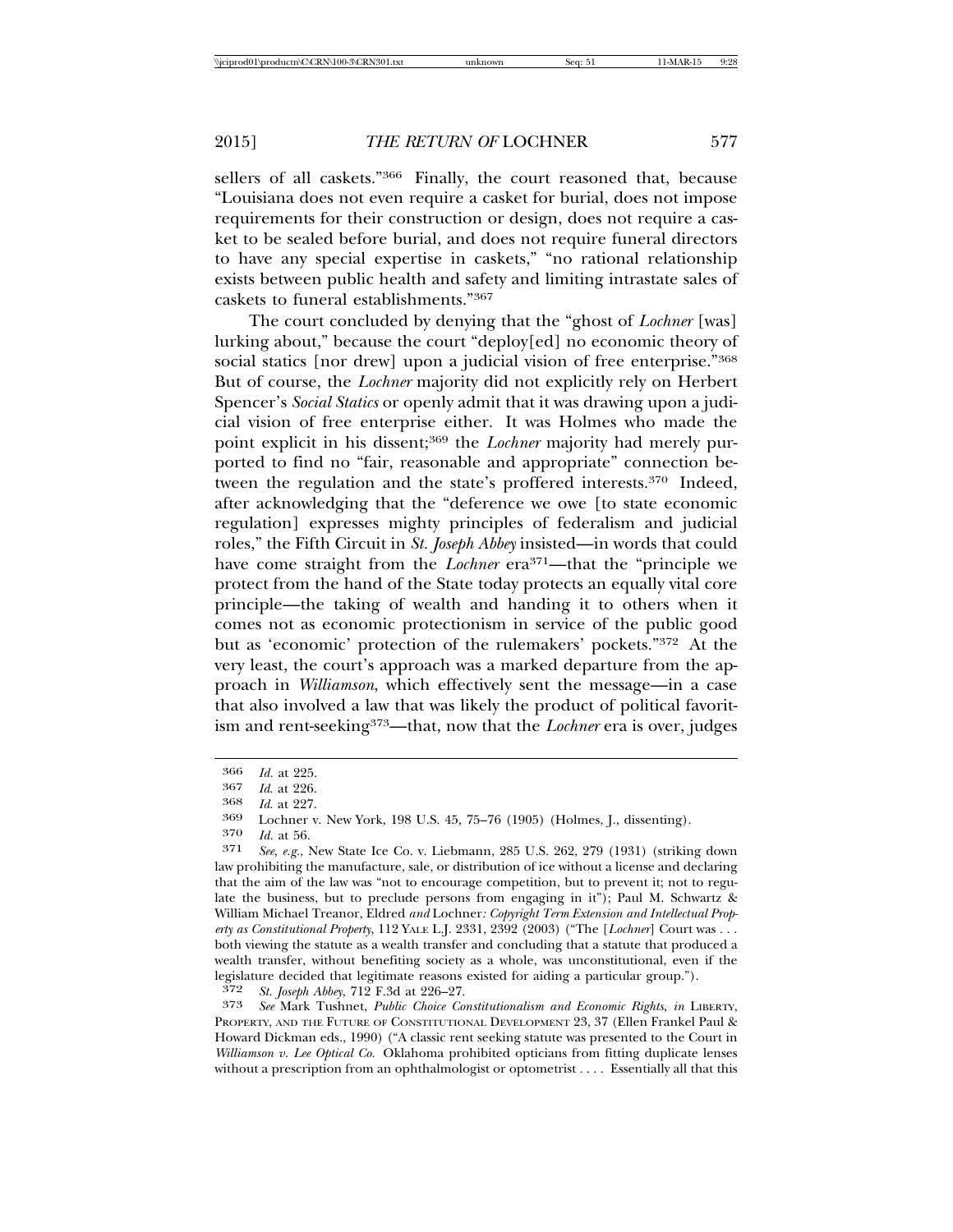sellers of all caskets."[366] Finally, the court reasoned that, because "Louisiana does not even require a casket for burial, does not impose requirements for their construction or design, does not require a casket to be sealed before burial, and does not require funeral directors to have any special expertise in caskets," "no rational relationship exists between public health and safety and limiting intrastate sales of caskets to funeral establishments."[367]

The court concluded by denying that the "ghost of *Lochner* [was] lurking about," because the court "deploy[ed] no economic theory of social statics [nor drew] upon a judicial vision of free enterprise."[368] But of course, the *Lochner* majority did not explicitly rely on Herbert Spencer's *Social Statics* or openly admit that it was drawing upon a judicial vision of free enterprise either. It was Holmes who made the point explicit in his dissent;[369] the *Lochner* majority had merely purported to find no "fair, reasonable and appropriate" connection between the regulation and the state's proffered interests.[370] Indeed, after acknowledging that the "deference we owe [to state economic regulation] expresses mighty principles of federalism and judicial roles," the Fifth Circuit in *St. Joseph Abbey* insisted—in words that could have come straight from the *Lochner* era[371]—that the "principle we protect from the hand of the State today protects an equally vital core principle—the taking of wealth and handing it to others when it comes not as economic protectionism in service of the public good but as 'economic' protection of the rulemakers' pockets."[372] At the very least, the court's approach was a marked departure from the approach in *Williamson*, which effectively sent the message—in a case that also involved a law that was likely the product of political favoritism and rent-seeking[373]—that, now that the *Lochner* era is over, judges

---

366 *Id.* at 225.

367 *Id.* at 226.

368 *Id.* at 227.

369 Lochner v. New York, 198 U.S. 45, 75–76 (1905) (Holmes, J., dissenting).

370 *Id.* at 56.

371 *See, e.g.*, New State Ice Co. v. Liebmann, 285 U.S. 262, 279 (1931) (striking down law prohibiting the manufacture, sale, or distribution of ice without a license and declaring that the aim of the law was "not to encourage competition, but to prevent it; not to regulate the business, but to preclude persons from engaging in it"); Paul M. Schwartz & William Michael Treanor, Eldred *and* Lochner*: Copyright Term Extension and Intellectual Property as Constitutional Property*, 112 YALE L.J. 2331, 2392 (2003) ("The [*Lochner*] Court was . . . both viewing the statute as a wealth transfer and concluding that a statute that produced a wealth transfer, without benefiting society as a whole, was unconstitutional, even if the legislature decided that legitimate reasons existed for aiding a particular group.").

372 *St. Joseph Abbey*, 712 F.3d at 226–27.

373 *See* Mark Tushnet, *Public Choice Constitutionalism and Economic Rights*, *in* LIBERTY, PROPERTY, AND THE FUTURE OF CONSTITUTIONAL DEVELOPMENT 23, 37 (Ellen Frankel Paul & Howard Dickman eds., 1990) ("A classic rent seeking statute was presented to the Court in *Williamson v. Lee Optical Co.* Oklahoma prohibited opticians from fitting duplicate lenses without a prescription from an ophthalmologist or optometrist . . . . Essentially all that this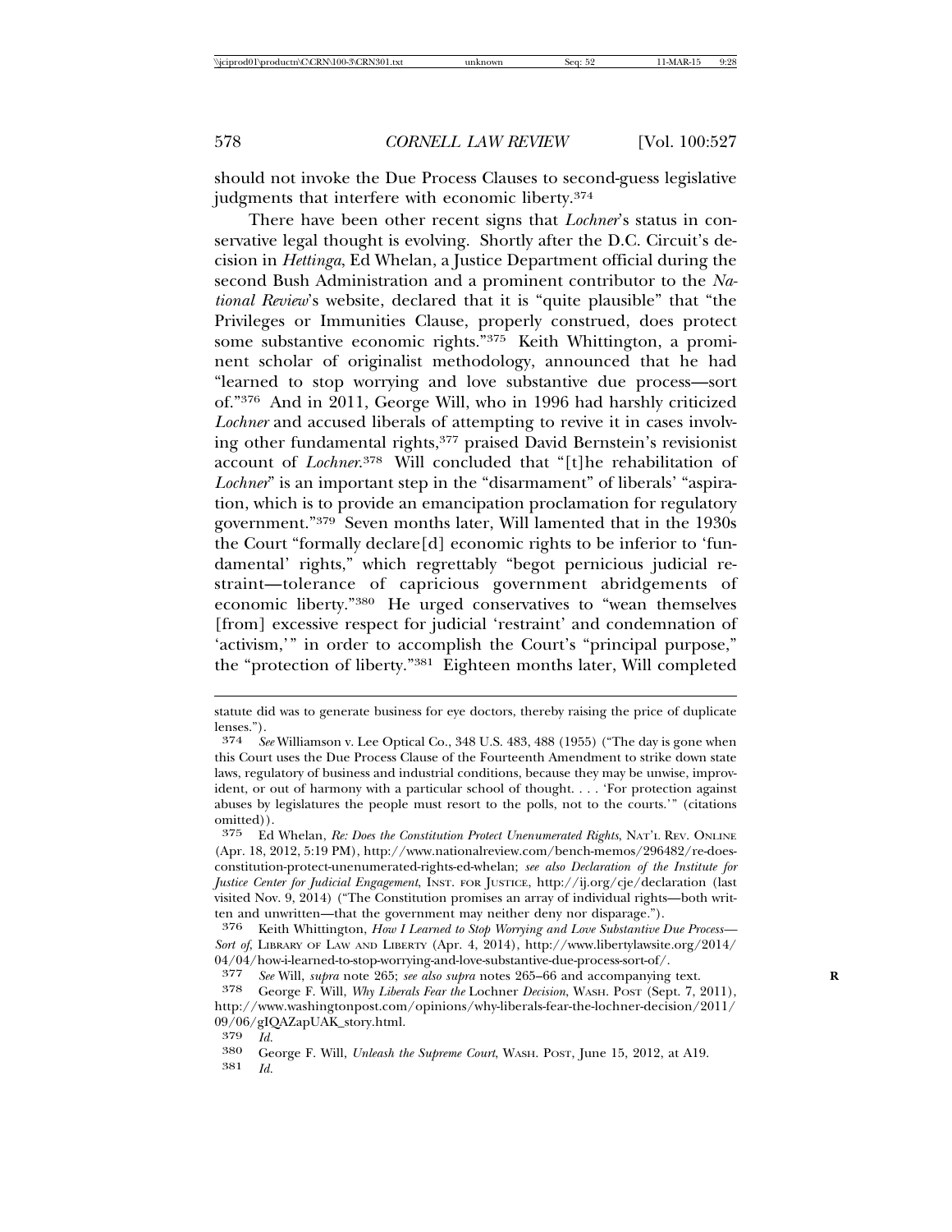should not invoke the Due Process Clauses to second-guess legislative judgments that interfere with economic liberty.[374]

There have been other recent signs that *Lochner*'s status in conservative legal thought is evolving. Shortly after the D.C. Circuit's decision in *Hettinga*, Ed Whelan, a Justice Department official during the second Bush Administration and a prominent contributor to the *National Review*'s website, declared that it is "quite plausible" that "the Privileges or Immunities Clause, properly construed, does protect some substantive economic rights."[375] Keith Whittington, a prominent scholar of originalist methodology, announced that he had "learned to stop worrying and love substantive due process—sort of."[376] And in 2011, George Will, who in 1996 had harshly criticized *Lochner* and accused liberals of attempting to revive it in cases involving other fundamental rights,[377] praised David Bernstein's revisionist account of *Lochner*.[378] Will concluded that "[t]he rehabilitation of *Lochner*" is an important step in the "disarmament" of liberals' "aspiration, which is to provide an emancipation proclamation for regulatory government."[379] Seven months later, Will lamented that in the 1930s the Court "formally declare[d] economic rights to be inferior to 'fundamental' rights," which regrettably "begot pernicious judicial restraint—tolerance of capricious government abridgements of economic liberty."[380] He urged conservatives to "wean themselves [from] excessive respect for judicial 'restraint' and condemnation of 'activism,'" in order to accomplish the Court's "principal purpose," the "protection of liberty."[381] Eighteen months later, Will completed

---

statute did was to generate business for eye doctors, thereby raising the price of duplicate lenses.").

374 *See* Williamson v. Lee Optical Co., 348 U.S. 483, 488 (1955) ("The day is gone when this Court uses the Due Process Clause of the Fourteenth Amendment to strike down state laws, regulatory of business and industrial conditions, because they may be unwise, improvident, or out of harmony with a particular school of thought. . . . 'For protection against abuses by legislatures the people must resort to the polls, not to the courts.'" (citations omitted)).

375 Ed Whelan, *Re: Does the Constitution Protect Unenumerated Rights*, NAT'L REV. ONLINE (Apr. 18, 2012, 5:19 PM), http://www.nationalreview.com/bench-memos/296482/re-does-constitution-protect-unenumerated-rights-ed-whelan; *see also Declaration of the Institute for Justice Center for Judicial Engagement*, INST. FOR JUSTICE, http://ij.org/cje/declaration (last visited Nov. 9, 2014) ("The Constitution promises an array of individual rights—both written and unwritten—that the government may neither deny nor disparage.").

376 Keith Whittington, *How I Learned to Stop Worrying and Love Substantive Due Process—Sort of*, LIBRARY OF LAW AND LIBERTY (Apr. 4, 2014), http://www.libertylawsite.org/2014/04/04/how-i-learned-to-stop-worrying-and-love-substantive-due-process-sort-of/.

377 *See* Will, *supra* note 265; *see also supra* notes 265–66 and accompanying text.

378 George F. Will, *Why Liberals Fear the* Lochner *Decision*, WASH. POST (Sept. 7, 2011), http://www.washingtonpost.com/opinions/why-liberals-fear-the-lochner-decision/2011/09/06/gIQAZapUAK_story.html.

379 *Id.*

380 George F. Will, *Unleash the Supreme Court*, WASH. POST, June 15, 2012, at A19.

381 *Id.*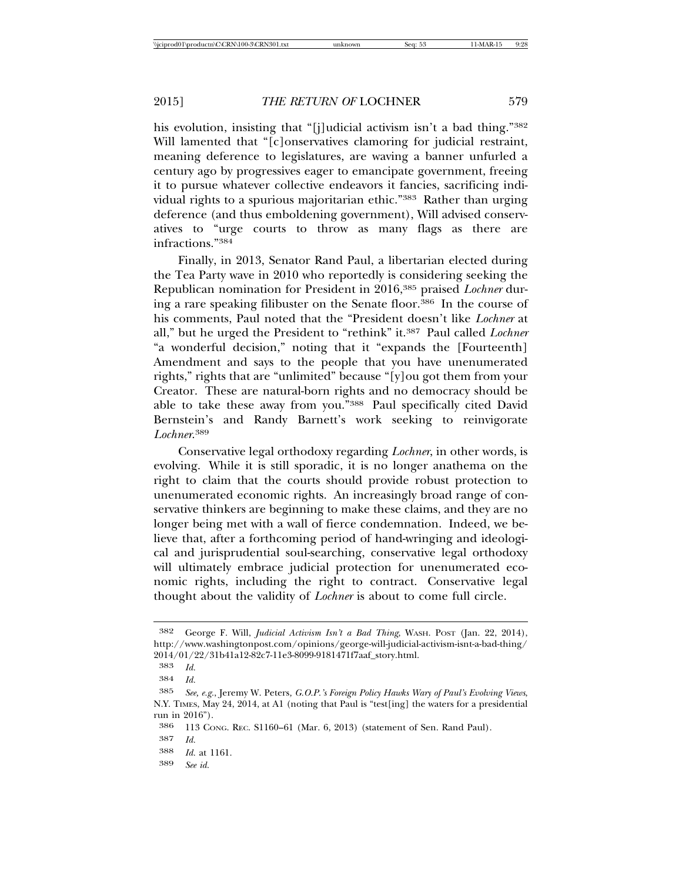his evolution, insisting that "[j]udicial activism isn't a bad thing."[382] Will lamented that "[c]onservatives clamoring for judicial restraint, meaning deference to legislatures, are waving a banner unfurled a century ago by progressives eager to emancipate government, freeing it to pursue whatever collective endeavors it fancies, sacrificing individual rights to a spurious majoritarian ethic."[383] Rather than urging deference (and thus emboldening government), Will advised conservatives to "urge courts to throw as many flags as there are infractions."[384]

Finally, in 2013, Senator Rand Paul, a libertarian elected during the Tea Party wave in 2010 who reportedly is considering seeking the Republican nomination for President in 2016,[385] praised *Lochner* during a rare speaking filibuster on the Senate floor.[386] In the course of his comments, Paul noted that the "President doesn't like *Lochner* at all," but he urged the President to "rethink" it.[387] Paul called *Lochner* "a wonderful decision," noting that it "expands the [Fourteenth] Amendment and says to the people that you have unenumerated rights," rights that are "unlimited" because "[y]ou got them from your Creator. These are natural-born rights and no democracy should be able to take these away from you."[388] Paul specifically cited David Bernstein's and Randy Barnett's work seeking to reinvigorate *Lochner*.[389]

Conservative legal orthodoxy regarding *Lochner*, in other words, is evolving. While it is still sporadic, it is no longer anathema on the right to claim that the courts should provide robust protection to unenumerated economic rights. An increasingly broad range of conservative thinkers are beginning to make these claims, and they are no longer being met with a wall of fierce condemnation. Indeed, we believe that, after a forthcoming period of hand-wringing and ideological and jurisprudential soul-searching, conservative legal orthodoxy will ultimately embrace judicial protection for unenumerated economic rights, including the right to contract. Conservative legal thought about the validity of *Lochner* is about to come full circle.

---

382 George F. Will, *Judicial Activism Isn't a Bad Thing*, WASH. POST (Jan. 22, 2014), http://www.washingtonpost.com/opinions/george-will-judicial-activism-isnt-a-bad-thing/2014/01/22/31b41a12-82c7-11e3-8099-9181471f7aaf_story.html.

383 *Id.*

384 *Id.*

385 *See, e.g.*, Jeremy W. Peters, *G.O.P.'s Foreign Policy Hawks Wary of Paul's Evolving Views*, N.Y. TIMES, May 24, 2014, at A1 (noting that Paul is "test[ing] the waters for a presidential run in 2016").

386 113 CONG. REC. S1160–61 (Mar. 6, 2013) (statement of Sen. Rand Paul).

387 *Id.*

388 *Id.* at 1161.

389 *See id.*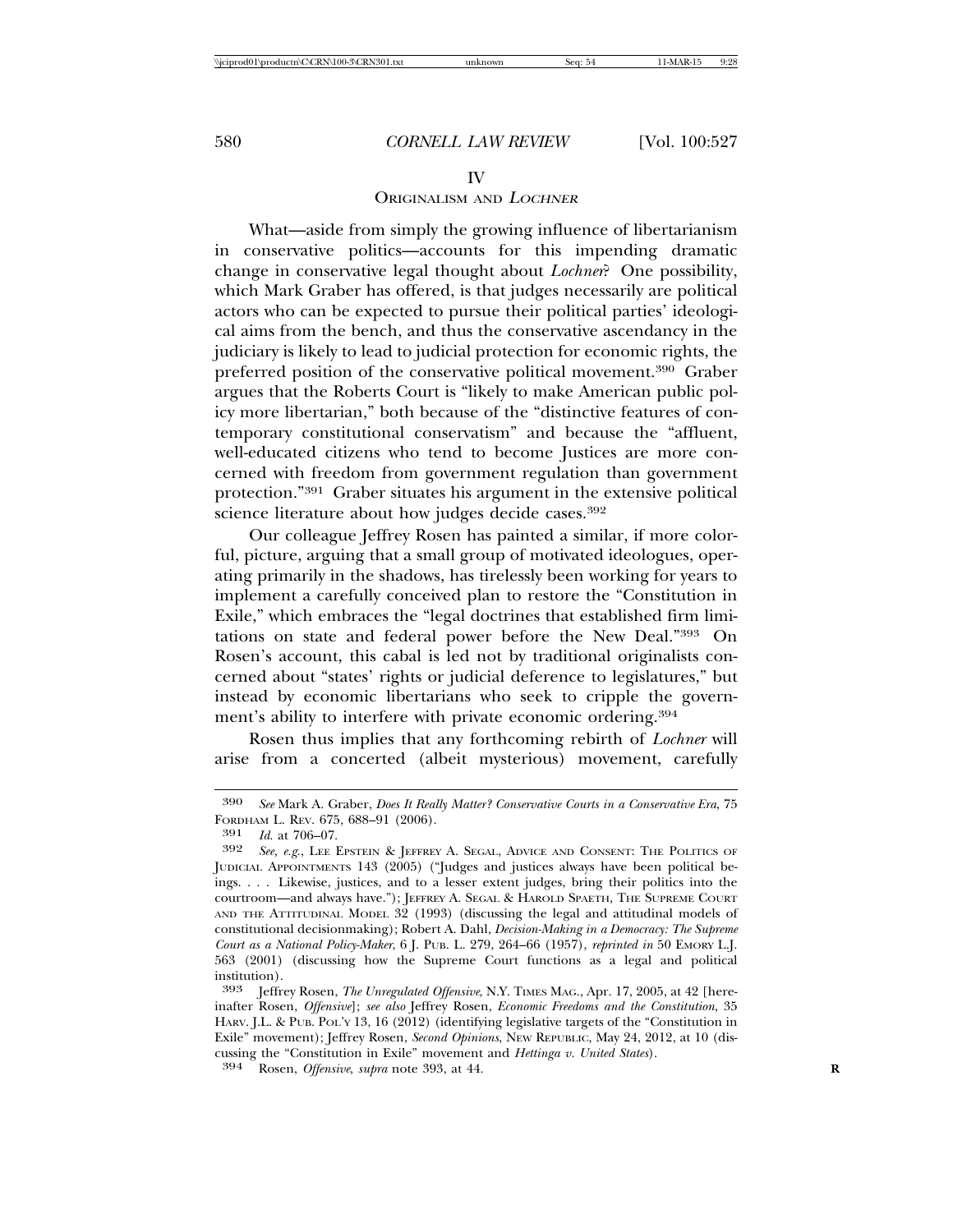## IV
## Originalism and *Lochner*

What—aside from simply the growing influence of libertarianism in conservative politics—accounts for this impending dramatic change in conservative legal thought about *Lochner*? One possibility, which Mark Graber has offered, is that judges necessarily are political actors who can be expected to pursue their political parties' ideological aims from the bench, and thus the conservative ascendancy in the judiciary is likely to lead to judicial protection for economic rights, the preferred position of the conservative political movement.[390] Graber argues that the Roberts Court is "likely to make American public policy more libertarian," both because of the "distinctive features of contemporary constitutional conservatism" and because the "affluent, well-educated citizens who tend to become Justices are more concerned with freedom from government regulation than government protection."[391] Graber situates his argument in the extensive political science literature about how judges decide cases.[392]

Our colleague Jeffrey Rosen has painted a similar, if more colorful, picture, arguing that a small group of motivated ideologues, operating primarily in the shadows, has tirelessly been working for years to implement a carefully conceived plan to restore the "Constitution in Exile," which embraces the "legal doctrines that established firm limitations on state and federal power before the New Deal."[393] On Rosen's account, this cabal is led not by traditional originalists concerned about "states' rights or judicial deference to legislatures," but instead by economic libertarians who seek to cripple the government's ability to interfere with private economic ordering.[394]

Rosen thus implies that any forthcoming rebirth of *Lochner* will arise from a concerted (albeit mysterious) movement, carefully

---

390 *See* Mark A. Graber, *Does It Really Matter? Conservative Courts in a Conservative Era*, 75 Fordham L. Rev. 675, 688–91 (2006).

391 *Id.* at 706–07.

392 *See, e.g.*, Lee Epstein & Jeffrey A. Segal, Advice and Consent: The Politics of Judicial Appointments 143 (2005) ("Judges and justices always have been political beings. . . . Likewise, justices, and to a lesser extent judges, bring their politics into the courtroom—and always have."); Jeffrey A. Segal & Harold Spaeth, The Supreme Court and the Attitudinal Model 32 (1993) (discussing the legal and attitudinal models of constitutional decisionmaking); Robert A. Dahl, *Decision-Making in a Democracy: The Supreme Court as a National Policy-Maker*, 6 J. Pub. L. 279, 264–66 (1957), *reprinted in* 50 Emory L.J. 563 (2001) (discussing how the Supreme Court functions as a legal and political institution).

393 Jeffrey Rosen, *The Unregulated Offensive*, N.Y. Times Mag., Apr. 17, 2005, at 42 [hereinafter Rosen, *Offensive*]; *see also* Jeffrey Rosen, *Economic Freedoms and the Constitution*, 35 Harv. J.L. & Pub. Pol'y 13, 16 (2012) (identifying legislative targets of the "Constitution in Exile" movement); Jeffrey Rosen, *Second Opinions*, New Republic, May 24, 2012, at 10 (discussing the "Constitution in Exile" movement and *Hettinga v. United States*).

394 Rosen, *Offensive*, *supra* note 393, at 44.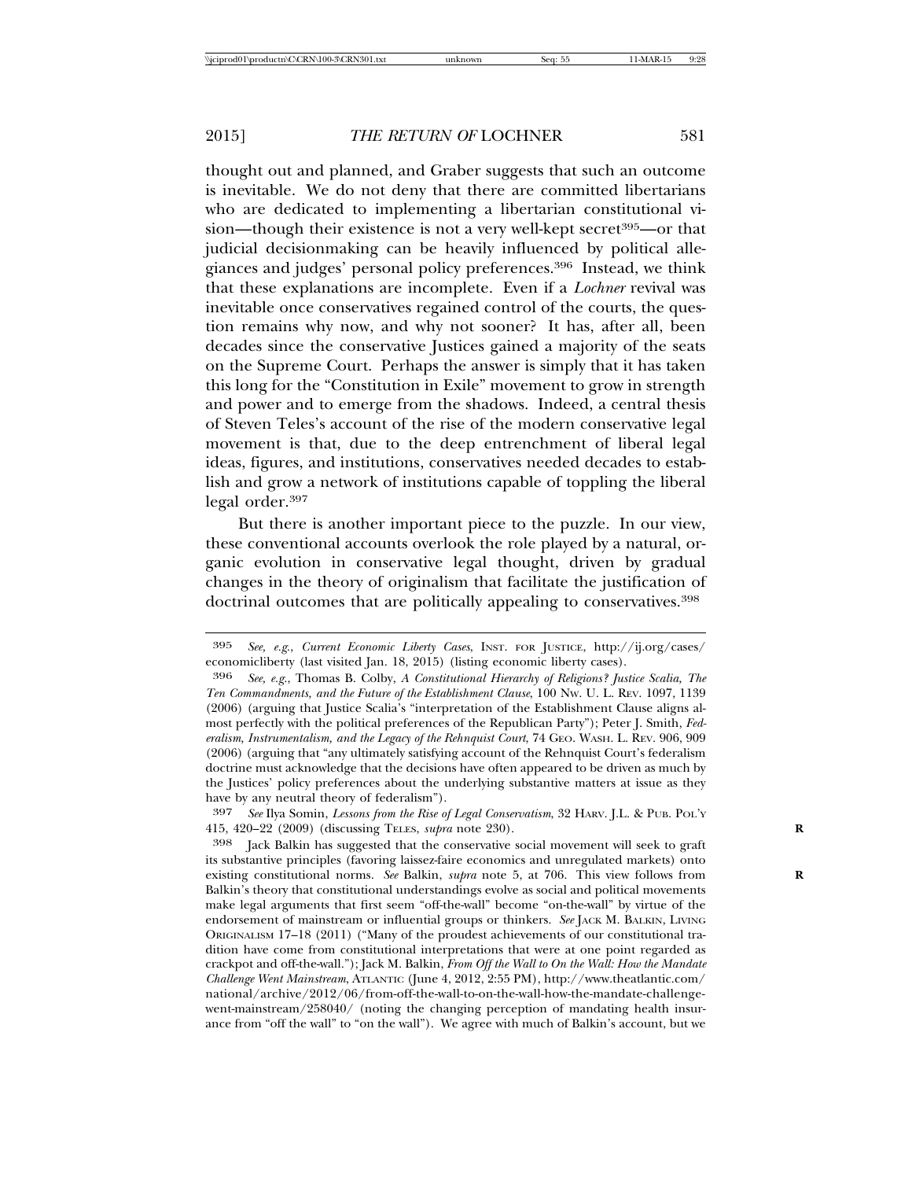thought out and planned, and Graber suggests that such an outcome is inevitable. We do not deny that there are committed libertarians who are dedicated to implementing a libertarian constitutional vision—though their existence is not a very well-kept secret[395]—or that judicial decisionmaking can be heavily influenced by political allegiances and judges' personal policy preferences.[396] Instead, we think that these explanations are incomplete. Even if a *Lochner* revival was inevitable once conservatives regained control of the courts, the question remains why now, and why not sooner? It has, after all, been decades since the conservative Justices gained a majority of the seats on the Supreme Court. Perhaps the answer is simply that it has taken this long for the "Constitution in Exile" movement to grow in strength and power and to emerge from the shadows. Indeed, a central thesis of Steven Teles's account of the rise of the modern conservative legal movement is that, due to the deep entrenchment of liberal legal ideas, figures, and institutions, conservatives needed decades to establish and grow a network of institutions capable of toppling the liberal legal order.[397]

But there is another important piece to the puzzle. In our view, these conventional accounts overlook the role played by a natural, organic evolution in conservative legal thought, driven by gradual changes in the theory of originalism that facilitate the justification of doctrinal outcomes that are politically appealing to conservatives.[398]

---

395 *See, e.g.*, *Current Economic Liberty Cases*, INST. FOR JUSTICE, http://ij.org/cases/economicliberty (last visited Jan. 18, 2015) (listing economic liberty cases).

396 *See, e.g.*, Thomas B. Colby, *A Constitutional Hierarchy of Religions? Justice Scalia, The Ten Commandments, and the Future of the Establishment Clause*, 100 NW. U. L. REV. 1097, 1139 (2006) (arguing that Justice Scalia's "interpretation of the Establishment Clause aligns almost perfectly with the political preferences of the Republican Party"); Peter J. Smith, *Federalism, Instrumentalism, and the Legacy of the Rehnquist Court*, 74 GEO. WASH. L. REV. 906, 909 (2006) (arguing that "any ultimately satisfying account of the Rehnquist Court's federalism doctrine must acknowledge that the decisions have often appeared to be driven as much by the Justices' policy preferences about the underlying substantive matters at issue as they have by any neutral theory of federalism").

397 *See* Ilya Somin, *Lessons from the Rise of Legal Conservatism*, 32 HARV. J.L. & PUB. POL'Y 415, 420–22 (2009) (discussing TELES, *supra* note 230).

398 Jack Balkin has suggested that the conservative social movement will seek to graft its substantive principles (favoring laissez-faire economics and unregulated markets) onto existing constitutional norms. *See* Balkin, *supra* note 5, at 706. This view follows from Balkin's theory that constitutional understandings evolve as social and political movements make legal arguments that first seem "off-the-wall" become "on-the-wall" by virtue of the endorsement of mainstream or influential groups or thinkers. *See* JACK M. BALKIN, LIVING ORIGINALISM 17–18 (2011) ("Many of the proudest achievements of our constitutional tradition have come from constitutional interpretations that were at one point regarded as crackpot and off-the-wall."); Jack M. Balkin, *From Off the Wall to On the Wall: How the Mandate Challenge Went Mainstream*, ATLANTIC (June 4, 2012, 2:55 PM), http://www.theatlantic.com/national/archive/2012/06/from-off-the-wall-to-on-the-wall-how-the-mandate-challenge-went-mainstream/258040/ (noting the changing perception of mandating health insurance from "off the wall" to "on the wall"). We agree with much of Balkin's account, but we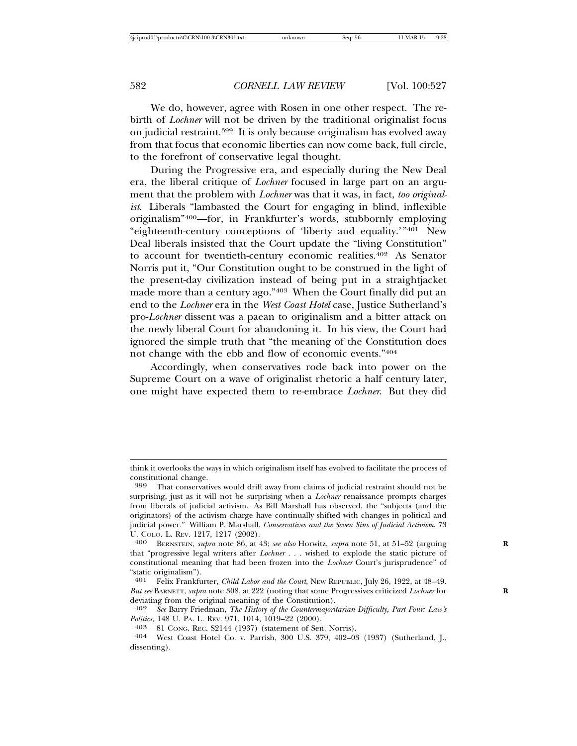We do, however, agree with Rosen in one other respect. The rebirth of *Lochner* will not be driven by the traditional originalist focus on judicial restraint.[399] It is only because originalism has evolved away from that focus that economic liberties can now come back, full circle, to the forefront of conservative legal thought.

During the Progressive era, and especially during the New Deal era, the liberal critique of *Lochner* focused in large part on an argument that the problem with *Lochner* was that it was, in fact, *too originalist*. Liberals "lambasted the Court for engaging in blind, inflexible originalism"[400]—for, in Frankfurter's words, stubbornly employing "eighteenth-century conceptions of 'liberty and equality.'"[401] New Deal liberals insisted that the Court update the "living Constitution" to account for twentieth-century economic realities.[402] As Senator Norris put it, "Our Constitution ought to be construed in the light of the present-day civilization instead of being put in a straightjacket made more than a century ago."[403] When the Court finally did put an end to the *Lochner* era in the *West Coast Hotel* case, Justice Sutherland's pro-*Lochner* dissent was a paean to originalism and a bitter attack on the newly liberal Court for abandoning it. In his view, the Court had ignored the simple truth that "the meaning of the Constitution does not change with the ebb and flow of economic events."[404]

Accordingly, when conservatives rode back into power on the Supreme Court on a wave of originalist rhetoric a half century later, one might have expected them to re-embrace *Lochner*. But they did

---

think it overlooks the ways in which originalism itself has evolved to facilitate the process of constitutional change.

[399] That conservatives would drift away from claims of judicial restraint should not be surprising, just as it will not be surprising when a *Lochner* renaissance prompts charges from liberals of judicial activism. As Bill Marshall has observed, the "subjects (and the originators) of the activism charge have continually shifted with changes in political and judicial power." William P. Marshall, *Conservatives and the Seven Sins of Judicial Activism*, 73 U. COLO. L. REV. 1217, 1217 (2002).

[400] BERNSTEIN, *supra* note 86, at 43; *see also* Horwitz, *supra* note 51, at 51–52 (arguing that "progressive legal writers after *Lochner* . . . wished to explode the static picture of constitutional meaning that had been frozen into the *Lochner* Court's jurisprudence" of "static originalism").

[401] Felix Frankfurter, *Child Labor and the Court*, NEW REPUBLIC, July 26, 1922, at 48–49. *But see* BARNETT, *supra* note 308, at 222 (noting that some Progressives criticized *Lochner* for deviating from the original meaning of the Constitution).

[402] *See* Barry Friedman, *The History of the Countermajoritarian Difficulty, Part Four: Law's Politics*, 148 U. PA. L. REV. 971, 1014, 1019–22 (2000).

[403] 81 CONG. REC. S2144 (1937) (statement of Sen. Norris).

[404] West Coast Hotel Co. v. Parrish, 300 U.S. 379, 402–03 (1937) (Sutherland, J., dissenting).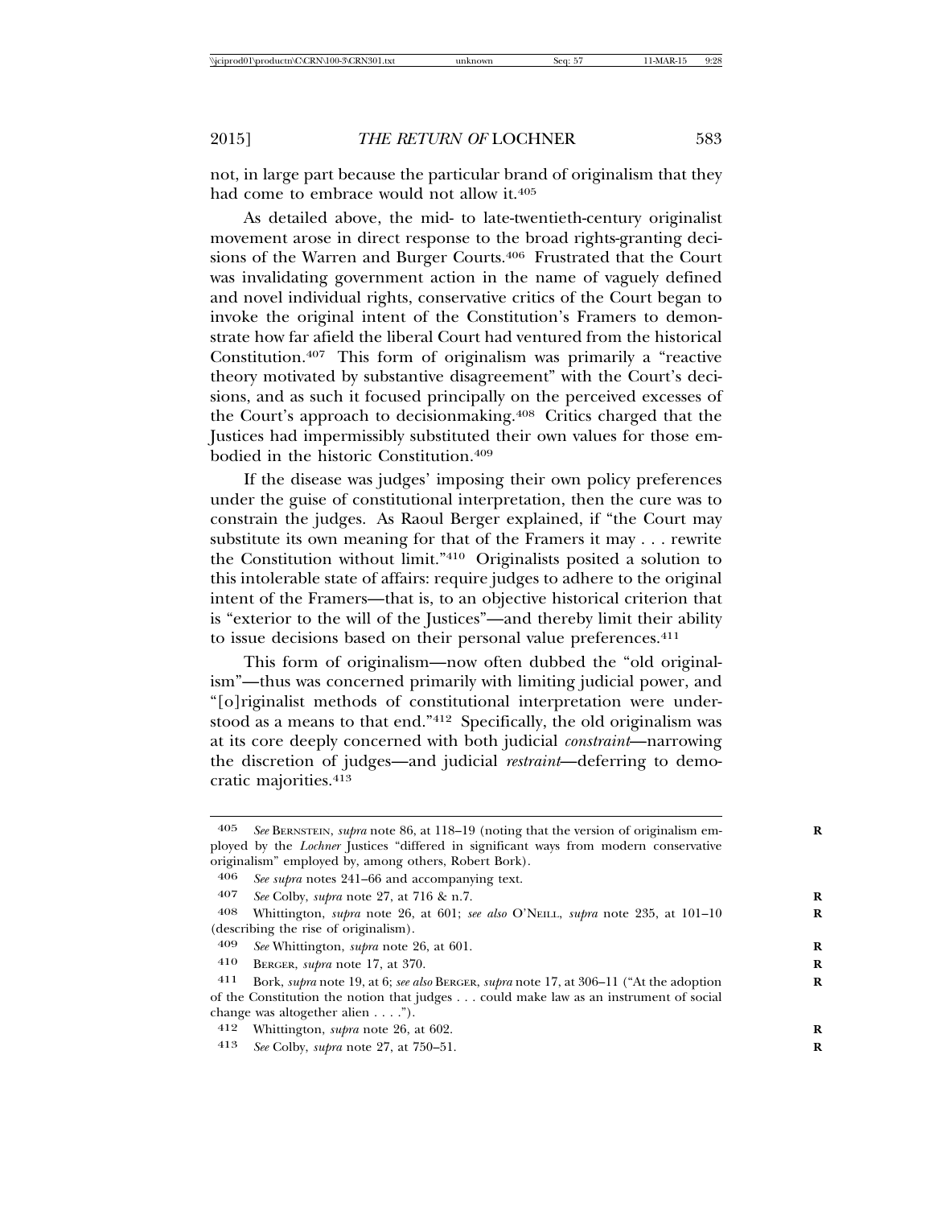not, in large part because the particular brand of originalism that they had come to embrace would not allow it.[405]

As detailed above, the mid- to late-twentieth-century originalist movement arose in direct response to the broad rights-granting decisions of the Warren and Burger Courts.[406] Frustrated that the Court was invalidating government action in the name of vaguely defined and novel individual rights, conservative critics of the Court began to invoke the original intent of the Constitution's Framers to demonstrate how far afield the liberal Court had ventured from the historical Constitution.[407] This form of originalism was primarily a "reactive theory motivated by substantive disagreement" with the Court's decisions, and as such it focused principally on the perceived excesses of the Court's approach to decisionmaking.[408] Critics charged that the Justices had impermissibly substituted their own values for those embodied in the historic Constitution.[409]

If the disease was judges' imposing their own policy preferences under the guise of constitutional interpretation, then the cure was to constrain the judges. As Raoul Berger explained, if "the Court may substitute its own meaning for that of the Framers it may . . . rewrite the Constitution without limit."[410] Originalists posited a solution to this intolerable state of affairs: require judges to adhere to the original intent of the Framers—that is, to an objective historical criterion that is "exterior to the will of the Justices"—and thereby limit their ability to issue decisions based on their personal value preferences.[411]

This form of originalism—now often dubbed the "old originalism"—thus was concerned primarily with limiting judicial power, and "[o]riginalist methods of constitutional interpretation were understood as a means to that end."[412] Specifically, the old originalism was at its core deeply concerned with both judicial *constraint*—narrowing the discretion of judges—and judicial *restraint*—deferring to democratic majorities.[413]

---

405 *See* BERNSTEIN, *supra* note 86, at 118–19 (noting that the version of originalism employed by the *Lochner* Justices "differed in significant ways from modern conservative originalism" employed by, among others, Robert Bork).

406 *See supra* notes 241–66 and accompanying text.

407 *See* Colby, *supra* note 27, at 716 & n.7.

408 Whittington, *supra* note 26, at 601; *see also* O'NEILL, *supra* note 235, at 101–10 (describing the rise of originalism).

409 *See* Whittington, *supra* note 26, at 601.

410 BERGER, *supra* note 17, at 370.

411 Bork, *supra* note 19, at 6; *see also* BERGER, *supra* note 17, at 306–11 ("At the adoption of the Constitution the notion that judges . . . could make law as an instrument of social change was altogether alien . . . .").

412 Whittington, *supra* note 26, at 602.

413 *See* Colby, *supra* note 27, at 750–51.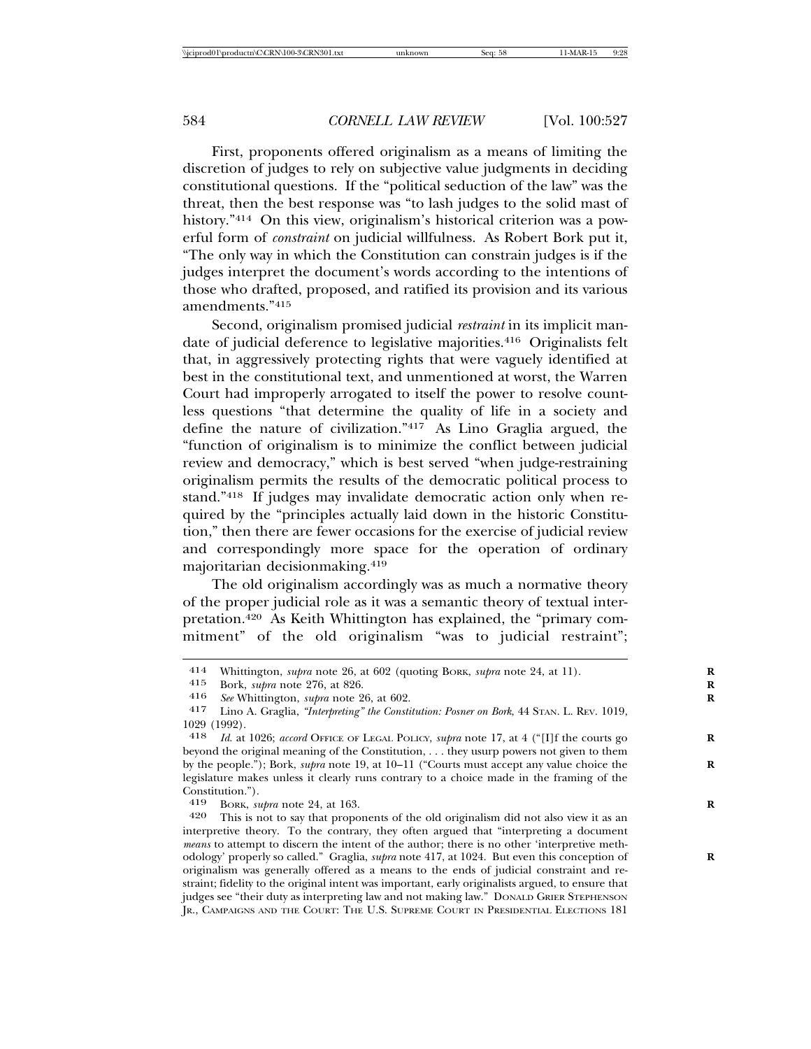First, proponents offered originalism as a means of limiting the discretion of judges to rely on subjective value judgments in deciding constitutional questions. If the "political seduction of the law" was the threat, then the best response was "to lash judges to the solid mast of history."[414] On this view, originalism's historical criterion was a powerful form of *constraint* on judicial willfulness. As Robert Bork put it, "The only way in which the Constitution can constrain judges is if the judges interpret the document's words according to the intentions of those who drafted, proposed, and ratified its provision and its various amendments."[415]

Second, originalism promised judicial *restraint* in its implicit mandate of judicial deference to legislative majorities.[416] Originalists felt that, in aggressively protecting rights that were vaguely identified at best in the constitutional text, and unmentioned at worst, the Warren Court had improperly arrogated to itself the power to resolve countless questions "that determine the quality of life in a society and define the nature of civilization."[417] As Lino Graglia argued, the "function of originalism is to minimize the conflict between judicial review and democracy," which is best served "when judge-restraining originalism permits the results of the democratic political process to stand."[418] If judges may invalidate democratic action only when required by the "principles actually laid down in the historic Constitution," then there are fewer occasions for the exercise of judicial review and correspondingly more space for the operation of ordinary majoritarian decisionmaking.[419]

The old originalism accordingly was as much a normative theory of the proper judicial role as it was a semantic theory of textual interpretation.[420] As Keith Whittington has explained, the "primary commitment" of the old originalism "was to judicial restraint";

---

414 Whittington, *supra* note 26, at 602 (quoting BORK, *supra* note 24, at 11).

415 Bork, *supra* note 276, at 826.

416 *See* Whittington, *supra* note 26, at 602.

417 Lino A. Graglia, *"Interpreting" the Constitution: Posner on Bork*, 44 STAN. L. REV. 1019, 1029 (1992).

418 *Id.* at 1026; *accord* OFFICE OF LEGAL POLICY, *supra* note 17, at 4 ("[I]f the courts go beyond the original meaning of the Constitution, . . . they usurp powers not given to them by the people."); Bork, *supra* note 19, at 10–11 ("Courts must accept any value choice the legislature makes unless it clearly runs contrary to a choice made in the framing of the Constitution.").

419 BORK, *supra* note 24, at 163.

420 This is not to say that proponents of the old originalism did not also view it as an interpretive theory. To the contrary, they often argued that "interpreting a document *means* to attempt to discern the intent of the author; there is no other 'interpretive methodology' properly so called." Graglia, *supra* note 417, at 1024. But even this conception of originalism was generally offered as a means to the ends of judicial constraint and restraint; fidelity to the original intent was important, early originalists argued, to ensure that judges see "their duty as interpreting law and not making law." DONALD GRIER STEPHENSON JR., CAMPAIGNS AND THE COURT: THE U.S. SUPREME COURT IN PRESIDENTIAL ELECTIONS 181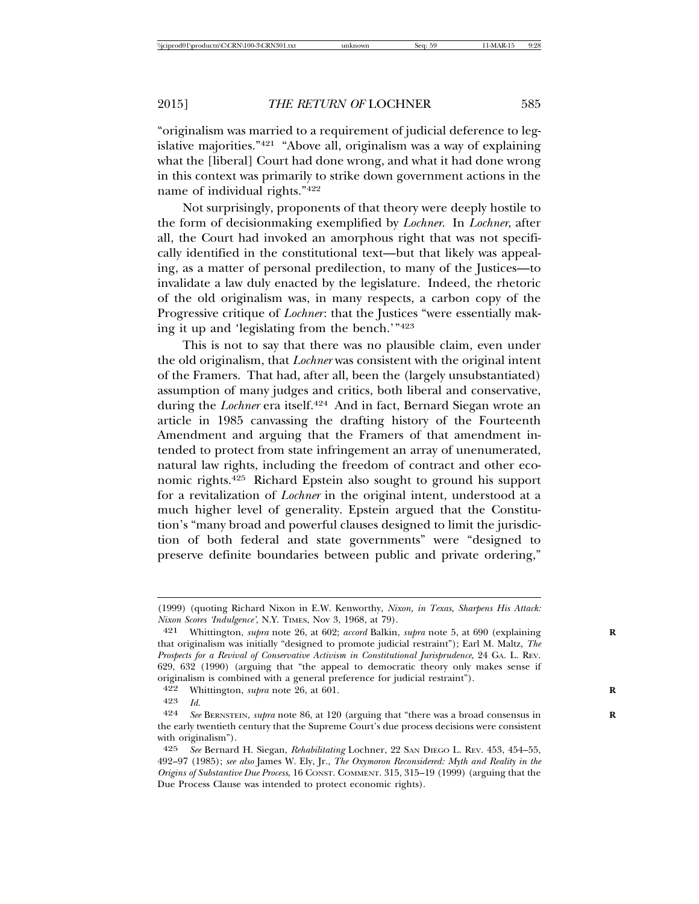"originalism was married to a requirement of judicial deference to legislative majorities."[421] "Above all, originalism was a way of explaining what the [liberal] Court had done wrong, and what it had done wrong in this context was primarily to strike down government actions in the name of individual rights."[422]

Not surprisingly, proponents of that theory were deeply hostile to the form of decisionmaking exemplified by *Lochner*. In *Lochner*, after all, the Court had invoked an amorphous right that was not specifically identified in the constitutional text—but that likely was appealing, as a matter of personal predilection, to many of the Justices—to invalidate a law duly enacted by the legislature. Indeed, the rhetoric of the old originalism was, in many respects, a carbon copy of the Progressive critique of *Lochner*: that the Justices "were essentially making it up and 'legislating from the bench.'"[423]

This is not to say that there was no plausible claim, even under the old originalism, that *Lochner* was consistent with the original intent of the Framers. That had, after all, been the (largely unsubstantiated) assumption of many judges and critics, both liberal and conservative, during the *Lochner* era itself.[424] And in fact, Bernard Siegan wrote an article in 1985 canvassing the drafting history of the Fourteenth Amendment and arguing that the Framers of that amendment intended to protect from state infringement an array of unenumerated, natural law rights, including the freedom of contract and other economic rights.[425] Richard Epstein also sought to ground his support for a revitalization of *Lochner* in the original intent, understood at a much higher level of generality. Epstein argued that the Constitution's "many broad and powerful clauses designed to limit the jurisdiction of both federal and state governments" were "designed to preserve definite boundaries between public and private ordering,"

---

(1999) (quoting Richard Nixon in E.W. Kenworthy, *Nixon, in Texas, Sharpens His Attack: Nixon Scores 'Indulgence'*, N.Y. TIMES, Nov 3, 1968, at 79).

421 Whittington, *supra* note 26, at 602; *accord* Balkin, *supra* note 5, at 690 (explaining that originalism was initially "designed to promote judicial restraint"); Earl M. Maltz, *The Prospects for a Revival of Conservative Activism in Constitutional Jurisprudence*, 24 GA. L. REV. 629, 632 (1990) (arguing that "the appeal to democratic theory only makes sense if originalism is combined with a general preference for judicial restraint").

422 Whittington, *supra* note 26, at 601.

423 *Id.*

424 *See* BERNSTEIN, *supra* note 86, at 120 (arguing that "there was a broad consensus in the early twentieth century that the Supreme Court's due process decisions were consistent with originalism").

425 *See* Bernard H. Siegan, *Rehabilitating* Lochner, 22 SAN DIEGO L. REV. 453, 454–55, 492–97 (1985); *see also* James W. Ely, Jr., *The Oxymoron Reconsidered: Myth and Reality in the Origins of Substantive Due Process*, 16 CONST. COMMENT. 315, 315–19 (1999) (arguing that the Due Process Clause was intended to protect economic rights).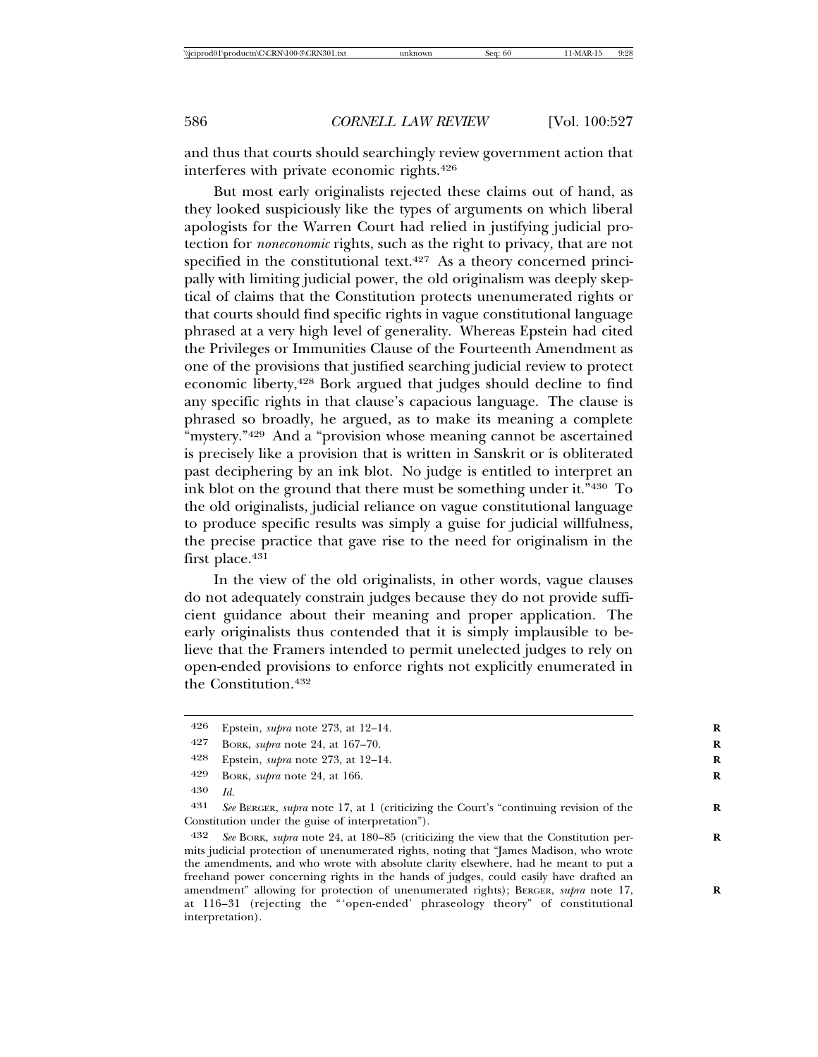and thus that courts should searchingly review government action that interferes with private economic rights.[426]

But most early originalists rejected these claims out of hand, as they looked suspiciously like the types of arguments on which liberal apologists for the Warren Court had relied in justifying judicial protection for *noneconomic* rights, such as the right to privacy, that are not specified in the constitutional text.[427] As a theory concerned principally with limiting judicial power, the old originalism was deeply skeptical of claims that the Constitution protects unenumerated rights or that courts should find specific rights in vague constitutional language phrased at a very high level of generality. Whereas Epstein had cited the Privileges or Immunities Clause of the Fourteenth Amendment as one of the provisions that justified searching judicial review to protect economic liberty,[428] Bork argued that judges should decline to find any specific rights in that clause's capacious language. The clause is phrased so broadly, he argued, as to make its meaning a complete "mystery."[429] And a "provision whose meaning cannot be ascertained is precisely like a provision that is written in Sanskrit or is obliterated past deciphering by an ink blot. No judge is entitled to interpret an ink blot on the ground that there must be something under it."[430] To the old originalists, judicial reliance on vague constitutional language to produce specific results was simply a guise for judicial willfulness, the precise practice that gave rise to the need for originalism in the first place.[431]

In the view of the old originalists, in other words, vague clauses do not adequately constrain judges because they do not provide sufficient guidance about their meaning and proper application. The early originalists thus contended that it is simply implausible to believe that the Framers intended to permit unelected judges to rely on open-ended provisions to enforce rights not explicitly enumerated in the Constitution.[432]

---

426 Epstein, *supra* note 273, at 12–14.

427 Bork, *supra* note 24, at 167–70.

428 Epstein, *supra* note 273, at 12–14.

429 Bork, *supra* note 24, at 166.

430 *Id.*

431 *See* Berger, *supra* note 17, at 1 (criticizing the Court's "continuing revision of the Constitution under the guise of interpretation").

432 *See* Bork, *supra* note 24, at 180–85 (criticizing the view that the Constitution permits judicial protection of unenumerated rights, noting that "James Madison, who wrote the amendments, and who wrote with absolute clarity elsewhere, had he meant to put a freehand power concerning rights in the hands of judges, could easily have drafted an amendment" allowing for protection of unenumerated rights); Berger, *supra* note 17, at 116–31 (rejecting the "'open-ended' phraseology theory" of constitutional interpretation).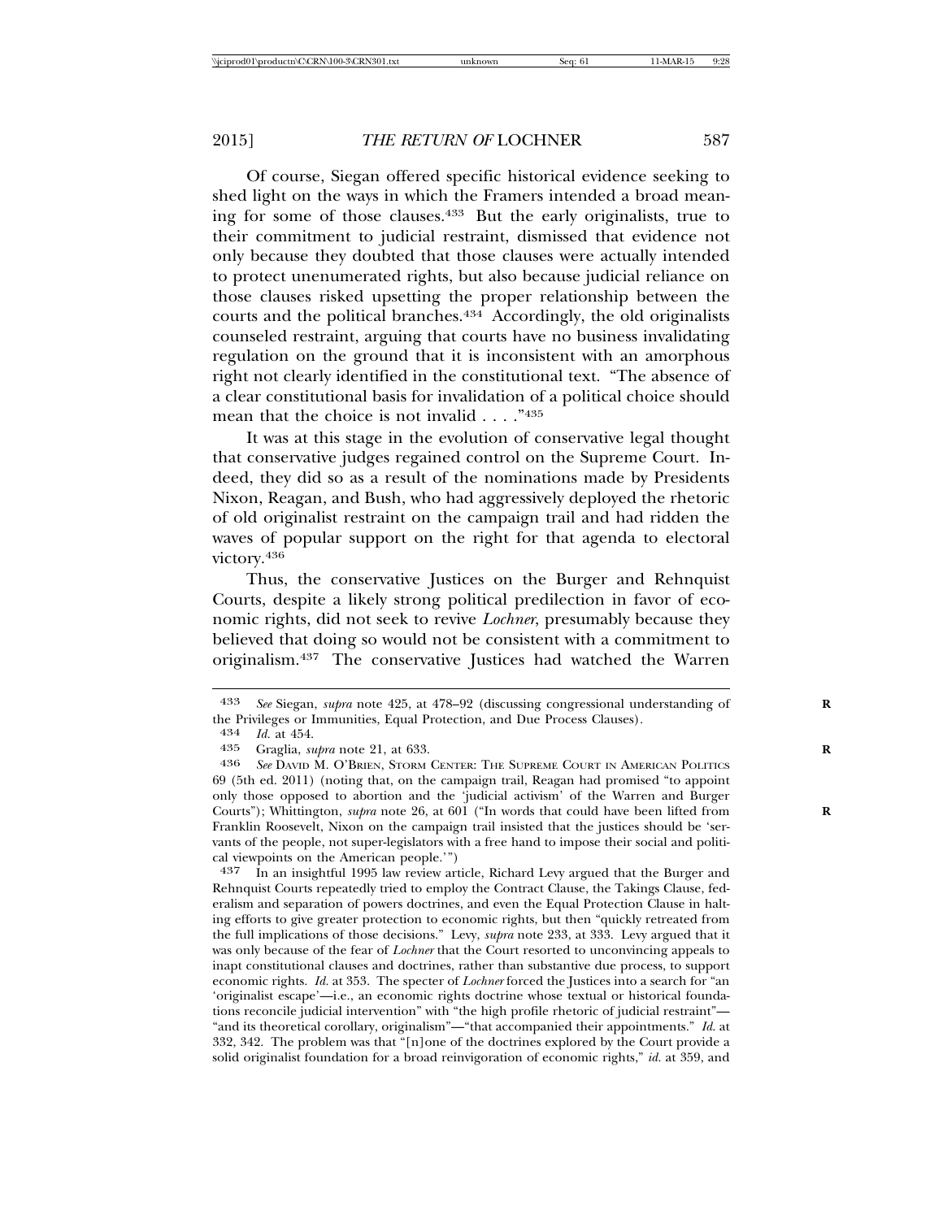Of course, Siegan offered specific historical evidence seeking to shed light on the ways in which the Framers intended a broad meaning for some of those clauses.[433] But the early originalists, true to their commitment to judicial restraint, dismissed that evidence not only because they doubted that those clauses were actually intended to protect unenumerated rights, but also because judicial reliance on those clauses risked upsetting the proper relationship between the courts and the political branches.[434] Accordingly, the old originalists counseled restraint, arguing that courts have no business invalidating regulation on the ground that it is inconsistent with an amorphous right not clearly identified in the constitutional text. "The absence of a clear constitutional basis for invalidation of a political choice should mean that the choice is not invalid . . . ."[435]

It was at this stage in the evolution of conservative legal thought that conservative judges regained control on the Supreme Court. Indeed, they did so as a result of the nominations made by Presidents Nixon, Reagan, and Bush, who had aggressively deployed the rhetoric of old originalist restraint on the campaign trail and had ridden the waves of popular support on the right for that agenda to electoral victory.[436]

Thus, the conservative Justices on the Burger and Rehnquist Courts, despite a likely strong political predilection in favor of economic rights, did not seek to revive *Lochner*, presumably because they believed that doing so would not be consistent with a commitment to originalism.[437] The conservative Justices had watched the Warren

---

433 *See* Siegan, *supra* note 425, at 478–92 (discussing congressional understanding of the Privileges or Immunities, Equal Protection, and Due Process Clauses).

434 *Id.* at 454.

435 Graglia, *supra* note 21, at 633.

436 *See* David M. O'Brien, Storm Center: The Supreme Court in American Politics 69 (5th ed. 2011) (noting that, on the campaign trail, Reagan had promised "to appoint only those opposed to abortion and the 'judicial activism' of the Warren and Burger Courts"); Whittington, *supra* note 26, at 601 ("In words that could have been lifted from Franklin Roosevelt, Nixon on the campaign trail insisted that the justices should be 'servants of the people, not super-legislators with a free hand to impose their social and political viewpoints on the American people.'")

437 In an insightful 1995 law review article, Richard Levy argued that the Burger and Rehnquist Courts repeatedly tried to employ the Contract Clause, the Takings Clause, federalism and separation of powers doctrines, and even the Equal Protection Clause in halting efforts to give greater protection to economic rights, but then "quickly retreated from the full implications of those decisions." Levy, *supra* note 233, at 333. Levy argued that it was only because of the fear of *Lochner* that the Court resorted to unconvincing appeals to inapt constitutional clauses and doctrines, rather than substantive due process, to support economic rights. *Id.* at 353. The specter of *Lochner* forced the Justices into a search for "an 'originalist escape'—i.e., an economic rights doctrine whose textual or historical foundations reconcile judicial intervention" with "the high profile rhetoric of judicial restraint"—"and its theoretical corollary, originalism"—"that accompanied their appointments." *Id.* at 332, 342. The problem was that "[n]one of the doctrines explored by the Court provide a solid originalist foundation for a broad reinvigoration of economic rights," *id.* at 359, and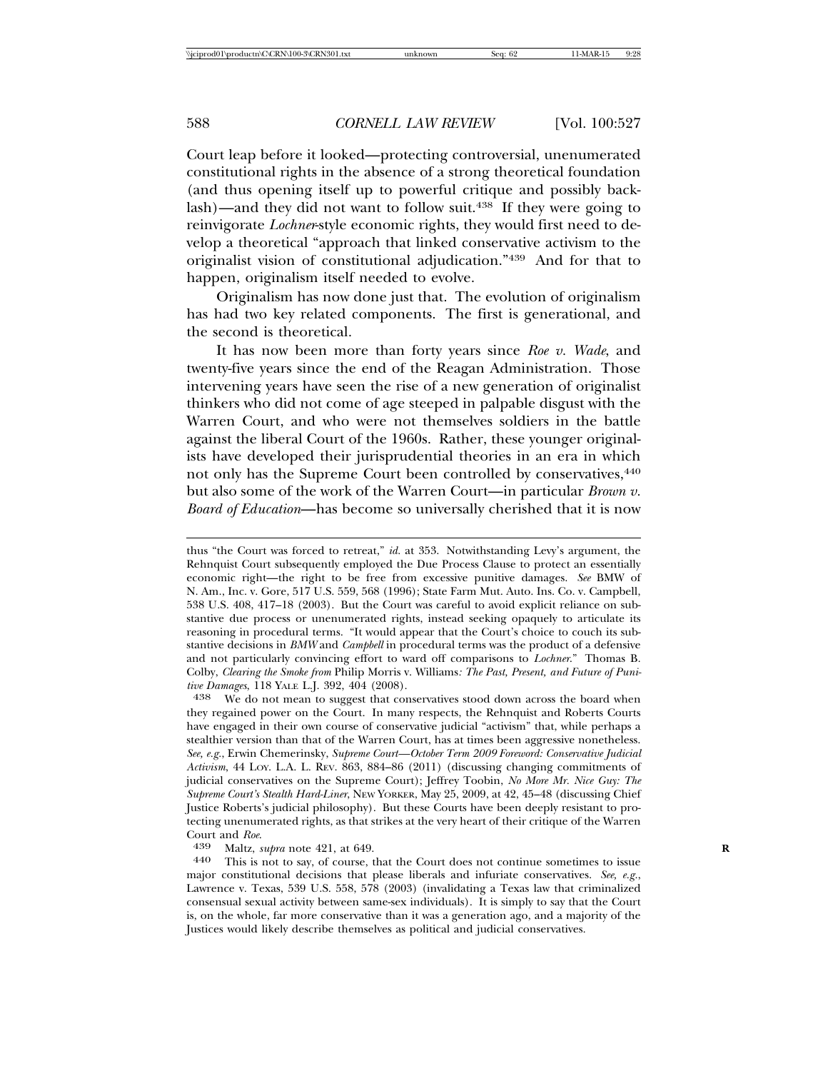Court leap before it looked—protecting controversial, unenumerated constitutional rights in the absence of a strong theoretical foundation (and thus opening itself up to powerful critique and possibly backlash)—and they did not want to follow suit.[438] If they were going to reinvigorate *Lochner*-style economic rights, they would first need to develop a theoretical "approach that linked conservative activism to the originalist vision of constitutional adjudication."[439] And for that to happen, originalism itself needed to evolve.

Originalism has now done just that. The evolution of originalism has had two key related components. The first is generational, and the second is theoretical.

It has now been more than forty years since *Roe v. Wade*, and twenty-five years since the end of the Reagan Administration. Those intervening years have seen the rise of a new generation of originalist thinkers who did not come of age steeped in palpable disgust with the Warren Court, and who were not themselves soldiers in the battle against the liberal Court of the 1960s. Rather, these younger originalists have developed their jurisprudential theories in an era in which not only has the Supreme Court been controlled by conservatives,[440] but also some of the work of the Warren Court—in particular *Brown v. Board of Education*—has become so universally cherished that it is now

---

thus "the Court was forced to retreat," *id.* at 353. Notwithstanding Levy's argument, the Rehnquist Court subsequently employed the Due Process Clause to protect an essentially economic right—the right to be free from excessive punitive damages. *See* BMW of N. Am., Inc. v. Gore, 517 U.S. 559, 568 (1996); State Farm Mut. Auto. Ins. Co. v. Campbell, 538 U.S. 408, 417–18 (2003). But the Court was careful to avoid explicit reliance on substantive due process or unenumerated rights, instead seeking opaquely to articulate its reasoning in procedural terms. "It would appear that the Court's choice to couch its substantive decisions in *BMW* and *Campbell* in procedural terms was the product of a defensive and not particularly convincing effort to ward off comparisons to *Lochner*." Thomas B. Colby, *Clearing the Smoke from* Philip Morris v. Williams*: The Past, Present, and Future of Punitive Damages*, 118 YALE L.J. 392, 404 (2008).

[438] We do not mean to suggest that conservatives stood down across the board when they regained power on the Court. In many respects, the Rehnquist and Roberts Courts have engaged in their own course of conservative judicial "activism" that, while perhaps a stealthier version than that of the Warren Court, has at times been aggressive nonetheless. *See, e.g.*, Erwin Chemerinsky, *Supreme Court—October Term 2009 Foreword: Conservative Judicial Activism*, 44 LOY. L.A. L. REV. 863, 884–86 (2011) (discussing changing commitments of judicial conservatives on the Supreme Court); Jeffrey Toobin, *No More Mr. Nice Guy: The Supreme Court's Stealth Hard-Liner*, NEW YORKER, May 25, 2009, at 42, 45–48 (discussing Chief Justice Roberts's judicial philosophy). But these Courts have been deeply resistant to protecting unenumerated rights, as that strikes at the very heart of their critique of the Warren Court and *Roe*.

[439] Maltz, *supra* note 421, at 649.

[440] This is not to say, of course, that the Court does not continue sometimes to issue major constitutional decisions that please liberals and infuriate conservatives. *See, e.g.*, Lawrence v. Texas, 539 U.S. 558, 578 (2003) (invalidating a Texas law that criminalized consensual sexual activity between same-sex individuals). It is simply to say that the Court is, on the whole, far more conservative than it was a generation ago, and a majority of the Justices would likely describe themselves as political and judicial conservatives.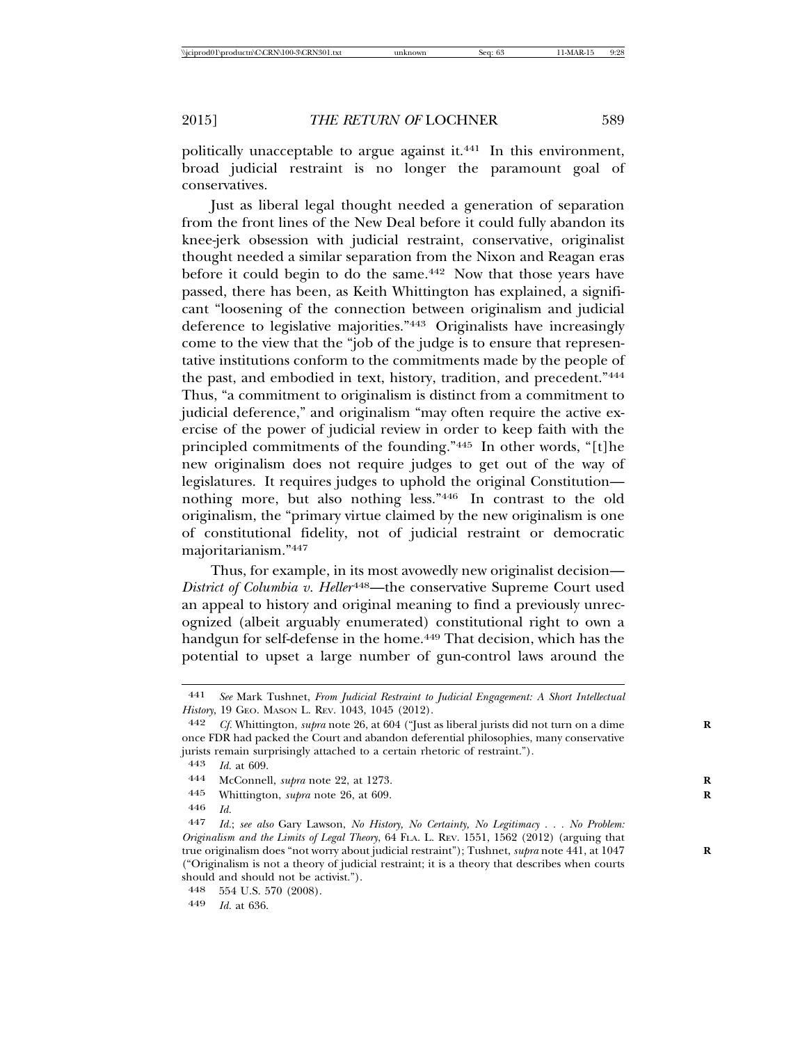politically unacceptable to argue against it.[441] In this environment, broad judicial restraint is no longer the paramount goal of conservatives.

Just as liberal legal thought needed a generation of separation from the front lines of the New Deal before it could fully abandon its knee-jerk obsession with judicial restraint, conservative, originalist thought needed a similar separation from the Nixon and Reagan eras before it could begin to do the same.[442] Now that those years have passed, there has been, as Keith Whittington has explained, a significant "loosening of the connection between originalism and judicial deference to legislative majorities."[443] Originalists have increasingly come to the view that the "job of the judge is to ensure that representative institutions conform to the commitments made by the people of the past, and embodied in text, history, tradition, and precedent."[444] Thus, "a commitment to originalism is distinct from a commitment to judicial deference," and originalism "may often require the active exercise of the power of judicial review in order to keep faith with the principled commitments of the founding."[445] In other words, "[t]he new originalism does not require judges to get out of the way of legislatures. It requires judges to uphold the original Constitution—nothing more, but also nothing less."[446] In contrast to the old originalism, the "primary virtue claimed by the new originalism is one of constitutional fidelity, not of judicial restraint or democratic majoritarianism."[447]

Thus, for example, in its most avowedly new originalist decision—*District of Columbia v. Heller*[448]—the conservative Supreme Court used an appeal to history and original meaning to find a previously unrecognized (albeit arguably enumerated) constitutional right to own a handgun for self-defense in the home.[449] That decision, which has the potential to upset a large number of gun-control laws around the

---

441 *See* Mark Tushnet, *From Judicial Restraint to Judicial Engagement: A Short Intellectual History*, 19 GEO. MASON L. REV. 1043, 1045 (2012).

442 *Cf.* Whittington, *supra* note 26, at 604 ("Just as liberal jurists did not turn on a dime once FDR had packed the Court and abandon deferential philosophies, many conservative jurists remain surprisingly attached to a certain rhetoric of restraint.").

443 *Id.* at 609.

444 McConnell, *supra* note 22, at 1273.

445 Whittington, *supra* note 26, at 609.

446 *Id.*

447 *Id.*; *see also* Gary Lawson, *No History, No Certainty, No Legitimacy . . . No Problem: Originalism and the Limits of Legal Theory*, 64 FLA. L. REV. 1551, 1562 (2012) (arguing that true originalism does "not worry about judicial restraint"); Tushnet, *supra* note 441, at 1047 ("Originalism is not a theory of judicial restraint; it is a theory that describes when courts should and should not be activist.").

448 554 U.S. 570 (2008).

449 *Id.* at 636.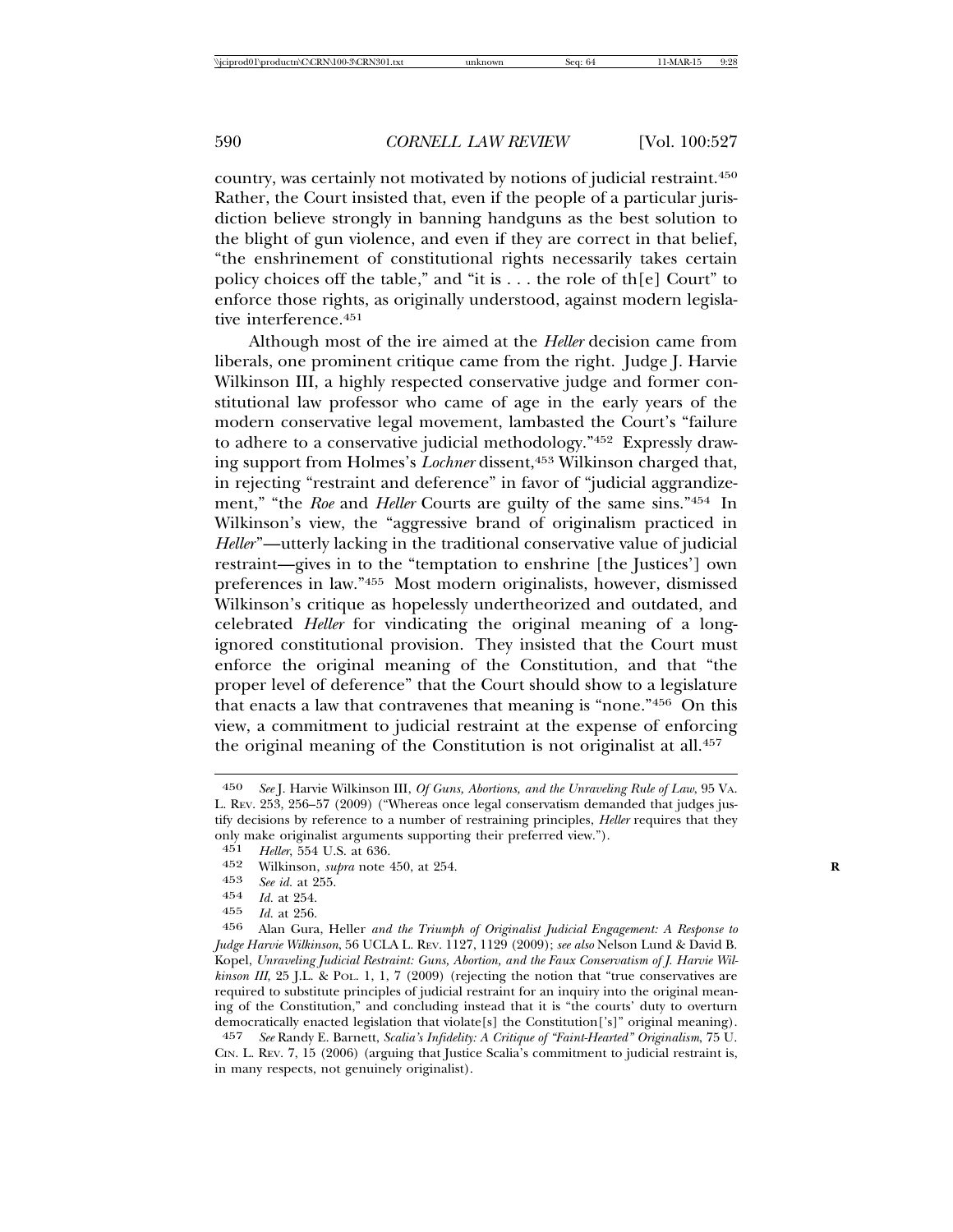country, was certainly not motivated by notions of judicial restraint.[450] Rather, the Court insisted that, even if the people of a particular jurisdiction believe strongly in banning handguns as the best solution to the blight of gun violence, and even if they are correct in that belief, "the enshrinement of constitutional rights necessarily takes certain policy choices off the table," and "it is . . . the role of th[e] Court" to enforce those rights, as originally understood, against modern legislative interference.[451]

Although most of the ire aimed at the *Heller* decision came from liberals, one prominent critique came from the right. Judge J. Harvie Wilkinson III, a highly respected conservative judge and former constitutional law professor who came of age in the early years of the modern conservative legal movement, lambasted the Court's "failure to adhere to a conservative judicial methodology."[452] Expressly drawing support from Holmes's *Lochner* dissent,[453] Wilkinson charged that, in rejecting "restraint and deference" in favor of "judicial aggrandizement," "the *Roe* and *Heller* Courts are guilty of the same sins."[454] In Wilkinson's view, the "aggressive brand of originalism practiced in *Heller*"—utterly lacking in the traditional conservative value of judicial restraint—gives in to the "temptation to enshrine [the Justices'] own preferences in law."[455] Most modern originalists, however, dismissed Wilkinson's critique as hopelessly undertheorized and outdated, and celebrated *Heller* for vindicating the original meaning of a long-ignored constitutional provision. They insisted that the Court must enforce the original meaning of the Constitution, and that "the proper level of deference" that the Court should show to a legislature that enacts a law that contravenes that meaning is "none."[456] On this view, a commitment to judicial restraint at the expense of enforcing the original meaning of the Constitution is not originalist at all.[457]

---

450 *See* J. Harvie Wilkinson III, *Of Guns, Abortions, and the Unraveling Rule of Law*, 95 VA. L. REV. 253, 256–57 (2009) ("Whereas once legal conservatism demanded that judges justify decisions by reference to a number of restraining principles, *Heller* requires that they only make originalist arguments supporting their preferred view.").

451 *Heller*, 554 U.S. at 636.

452 Wilkinson, *supra* note 450, at 254.

453 *See id.* at 255.

454 *Id.* at 254.

455 *Id.* at 256.

456 Alan Gura, Heller *and the Triumph of Originalist Judicial Engagement: A Response to Judge Harvie Wilkinson*, 56 UCLA L. REV. 1127, 1129 (2009); *see also* Nelson Lund & David B. Kopel, *Unraveling Judicial Restraint: Guns, Abortion, and the Faux Conservatism of J. Harvie Wilkinson III*, 25 J.L. & POL. 1, 1, 7 (2009) (rejecting the notion that "true conservatives are required to substitute principles of judicial restraint for an inquiry into the original meaning of the Constitution," and concluding instead that it is "the courts' duty to overturn democratically enacted legislation that violate[s] the Constitution['s]" original meaning).

457 *See* Randy E. Barnett, *Scalia's Infidelity: A Critique of "Faint-Hearted" Originalism*, 75 U. CIN. L. REV. 7, 15 (2006) (arguing that Justice Scalia's commitment to judicial restraint is, in many respects, not genuinely originalist).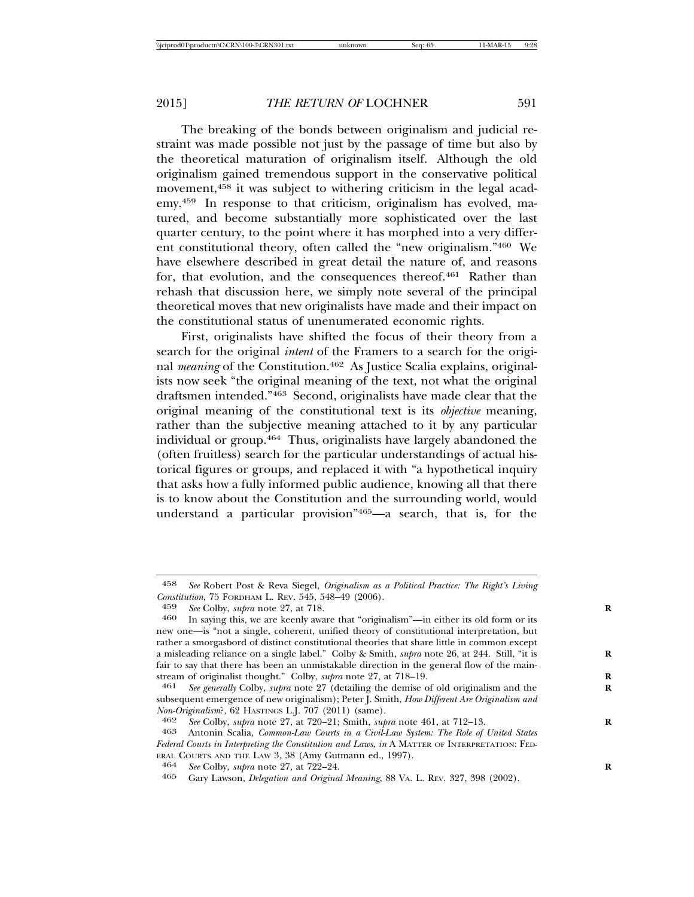The breaking of the bonds between originalism and judicial restraint was made possible not just by the passage of time but also by the theoretical maturation of originalism itself. Although the old originalism gained tremendous support in the conservative political movement,[458] it was subject to withering criticism in the legal academy.[459] In response to that criticism, originalism has evolved, matured, and become substantially more sophisticated over the last quarter century, to the point where it has morphed into a very different constitutional theory, often called the "new originalism."[460] We have elsewhere described in great detail the nature of, and reasons for, that evolution, and the consequences thereof.[461] Rather than rehash that discussion here, we simply note several of the principal theoretical moves that new originalists have made and their impact on the constitutional status of unenumerated economic rights.

First, originalists have shifted the focus of their theory from a search for the original *intent* of the Framers to a search for the original *meaning* of the Constitution.[462] As Justice Scalia explains, originalists now seek "the original meaning of the text, not what the original draftsmen intended."[463] Second, originalists have made clear that the original meaning of the constitutional text is its *objective* meaning, rather than the subjective meaning attached to it by any particular individual or group.[464] Thus, originalists have largely abandoned the (often fruitless) search for the particular understandings of actual historical figures or groups, and replaced it with "a hypothetical inquiry that asks how a fully informed public audience, knowing all that there is to know about the Constitution and the surrounding world, would understand a particular provision"[465]—a search, that is, for the

---

[458] *See* Robert Post & Reva Siegel, *Originalism as a Political Practice: The Right's Living Constitution*, 75 FORDHAM L. REV. 545, 548–49 (2006).

[459] *See* Colby, *supra* note 27, at 718.

[460] In saying this, we are keenly aware that "originalism"—in either its old form or its new one—is "not a single, coherent, unified theory of constitutional interpretation, but rather a smorgasbord of distinct constitutional theories that share little in common except a misleading reliance on a single label." Colby & Smith, *supra* note 26, at 244. Still, "it is fair to say that there has been an unmistakable direction in the general flow of the mainstream of originalist thought." Colby, *supra* note 27, at 718–19.

[461] *See generally* Colby, *supra* note 27 (detailing the demise of old originalism and the subsequent emergence of new originalism); Peter J. Smith, *How Different Are Originalism and Non-Originalism?*, 62 HASTINGS L.J. 707 (2011) (same).

[462] *See* Colby, *supra* note 27, at 720–21; Smith, *supra* note 461, at 712–13.

[463] Antonin Scalia, *Common-Law Courts in a Civil-Law System: The Role of United States Federal Courts in Interpreting the Constitution and Laws*, *in* A MATTER OF INTERPRETATION: FEDERAL COURTS AND THE LAW 3, 38 (Amy Gutmann ed., 1997).

[464] *See* Colby, *supra* note 27, at 722–24.

[465] Gary Lawson, *Delegation and Original Meaning*, 88 VA. L. REV. 327, 398 (2002).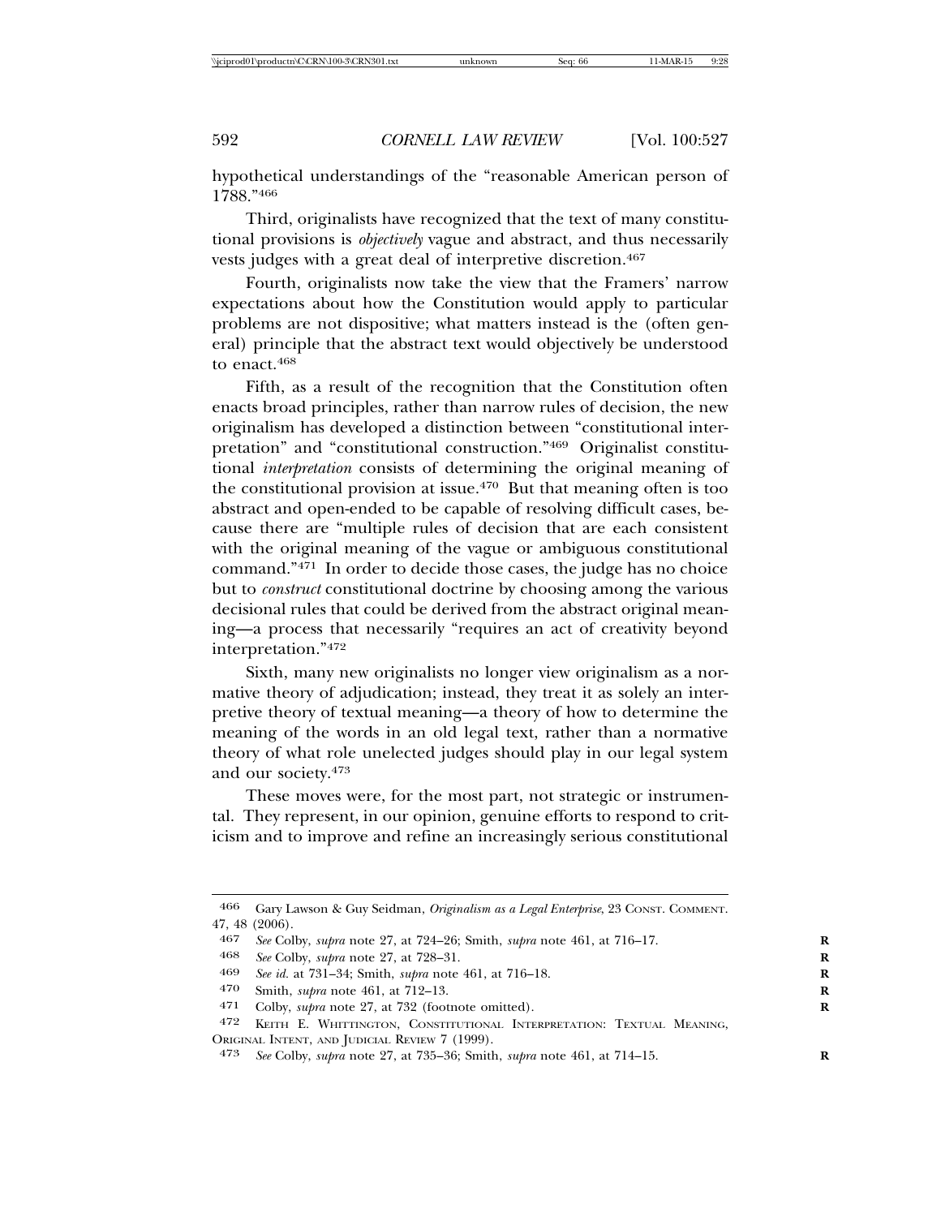hypothetical understandings of the "reasonable American person of 1788."[466]

Third, originalists have recognized that the text of many constitutional provisions is *objectively* vague and abstract, and thus necessarily vests judges with a great deal of interpretive discretion.[467]

Fourth, originalists now take the view that the Framers' narrow expectations about how the Constitution would apply to particular problems are not dispositive; what matters instead is the (often general) principle that the abstract text would objectively be understood to enact.[468]

Fifth, as a result of the recognition that the Constitution often enacts broad principles, rather than narrow rules of decision, the new originalism has developed a distinction between "constitutional interpretation" and "constitutional construction."[469] Originalist constitutional *interpretation* consists of determining the original meaning of the constitutional provision at issue.[470] But that meaning often is too abstract and open-ended to be capable of resolving difficult cases, because there are "multiple rules of decision that are each consistent with the original meaning of the vague or ambiguous constitutional command."[471] In order to decide those cases, the judge has no choice but to *construct* constitutional doctrine by choosing among the various decisional rules that could be derived from the abstract original meaning—a process that necessarily "requires an act of creativity beyond interpretation."[472]

Sixth, many new originalists no longer view originalism as a normative theory of adjudication; instead, they treat it as solely an interpretive theory of textual meaning—a theory of how to determine the meaning of the words in an old legal text, rather than a normative theory of what role unelected judges should play in our legal system and our society.[473]

These moves were, for the most part, not strategic or instrumental. They represent, in our opinion, genuine efforts to respond to criticism and to improve and refine an increasingly serious constitutional

---

[466] Gary Lawson & Guy Seidman, *Originalism as a Legal Enterprise*, 23 CONST. COMMENT. 47, 48 (2006).

[467] *See* Colby, *supra* note 27, at 724–26; Smith, *supra* note 461, at 716–17.

[468] *See* Colby, *supra* note 27, at 728–31.

[469] *See id.* at 731–34; Smith, *supra* note 461, at 716–18.

[470] Smith, *supra* note 461, at 712–13.

[471] Colby, *supra* note 27, at 732 (footnote omitted).

[472] KEITH E. WHITTINGTON, CONSTITUTIONAL INTERPRETATION: TEXTUAL MEANING, ORIGINAL INTENT, AND JUDICIAL REVIEW 7 (1999).

[473] *See* Colby, *supra* note 27, at 735–36; Smith, *supra* note 461, at 714–15.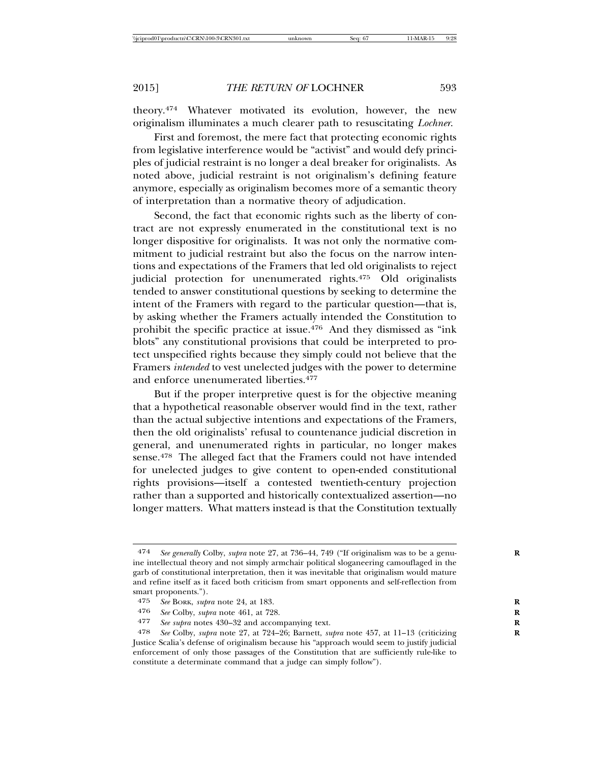theory.[474] Whatever motivated its evolution, however, the new originalism illuminates a much clearer path to resuscitating *Lochner*.

First and foremost, the mere fact that protecting economic rights from legislative interference would be "activist" and would defy principles of judicial restraint is no longer a deal breaker for originalists. As noted above, judicial restraint is not originalism's defining feature anymore, especially as originalism becomes more of a semantic theory of interpretation than a normative theory of adjudication.

Second, the fact that economic rights such as the liberty of contract are not expressly enumerated in the constitutional text is no longer dispositive for originalists. It was not only the normative commitment to judicial restraint but also the focus on the narrow intentions and expectations of the Framers that led old originalists to reject judicial protection for unenumerated rights.[475] Old originalists tended to answer constitutional questions by seeking to determine the intent of the Framers with regard to the particular question—that is, by asking whether the Framers actually intended the Constitution to prohibit the specific practice at issue.[476] And they dismissed as "ink blots" any constitutional provisions that could be interpreted to protect unspecified rights because they simply could not believe that the Framers *intended* to vest unelected judges with the power to determine and enforce unenumerated liberties.[477]

But if the proper interpretive quest is for the objective meaning that a hypothetical reasonable observer would find in the text, rather than the actual subjective intentions and expectations of the Framers, then the old originalists' refusal to countenance judicial discretion in general, and unenumerated rights in particular, no longer makes sense.[478] The alleged fact that the Framers could not have intended for unelected judges to give content to open-ended constitutional rights provisions—itself a contested twentieth-century projection rather than a supported and historically contextualized assertion—no longer matters. What matters instead is that the Constitution textually

---

474 *See generally* Colby, *supra* note 27, at 736–44, 749 ("If originalism was to be a genuine intellectual theory and not simply armchair political sloganeering camouflaged in the garb of constitutional interpretation, then it was inevitable that originalism would mature and refine itself as it faced both criticism from smart opponents and self-reflection from smart proponents.").

475 *See* BORK, *supra* note 24, at 183.

476 *See* Colby, *supra* note 461, at 728.

477 *See supra* notes 430–32 and accompanying text.

478 *See* Colby, *supra* note 27, at 724–26; Barnett, *supra* note 457, at 11–13 (criticizing Justice Scalia's defense of originalism because his "approach would seem to justify judicial enforcement of only those passages of the Constitution that are sufficiently rule-like to constitute a determinate command that a judge can simply follow").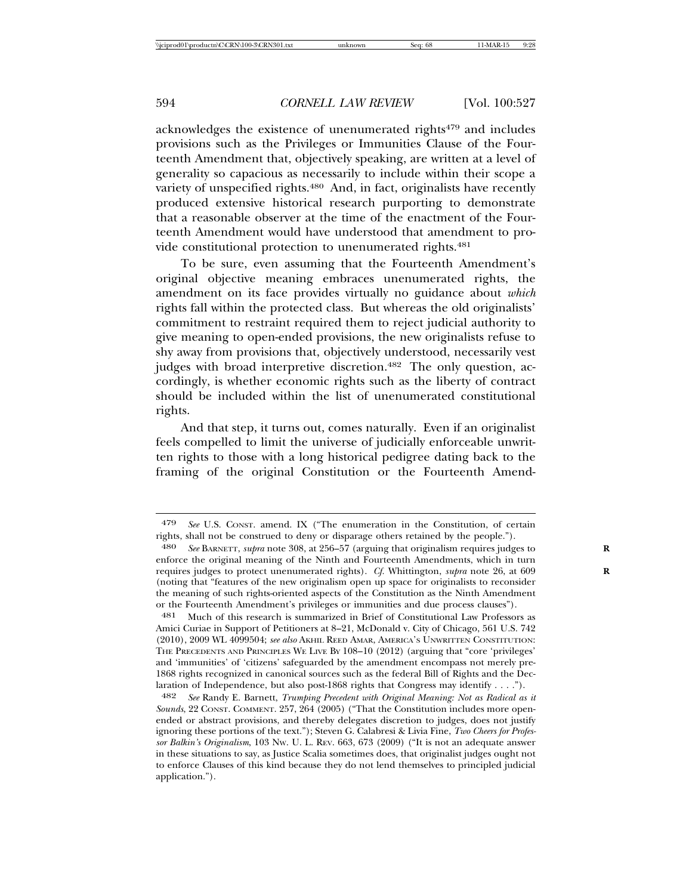acknowledges the existence of unenumerated rights[479] and includes provisions such as the Privileges or Immunities Clause of the Fourteenth Amendment that, objectively speaking, are written at a level of generality so capacious as necessarily to include within their scope a variety of unspecified rights.[480] And, in fact, originalists have recently produced extensive historical research purporting to demonstrate that a reasonable observer at the time of the enactment of the Fourteenth Amendment would have understood that amendment to provide constitutional protection to unenumerated rights.[481]

To be sure, even assuming that the Fourteenth Amendment's original objective meaning embraces unenumerated rights, the amendment on its face provides virtually no guidance about *which* rights fall within the protected class. But whereas the old originalists' commitment to restraint required them to reject judicial authority to give meaning to open-ended provisions, the new originalists refuse to shy away from provisions that, objectively understood, necessarily vest judges with broad interpretive discretion.[482] The only question, accordingly, is whether economic rights such as the liberty of contract should be included within the list of unenumerated constitutional rights.

And that step, it turns out, comes naturally. Even if an originalist feels compelled to limit the universe of judicially enforceable unwritten rights to those with a long historical pedigree dating back to the framing of the original Constitution or the Fourteenth Amend-

---

479 *See* U.S. CONST. amend. IX ("The enumeration in the Constitution, of certain rights, shall not be construed to deny or disparage others retained by the people.").

480 *See* BARNETT, *supra* note 308, at 256–57 (arguing that originalism requires judges to enforce the original meaning of the Ninth and Fourteenth Amendments, which in turn requires judges to protect unenumerated rights). *Cf.* Whittington, *supra* note 26, at 609 (noting that "features of the new originalism open up space for originalists to reconsider the meaning of such rights-oriented aspects of the Constitution as the Ninth Amendment or the Fourteenth Amendment's privileges or immunities and due process clauses").

481 Much of this research is summarized in Brief of Constitutional Law Professors as Amici Curiae in Support of Petitioners at 8–21, McDonald v. City of Chicago, 561 U.S. 742 (2010), 2009 WL 4099504; *see also* AKHIL REED AMAR, AMERICA'S UNWRITTEN CONSTITUTION: THE PRECEDENTS AND PRINCIPLES WE LIVE BY 108–10 (2012) (arguing that "core 'privileges' and 'immunities' of 'citizens' safeguarded by the amendment encompass not merely pre-1868 rights recognized in canonical sources such as the federal Bill of Rights and the Declaration of Independence, but also post-1868 rights that Congress may identify . . . .").

482 *See* Randy E. Barnett, *Trumping Precedent with Original Meaning: Not as Radical as it Sounds*, 22 CONST. COMMENT. 257, 264 (2005) ("That the Constitution includes more open-ended or abstract provisions, and thereby delegates discretion to judges, does not justify ignoring these portions of the text."); Steven G. Calabresi & Livia Fine, *Two Cheers for Professor Balkin's Originalism*, 103 NW. U. L. REV. 663, 673 (2009) ("It is not an adequate answer in these situations to say, as Justice Scalia sometimes does, that originalist judges ought not to enforce Clauses of this kind because they do not lend themselves to principled judicial application.").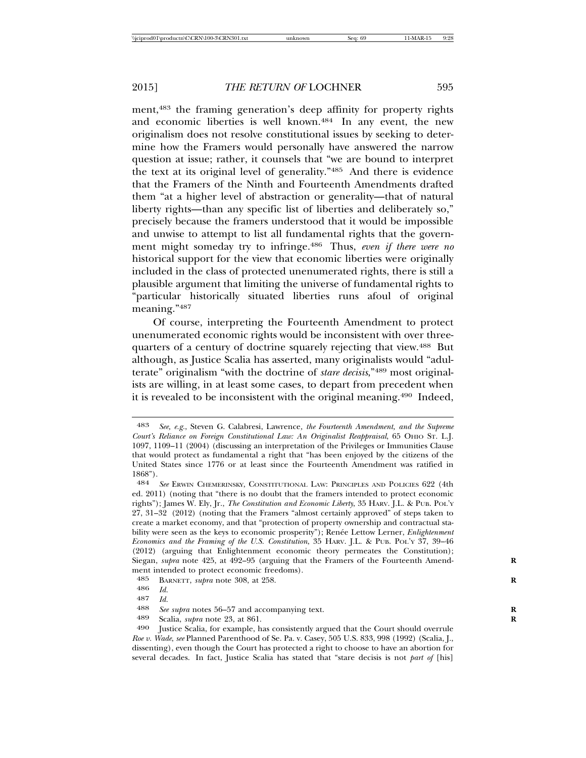ment,[483] the framing generation's deep affinity for property rights and economic liberties is well known.[484] In any event, the new originalism does not resolve constitutional issues by seeking to determine how the Framers would personally have answered the narrow question at issue; rather, it counsels that "we are bound to interpret the text at its original level of generality."[485] And there is evidence that the Framers of the Ninth and Fourteenth Amendments drafted them "at a higher level of abstraction or generality—that of natural liberty rights—than any specific list of liberties and deliberately so," precisely because the framers understood that it would be impossible and unwise to attempt to list all fundamental rights that the government might someday try to infringe.[486] Thus, *even if there were no* historical support for the view that economic liberties were originally included in the class of protected unenumerated rights, there is still a plausible argument that limiting the universe of fundamental rights to "particular historically situated liberties runs afoul of original meaning."[487]

Of course, interpreting the Fourteenth Amendment to protect unenumerated economic rights would be inconsistent with over three-quarters of a century of doctrine squarely rejecting that view.[488] But although, as Justice Scalia has asserted, many originalists would "adulterate" originalism "with the doctrine of *stare decisis*,"[489] most originalists are willing, in at least some cases, to depart from precedent when it is revealed to be inconsistent with the original meaning.[490] Indeed,

---

483 *See, e.g.*, Steven G. Calabresi, Lawrence*, the Fourteenth Amendment, and the Supreme Court's Reliance on Foreign Constitutional Law: An Originalist Reappraisal*, 65 OHIO ST. L.J. 1097, 1109–11 (2004) (discussing an interpretation of the Privileges or Immunities Clause that would protect as fundamental a right that "has been enjoyed by the citizens of the United States since 1776 or at least since the Fourteenth Amendment was ratified in 1868").

484 *See* ERWIN CHEMERINSKY, CONSTITUTIONAL LAW: PRINCIPLES AND POLICIES 622 (4th ed. 2011) (noting that "there is no doubt that the framers intended to protect economic rights"); James W. Ely, Jr., *The Constitution and Economic Liberty*, 35 HARV. J.L. & PUB. POL'Y 27, 31–32 (2012) (noting that the Framers "almost certainly approved" of steps taken to create a market economy, and that "protection of property ownership and contractual stability were seen as the keys to economic prosperity"); Renée Lettow Lerner, *Enlightenment Economics and the Framing of the U.S. Constitution*, 35 HARV. J.L. & PUB. POL'Y 37, 39–46 (2012) (arguing that Enlightenment economic theory permeates the Constitution); Siegan, *supra* note 425, at 492–95 (arguing that the Framers of the Fourteenth Amendment intended to protect economic freedoms).

485 BARNETT, *supra* note 308, at 258.

486 *Id.*

487 *Id.*

488 *See supra* notes 56–57 and accompanying text.

489 Scalia, *supra* note 23, at 861.

490 Justice Scalia, for example, has consistently argued that the Court should overrule *Roe v. Wade*, *see* Planned Parenthood of Se. Pa. v. Casey, 505 U.S. 833, 998 (1992) (Scalia, J., dissenting), even though the Court has protected a right to choose to have an abortion for several decades. In fact, Justice Scalia has stated that "stare decisis is not *part of* [his]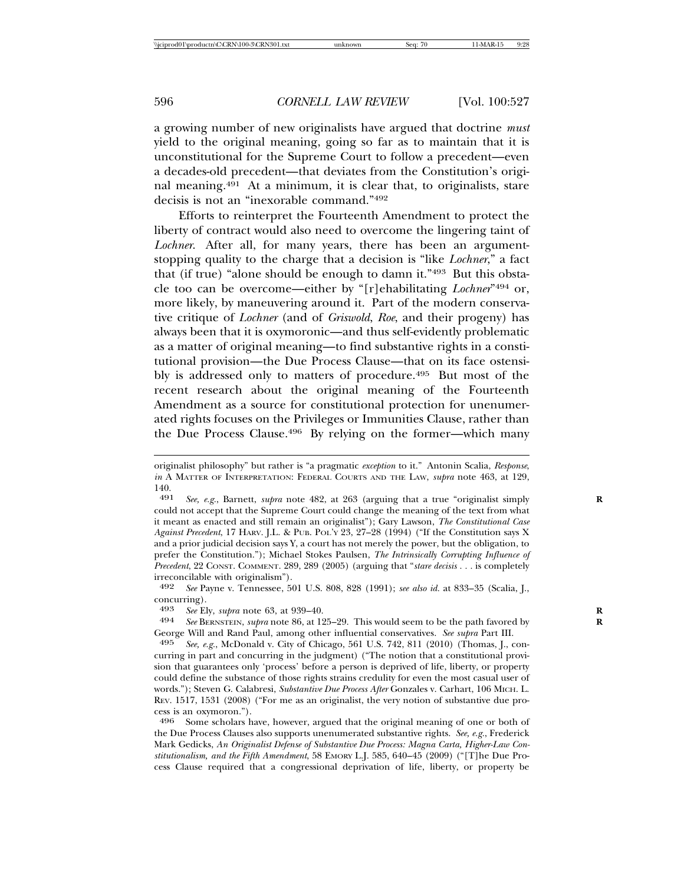a growing number of new originalists have argued that doctrine *must* yield to the original meaning, going so far as to maintain that it is unconstitutional for the Supreme Court to follow a precedent—even a decades-old precedent—that deviates from the Constitution's original meaning.[491] At a minimum, it is clear that, to originalists, stare decisis is not an "inexorable command."[492]

Efforts to reinterpret the Fourteenth Amendment to protect the liberty of contract would also need to overcome the lingering taint of *Lochner*. After all, for many years, there has been an argument-stopping quality to the charge that a decision is "like *Lochner*," a fact that (if true) "alone should be enough to damn it."[493] But this obstacle too can be overcome—either by "[r]ehabilitating *Lochner*"[494] or, more likely, by maneuvering around it. Part of the modern conservative critique of *Lochner* (and of *Griswold*, *Roe*, and their progeny) has always been that it is oxymoronic—and thus self-evidently problematic as a matter of original meaning—to find substantive rights in a constitutional provision—the Due Process Clause—that on its face ostensibly is addressed only to matters of procedure.[495] But most of the recent research about the original meaning of the Fourteenth Amendment as a source for constitutional protection for unenumerated rights focuses on the Privileges or Immunities Clause, rather than the Due Process Clause.[496] By relying on the former—which many

---

originalist philosophy" but rather is "a pragmatic *exception* to it." Antonin Scalia, *Response*, *in* A MATTER OF INTERPRETATION: FEDERAL COURTS AND THE LAW, *supra* note 463, at 129, 140.

491 *See, e.g.*, Barnett, *supra* note 482, at 263 (arguing that a true "originalist simply could not accept that the Supreme Court could change the meaning of the text from what it meant as enacted and still remain an originalist"); Gary Lawson, *The Constitutional Case Against Precedent*, 17 HARV. J.L. & PUB. POL'Y 23, 27–28 (1994) ("If the Constitution says X and a prior judicial decision says Y, a court has not merely the power, but the obligation, to prefer the Constitution."); Michael Stokes Paulsen, *The Intrinsically Corrupting Influence of Precedent*, 22 CONST. COMMENT. 289, 289 (2005) (arguing that "*stare decisis* . . . is completely irreconcilable with originalism").

492 *See* Payne v. Tennessee, 501 U.S. 808, 828 (1991); *see also id.* at 833–35 (Scalia, J., concurring).

493 *See* Ely, *supra* note 63, at 939–40.

494 *See* BERNSTEIN, *supra* note 86, at 125–29. This would seem to be the path favored by George Will and Rand Paul, among other influential conservatives. *See supra* Part III.

495 *See, e.g.*, McDonald v. City of Chicago, 561 U.S. 742, 811 (2010) (Thomas, J., concurring in part and concurring in the judgment) ("The notion that a constitutional provision that guarantees only 'process' before a person is deprived of life, liberty, or property could define the substance of those rights strains credulity for even the most casual user of words."); Steven G. Calabresi, *Substantive Due Process After* Gonzales v. Carhart, 106 MICH. L. REV. 1517, 1531 (2008) ("For me as an originalist, the very notion of substantive due process is an oxymoron.").

496 Some scholars have, however, argued that the original meaning of one or both of the Due Process Clauses also supports unenumerated substantive rights. *See, e.g.*, Frederick Mark Gedicks, *An Originalist Defense of Substantive Due Process: Magna Carta, Higher-Law Constitutionalism, and the Fifth Amendment*, 58 EMORY L.J. 585, 640–45 (2009) ("[T]he Due Process Clause required that a congressional deprivation of life, liberty, or property be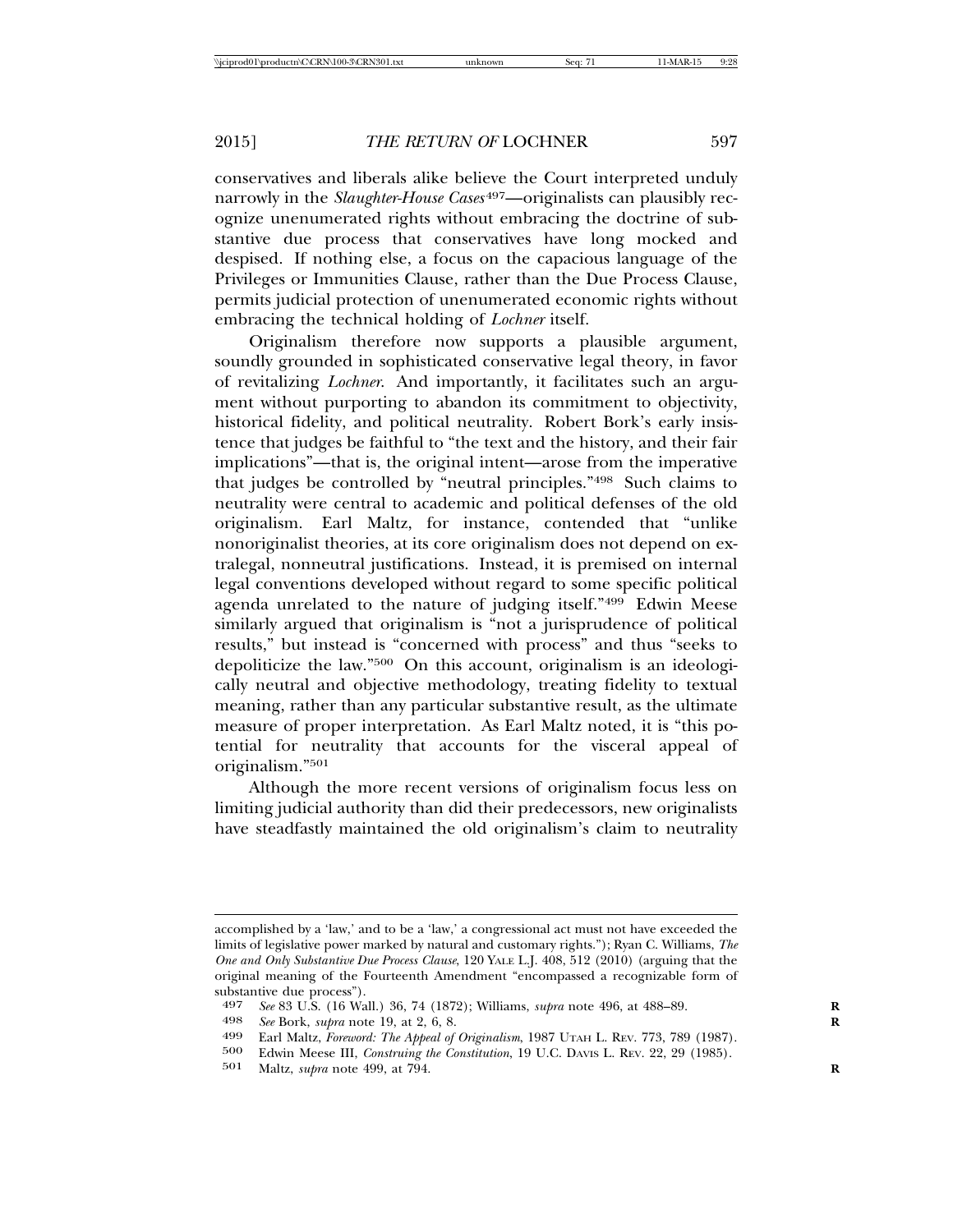conservatives and liberals alike believe the Court interpreted unduly narrowly in the *Slaughter-House Cases*[497]—originalists can plausibly recognize unenumerated rights without embracing the doctrine of substantive due process that conservatives have long mocked and despised. If nothing else, a focus on the capacious language of the Privileges or Immunities Clause, rather than the Due Process Clause, permits judicial protection of unenumerated economic rights without embracing the technical holding of *Lochner* itself.

Originalism therefore now supports a plausible argument, soundly grounded in sophisticated conservative legal theory, in favor of revitalizing *Lochner*. And importantly, it facilitates such an argument without purporting to abandon its commitment to objectivity, historical fidelity, and political neutrality. Robert Bork's early insistence that judges be faithful to "the text and the history, and their fair implications"—that is, the original intent—arose from the imperative that judges be controlled by "neutral principles."[498] Such claims to neutrality were central to academic and political defenses of the old originalism. Earl Maltz, for instance, contended that "unlike nonoriginalist theories, at its core originalism does not depend on extralegal, nonneutral justifications. Instead, it is premised on internal legal conventions developed without regard to some specific political agenda unrelated to the nature of judging itself."[499] Edwin Meese similarly argued that originalism is "not a jurisprudence of political results," but instead is "concerned with process" and thus "seeks to depoliticize the law."[500] On this account, originalism is an ideologically neutral and objective methodology, treating fidelity to textual meaning, rather than any particular substantive result, as the ultimate measure of proper interpretation. As Earl Maltz noted, it is "this potential for neutrality that accounts for the visceral appeal of originalism."[501]

Although the more recent versions of originalism focus less on limiting judicial authority than did their predecessors, new originalists have steadfastly maintained the old originalism's claim to neutrality

---

accomplished by a 'law,' and to be a 'law,' a congressional act must not have exceeded the limits of legislative power marked by natural and customary rights."); Ryan C. Williams, *The One and Only Substantive Due Process Clause*, 120 YALE L.J. 408, 512 (2010) (arguing that the original meaning of the Fourteenth Amendment "encompassed a recognizable form of substantive due process").

497 *See* 83 U.S. (16 Wall.) 36, 74 (1872); Williams, *supra* note 496, at 488–89.

498 *See* Bork, *supra* note 19, at 2, 6, 8.

499 Earl Maltz, *Foreword: The Appeal of Originalism*, 1987 UTAH L. REV. 773, 789 (1987).

500 Edwin Meese III, *Construing the Constitution*, 19 U.C. DAVIS L. REV. 22, 29 (1985).

501 Maltz, *supra* note 499, at 794.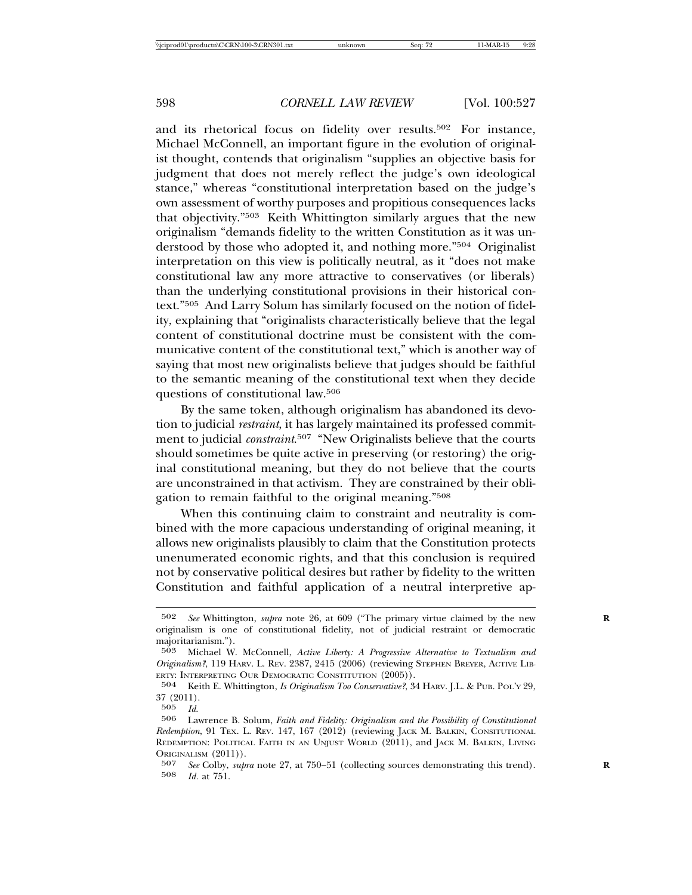and its rhetorical focus on fidelity over results.[502] For instance, Michael McConnell, an important figure in the evolution of originalist thought, contends that originalism "supplies an objective basis for judgment that does not merely reflect the judge's own ideological stance," whereas "constitutional interpretation based on the judge's own assessment of worthy purposes and propitious consequences lacks that objectivity."[503] Keith Whittington similarly argues that the new originalism "demands fidelity to the written Constitution as it was understood by those who adopted it, and nothing more."[504] Originalist interpretation on this view is politically neutral, as it "does not make constitutional law any more attractive to conservatives (or liberals) than the underlying constitutional provisions in their historical context."[505] And Larry Solum has similarly focused on the notion of fidelity, explaining that "originalists characteristically believe that the legal content of constitutional doctrine must be consistent with the communicative content of the constitutional text," which is another way of saying that most new originalists believe that judges should be faithful to the semantic meaning of the constitutional text when they decide questions of constitutional law.[506]

By the same token, although originalism has abandoned its devotion to judicial *restraint*, it has largely maintained its professed commitment to judicial *constraint*.[507] "New Originalists believe that the courts should sometimes be quite active in preserving (or restoring) the original constitutional meaning, but they do not believe that the courts are unconstrained in that activism. They are constrained by their obligation to remain faithful to the original meaning."[508]

When this continuing claim to constraint and neutrality is combined with the more capacious understanding of original meaning, it allows new originalists plausibly to claim that the Constitution protects unenumerated economic rights, and that this conclusion is required not by conservative political desires but rather by fidelity to the written Constitution and faithful application of a neutral interpretive ap-

---

502 *See* Whittington, *supra* note 26, at 609 ("The primary virtue claimed by the new originalism is one of constitutional fidelity, not of judicial restraint or democratic majoritarianism.").

503 Michael W. McConnell, *Active Liberty: A Progressive Alternative to Textualism and Originalism?*, 119 HARV. L. REV. 2387, 2415 (2006) (reviewing STEPHEN BREYER, ACTIVE LIBERTY: INTERPRETING OUR DEMOCRATIC CONSTITUTION (2005)).

504 Keith E. Whittington, *Is Originalism Too Conservative?*, 34 HARV. J.L. & PUB. POL'Y 29, 37 (2011).

505 *Id.*

506 Lawrence B. Solum, *Faith and Fidelity: Originalism and the Possibility of Constitutional Redemption*, 91 TEX. L. REV. 147, 167 (2012) (reviewing JACK M. BALKIN, CONSITUTIONAL REDEMPTION: POLITICAL FAITH IN AN UNJUST WORLD (2011), and JACK M. BALKIN, LIVING ORIGINALISM (2011)).

507 *See* Colby, *supra* note 27, at 750–51 (collecting sources demonstrating this trend).

508 *Id.* at 751.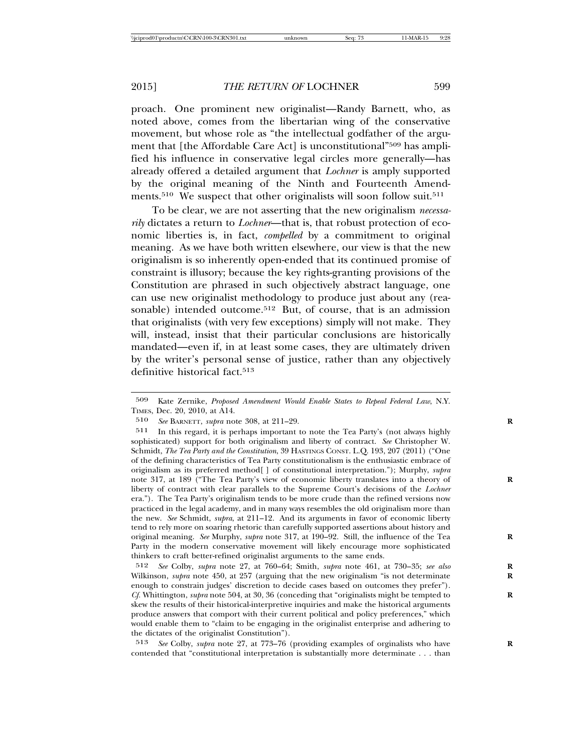proach. One prominent new originalist—Randy Barnett, who, as noted above, comes from the libertarian wing of the conservative movement, but whose role as "the intellectual godfather of the argument that [the Affordable Care Act] is unconstitutional"[509] has amplified his influence in conservative legal circles more generally—has already offered a detailed argument that *Lochner* is amply supported by the original meaning of the Ninth and Fourteenth Amendments.[510] We suspect that other originalists will soon follow suit.[511]

To be clear, we are not asserting that the new originalism *necessarily* dictates a return to *Lochner*—that is, that robust protection of economic liberties is, in fact, *compelled* by a commitment to original meaning. As we have both written elsewhere, our view is that the new originalism is so inherently open-ended that its continued promise of constraint is illusory; because the key rights-granting provisions of the Constitution are phrased in such objectively abstract language, one can use new originalist methodology to produce just about any (reasonable) intended outcome.[512] But, of course, that is an admission that originalists (with very few exceptions) simply will not make. They will, instead, insist that their particular conclusions are historically mandated—even if, in at least some cases, they are ultimately driven by the writer's personal sense of justice, rather than any objectively definitive historical fact.[513]

---

509 Kate Zernike, *Proposed Amendment Would Enable States to Repeal Federal Law*, N.Y. TIMES, Dec. 20, 2010, at A14.

510 *See* BARNETT, *supra* note 308, at 211–29.

511 In this regard, it is perhaps important to note the Tea Party's (not always highly sophisticated) support for both originalism and liberty of contract. *See* Christopher W. Schmidt, *The Tea Party and the Constitution*, 39 HASTINGS CONST. L.Q. 193, 207 (2011) ("One of the defining characteristics of Tea Party constitutionalism is the enthusiastic embrace of originalism as its preferred method[ ] of constitutional interpretation."); Murphy, *supra* note 317, at 189 ("The Tea Party's view of economic liberty translates into a theory of liberty of contract with clear parallels to the Supreme Court's decisions of the *Lochner* era."). The Tea Party's originalism tends to be more crude than the refined versions now practiced in the legal academy, and in many ways resembles the old originalism more than the new. *See* Schmidt, *supra*, at 211–12. And its arguments in favor of economic liberty tend to rely more on soaring rhetoric than carefully supported assertions about history and original meaning. *See* Murphy, *supra* note 317, at 190–92. Still, the influence of the Tea Party in the modern conservative movement will likely encourage more sophisticated thinkers to craft better-refined originalist arguments to the same ends.

512 *See* Colby, *supra* note 27, at 760–64; Smith, *supra* note 461, at 730–35; *see also* Wilkinson, *supra* note 450, at 257 (arguing that the new originalism "is not determinate enough to constrain judges' discretion to decide cases based on outcomes they prefer"). *Cf.* Whittington, *supra* note 504, at 30, 36 (conceding that "originalists might be tempted to skew the results of their historical-interpretive inquiries and make the historical arguments produce answers that comport with their current political and policy preferences," which would enable them to "claim to be engaging in the originalist enterprise and adhering to the dictates of the originalist Constitution").

513 *See* Colby, *supra* note 27, at 773–76 (providing examples of orginalists who have contended that "constitutional interpretation is substantially more determinate . . . than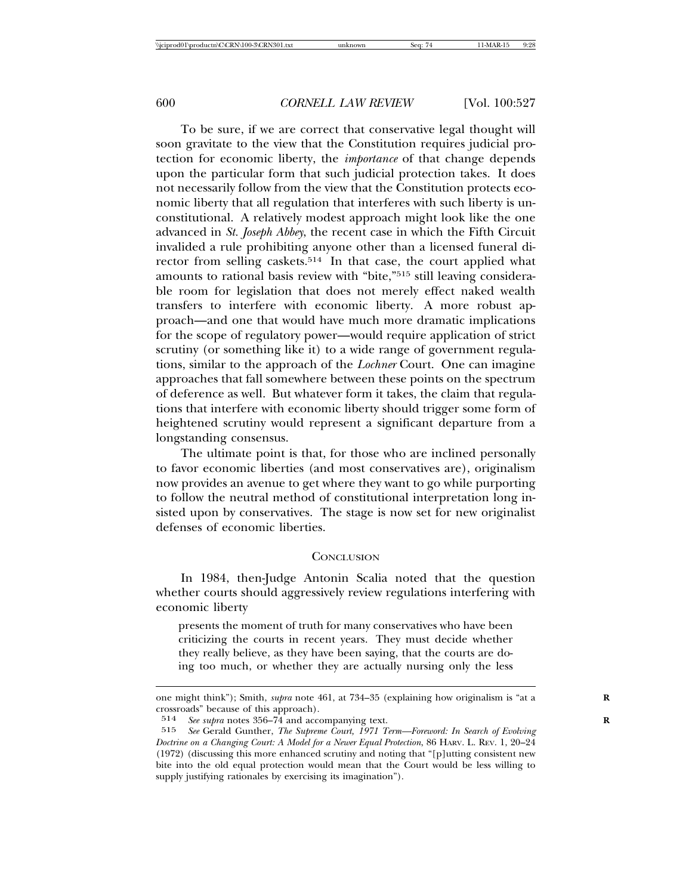To be sure, if we are correct that conservative legal thought will soon gravitate to the view that the Constitution requires judicial protection for economic liberty, the *importance* of that change depends upon the particular form that such judicial protection takes. It does not necessarily follow from the view that the Constitution protects economic liberty that all regulation that interferes with such liberty is unconstitutional. A relatively modest approach might look like the one advanced in *St. Joseph Abbey*, the recent case in which the Fifth Circuit invalidated a rule prohibiting anyone other than a licensed funeral director from selling caskets.[514] In that case, the court applied what amounts to rational basis review with "bite,"[515] still leaving considerable room for legislation that does not merely effect naked wealth transfers to interfere with economic liberty. A more robust approach—and one that would have much more dramatic implications for the scope of regulatory power—would require application of strict scrutiny (or something like it) to a wide range of government regulations, similar to the approach of the *Lochner* Court. One can imagine approaches that fall somewhere between these points on the spectrum of deference as well. But whatever form it takes, the claim that regulations that interfere with economic liberty should trigger some form of heightened scrutiny would represent a significant departure from a longstanding consensus.

The ultimate point is that, for those who are inclined personally to favor economic liberties (and most conservatives are), originalism now provides an avenue to get where they want to go while purporting to follow the neutral method of constitutional interpretation long insisted upon by conservatives. The stage is now set for new originalist defenses of economic liberties.

## Conclusion

In 1984, then-Judge Antonin Scalia noted that the question whether courts should aggressively review regulations interfering with economic liberty

> presents the moment of truth for many conservatives who have been criticizing the courts in recent years. They must decide whether they really believe, as they have been saying, that the courts are doing too much, or whether they are actually nursing only the less

---

one might think"); Smith, *supra* note 461, at 734–35 (explaining how originalism is "at a crossroads" because of this approach).

514 *See supra* notes 356–74 and accompanying text.

515 *See* Gerald Gunther, *The Supreme Court, 1971 Term—Foreword: In Search of Evolving Doctrine on a Changing Court: A Model for a Newer Equal Protection*, 86 HARV. L. REV. 1, 20–24 (1972) (discussing this more enhanced scrutiny and noting that "[p]utting consistent new bite into the old equal protection would mean that the Court would be less willing to supply justifying rationales by exercising its imagination").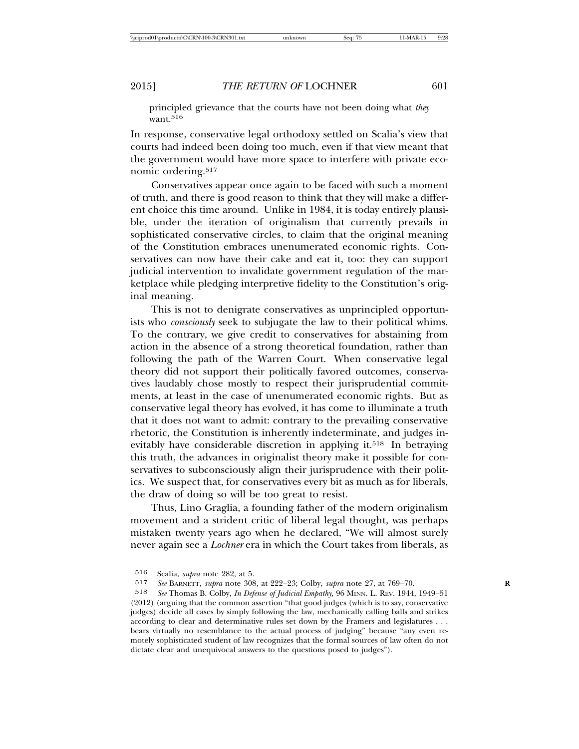principled grievance that the courts have not been doing what *they* want.[516]

In response, conservative legal orthodoxy settled on Scalia's view that courts had indeed been doing too much, even if that view meant that the government would have more space to interfere with private economic ordering.[517]

Conservatives appear once again to be faced with such a moment of truth, and there is good reason to think that they will make a different choice this time around. Unlike in 1984, it is today entirely plausible, under the iteration of originalism that currently prevails in sophisticated conservative circles, to claim that the original meaning of the Constitution embraces unenumerated economic rights. Conservatives can now have their cake and eat it, too: they can support judicial intervention to invalidate government regulation of the marketplace while pledging interpretive fidelity to the Constitution's original meaning.

This is not to denigrate conservatives as unprincipled opportunists who *consciously* seek to subjugate the law to their political whims. To the contrary, we give credit to conservatives for abstaining from action in the absence of a strong theoretical foundation, rather than following the path of the Warren Court. When conservative legal theory did not support their politically favored outcomes, conservatives laudably chose mostly to respect their jurisprudential commitments, at least in the case of unenumerated economic rights. But as conservative legal theory has evolved, it has come to illuminate a truth that it does not want to admit: contrary to the prevailing conservative rhetoric, the Constitution is inherently indeterminate, and judges inevitably have considerable discretion in applying it.[518] In betraying this truth, the advances in originalist theory make it possible for conservatives to subconsciously align their jurisprudence with their politics. We suspect that, for conservatives every bit as much as for liberals, the draw of doing so will be too great to resist.

Thus, Lino Graglia, a founding father of the modern originalism movement and a strident critic of liberal legal thought, was perhaps mistaken twenty years ago when he declared, "We will almost surely never again see a *Lochner* era in which the Court takes from liberals, as

---

516 Scalia, *supra* note 282, at 5.

517 *See* BARNETT, *supra* note 308, at 222–23; Colby, *supra* note 27, at 769–70.

518 *See* Thomas B. Colby, *In Defense of Judicial Empathy*, 96 MINN. L. REV. 1944, 1949–51 (2012) (arguing that the common assertion "that good judges (which is to say, conservative judges) decide all cases by simply following the law, mechanically calling balls and strikes according to clear and determinative rules set down by the Framers and legislatures . . . bears virtually no resemblance to the actual process of judging" because "any even remotely sophisticated student of law recognizes that the formal sources of law often do not dictate clear and unequivocal answers to the questions posed to judges").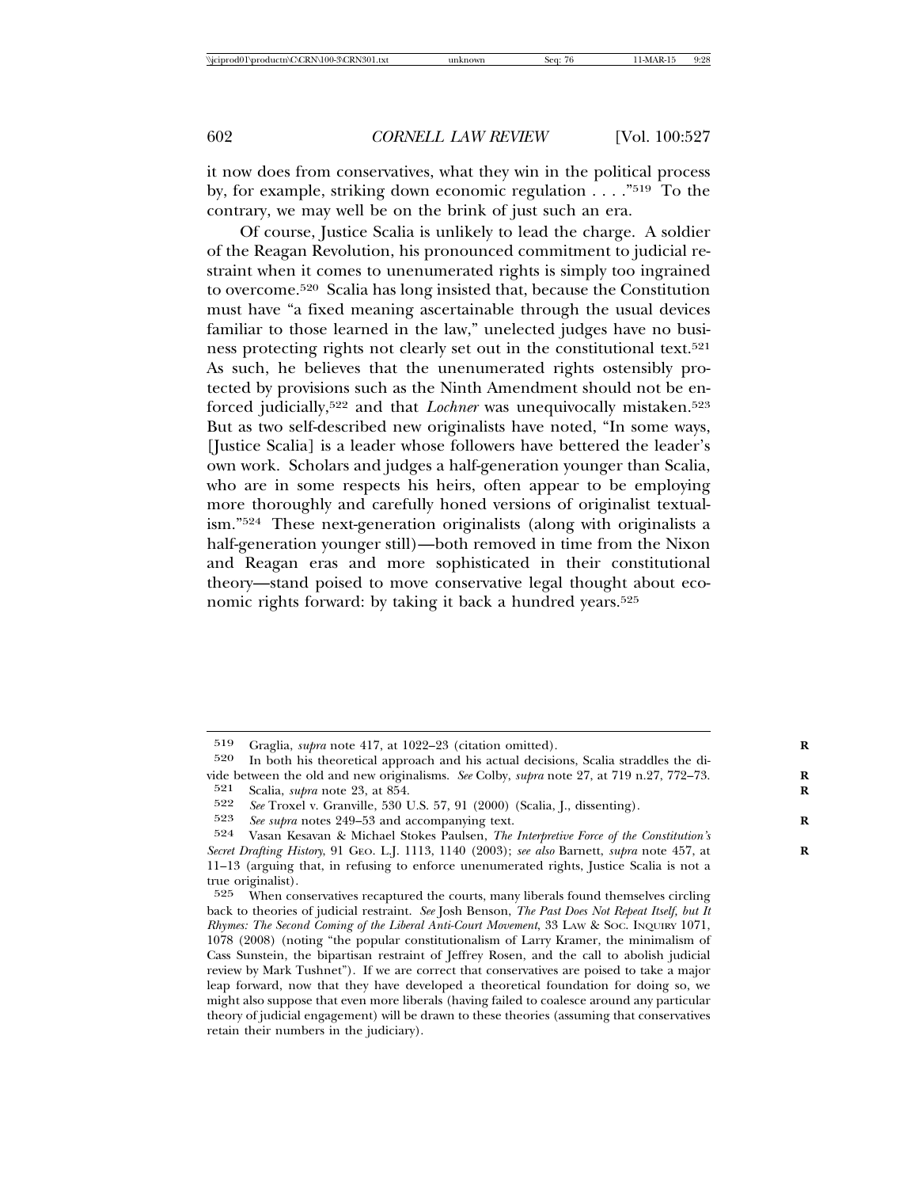it now does from conservatives, what they win in the political process by, for example, striking down economic regulation . . . ."[519] To the contrary, we may well be on the brink of just such an era.

Of course, Justice Scalia is unlikely to lead the charge. A soldier of the Reagan Revolution, his pronounced commitment to judicial restraint when it comes to unenumerated rights is simply too ingrained to overcome.[520] Scalia has long insisted that, because the Constitution must have "a fixed meaning ascertainable through the usual devices familiar to those learned in the law," unelected judges have no business protecting rights not clearly set out in the constitutional text.[521] As such, he believes that the unenumerated rights ostensibly protected by provisions such as the Ninth Amendment should not be enforced judicially,[522] and that *Lochner* was unequivocally mistaken.[523] But as two self-described new originalists have noted, "In some ways, [Justice Scalia] is a leader whose followers have bettered the leader's own work. Scholars and judges a half-generation younger than Scalia, who are in some respects his heirs, often appear to be employing more thoroughly and carefully honed versions of originalist textualism."[524] These next-generation originalists (along with originalists a half-generation younger still)—both removed in time from the Nixon and Reagan eras and more sophisticated in their constitutional theory—stand poised to move conservative legal thought about economic rights forward: by taking it back a hundred years.[525]

---

[519] Graglia, *supra* note 417, at 1022–23 (citation omitted).

[520] In both his theoretical approach and his actual decisions, Scalia straddles the divide between the old and new originalisms. *See* Colby, *supra* note 27, at 719 n.27, 772–73.

[521] Scalia, *supra* note 23, at 854.

[522] *See* Troxel v. Granville, 530 U.S. 57, 91 (2000) (Scalia, J., dissenting).

[523] *See supra* notes 249–53 and accompanying text.

[524] Vasan Kesavan & Michael Stokes Paulsen, *The Interpretive Force of the Constitution's Secret Drafting History*, 91 GEO. L.J. 1113, 1140 (2003); *see also* Barnett, *supra* note 457, at 11–13 (arguing that, in refusing to enforce unenumerated rights, Justice Scalia is not a true originalist).

[525] When conservatives recaptured the courts, many liberals found themselves circling back to theories of judicial restraint. *See* Josh Benson, *The Past Does Not Repeat Itself, but It Rhymes: The Second Coming of the Liberal Anti-Court Movement*, 33 LAW & SOC. INQUIRY 1071, 1078 (2008) (noting "the popular constitutionalism of Larry Kramer, the minimalism of Cass Sunstein, the bipartisan restraint of Jeffrey Rosen, and the call to abolish judicial review by Mark Tushnet"). If we are correct that conservatives are poised to take a major leap forward, now that they have developed a theoretical foundation for doing so, we might also suppose that even more liberals (having failed to coalesce around any particular theory of judicial engagement) will be drawn to these theories (assuming that conservatives retain their numbers in the judiciary).